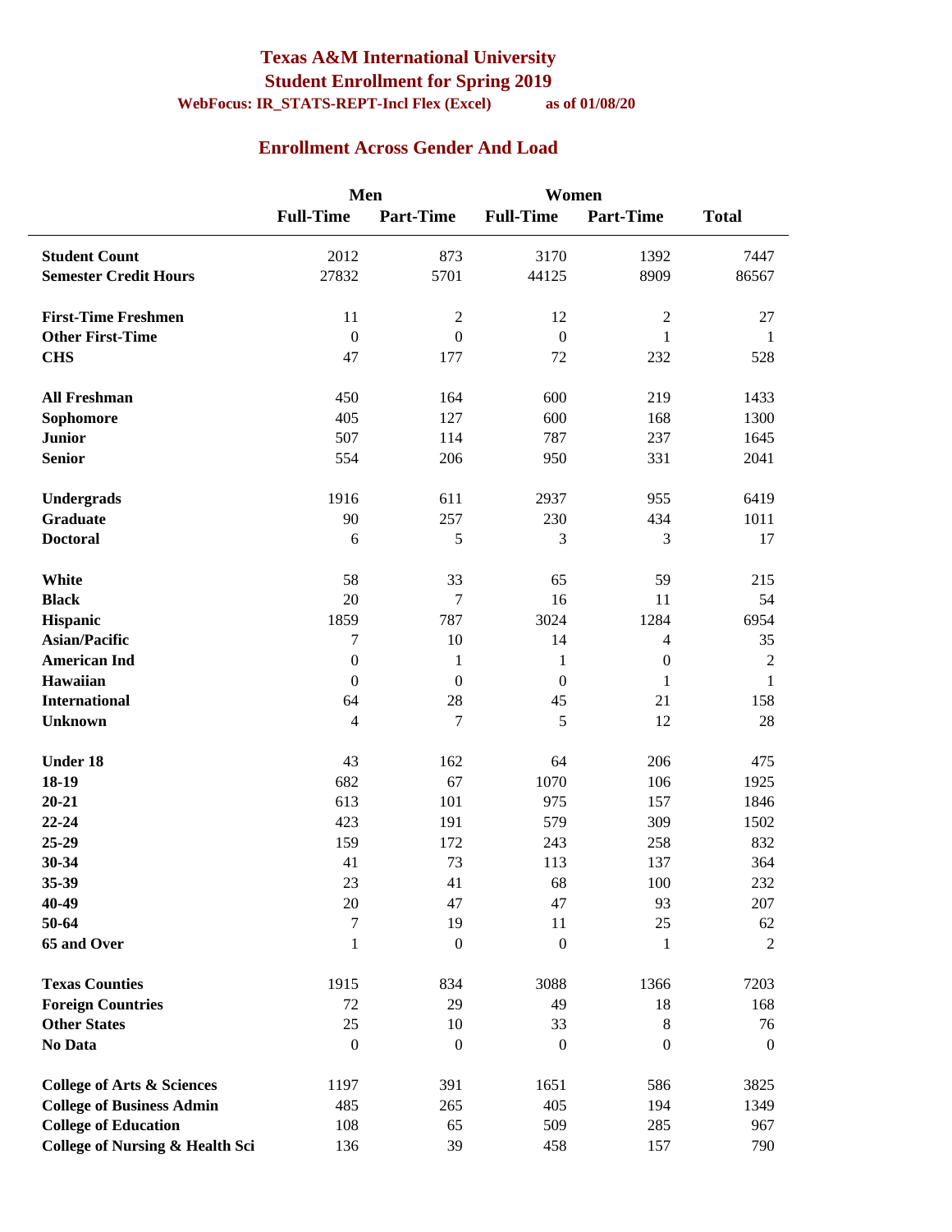# Texas A&M International University

## Student Enrollment for Spring 2019

**WebFocus: IR_STATS-REPT-Incl Flex (Excel) as of 01/08/20**

## Enrollment Across Gender And Load

| | Men | | Women | | |
|---|---|---|---|---|---|
| | **Full-Time** | **Part-Time** | **Full-Time** | **Part-Time** | **Total** |
| **Student Count** | 2012 | 873 | 3170 | 1392 | 7447 |
| **Semester Credit Hours** | 27832 | 5701 | 44125 | 8909 | 86567 |
| **First-Time Freshmen** | 11 | 2 | 12 | 2 | 27 |
| **Other First-Time** | 0 | 0 | 0 | 1 | 1 |
| **CHS** | 47 | 177 | 72 | 232 | 528 |
| **All Freshman** | 450 | 164 | 600 | 219 | 1433 |
| **Sophomore** | 405 | 127 | 600 | 168 | 1300 |
| **Junior** | 507 | 114 | 787 | 237 | 1645 |
| **Senior** | 554 | 206 | 950 | 331 | 2041 |
| **Undergrads** | 1916 | 611 | 2937 | 955 | 6419 |
| **Graduate** | 90 | 257 | 230 | 434 | 1011 |
| **Doctoral** | 6 | 5 | 3 | 3 | 17 |
| **White** | 58 | 33 | 65 | 59 | 215 |
| **Black** | 20 | 7 | 16 | 11 | 54 |
| **Hispanic** | 1859 | 787 | 3024 | 1284 | 6954 |
| **Asian/Pacific** | 7 | 10 | 14 | 4 | 35 |
| **American Ind** | 0 | 1 | 1 | 0 | 2 |
| **Hawaiian** | 0 | 0 | 0 | 1 | 1 |
| **International** | 64 | 28 | 45 | 21 | 158 |
| **Unknown** | 4 | 7 | 5 | 12 | 28 |
| **Under 18** | 43 | 162 | 64 | 206 | 475 |
| **18-19** | 682 | 67 | 1070 | 106 | 1925 |
| **20-21** | 613 | 101 | 975 | 157 | 1846 |
| **22-24** | 423 | 191 | 579 | 309 | 1502 |
| **25-29** | 159 | 172 | 243 | 258 | 832 |
| **30-34** | 41 | 73 | 113 | 137 | 364 |
| **35-39** | 23 | 41 | 68 | 100 | 232 |
| **40-49** | 20 | 47 | 47 | 93 | 207 |
| **50-64** | 7 | 19 | 11 | 25 | 62 |
| **65 and Over** | 1 | 0 | 0 | 1 | 2 |
| **Texas Counties** | 1915 | 834 | 3088 | 1366 | 7203 |
| **Foreign Countries** | 72 | 29 | 49 | 18 | 168 |
| **Other States** | 25 | 10 | 33 | 8 | 76 |
| **No Data** | 0 | 0 | 0 | 0 | 0 |
| **College of Arts & Sciences** | 1197 | 391 | 1651 | 586 | 3825 |
| **College of Business Admin** | 485 | 265 | 405 | 194 | 1349 |
| **College of Education** | 108 | 65 | 509 | 285 | 967 |
| **College of Nursing & Health Sci** | 136 | 39 | 458 | 157 | 790 |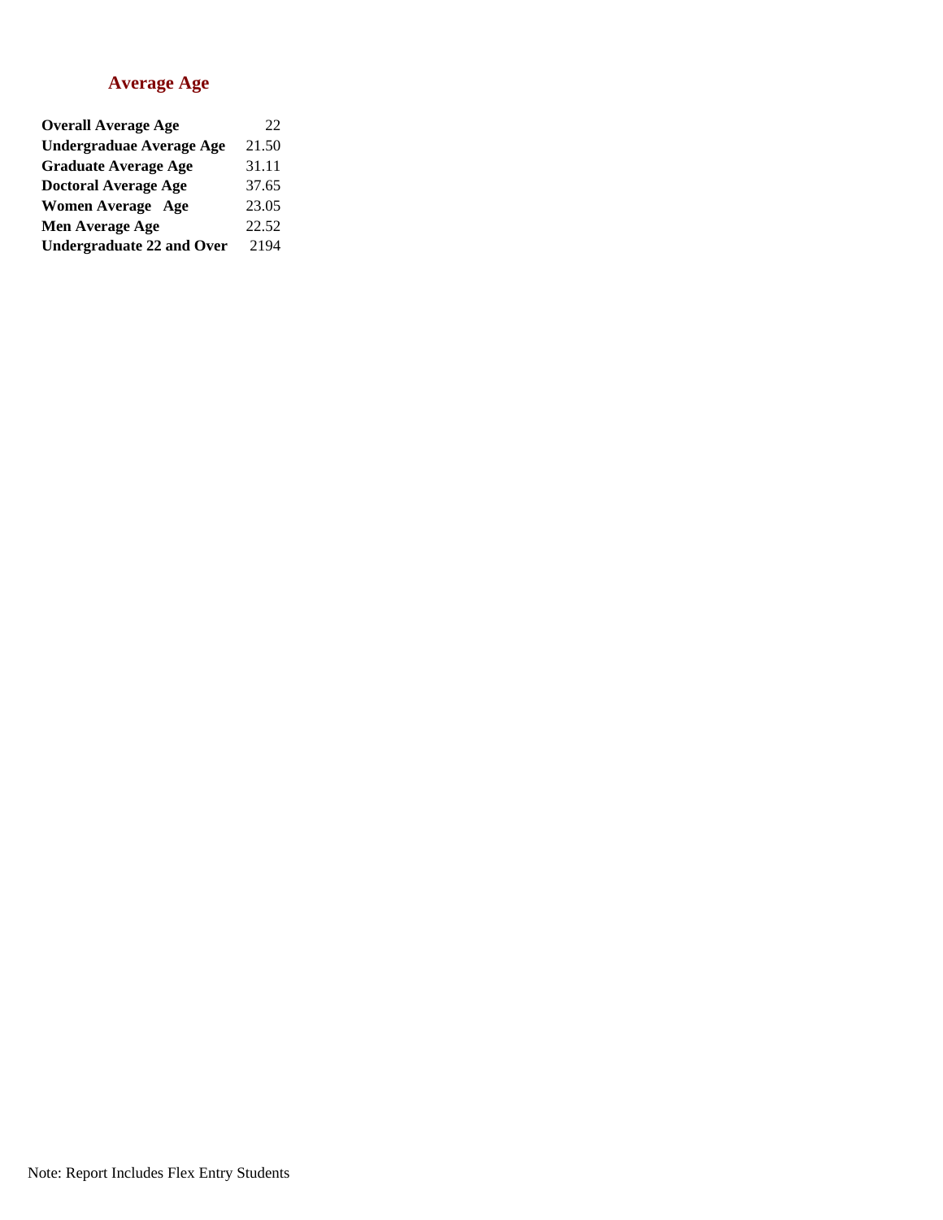## Average Age

| | |
|---|---|
| **Overall Average Age** | 22 |
| **Undergraduae Average Age** | 21.50 |
| **Graduate Average Age** | 31.11 |
| **Doctoral Average Age** | 37.65 |
| **Women Average Age** | 23.05 |
| **Men Average Age** | 22.52 |
| **Undergraduate 22 and Over** | 2194 |

Note: Report Includes Flex Entry Students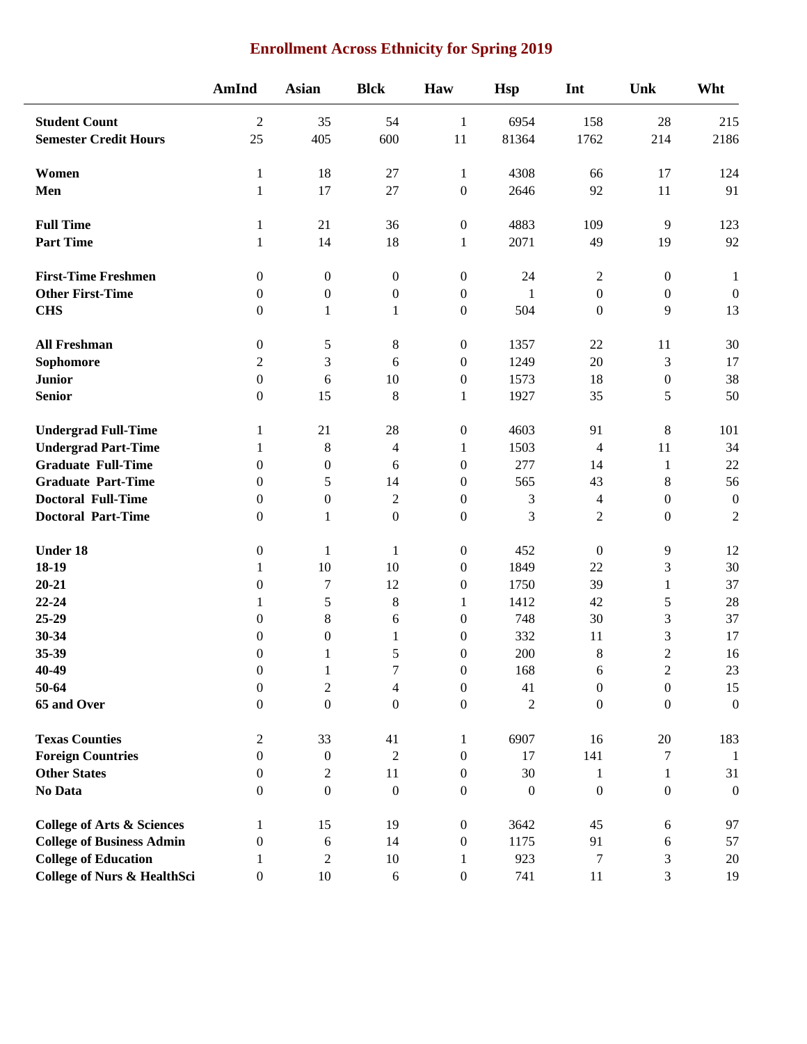# Enrollment Across Ethnicity for Spring 2019

| | AmInd | Asian | Blck | Haw | Hsp | Int | Unk | Wht |
|---|---|---|---|---|---|---|---|---|
| **Student Count** | 2 | 35 | 54 | 1 | 6954 | 158 | 28 | 215 |
| **Semester Credit Hours** | 25 | 405 | 600 | 11 | 81364 | 1762 | 214 | 2186 |
| **Women** | 1 | 18 | 27 | 1 | 4308 | 66 | 17 | 124 |
| **Men** | 1 | 17 | 27 | 0 | 2646 | 92 | 11 | 91 |
| **Full Time** | 1 | 21 | 36 | 0 | 4883 | 109 | 9 | 123 |
| **Part Time** | 1 | 14 | 18 | 1 | 2071 | 49 | 19 | 92 |
| **First-Time Freshmen** | 0 | 0 | 0 | 0 | 24 | 2 | 0 | 1 |
| **Other First-Time** | 0 | 0 | 0 | 0 | 1 | 0 | 0 | 0 |
| **CHS** | 0 | 1 | 1 | 0 | 504 | 0 | 9 | 13 |
| **All Freshman** | 0 | 5 | 8 | 0 | 1357 | 22 | 11 | 30 |
| **Sophomore** | 2 | 3 | 6 | 0 | 1249 | 20 | 3 | 17 |
| **Junior** | 0 | 6 | 10 | 0 | 1573 | 18 | 0 | 38 |
| **Senior** | 0 | 15 | 8 | 1 | 1927 | 35 | 5 | 50 |
| **Undergrad Full-Time** | 1 | 21 | 28 | 0 | 4603 | 91 | 8 | 101 |
| **Undergrad Part-Time** | 1 | 8 | 4 | 1 | 1503 | 4 | 11 | 34 |
| **Graduate Full-Time** | 0 | 0 | 6 | 0 | 277 | 14 | 1 | 22 |
| **Graduate Part-Time** | 0 | 5 | 14 | 0 | 565 | 43 | 8 | 56 |
| **Doctoral Full-Time** | 0 | 0 | 2 | 0 | 3 | 4 | 0 | 0 |
| **Doctoral Part-Time** | 0 | 1 | 0 | 0 | 3 | 2 | 0 | 2 |
| **Under 18** | 0 | 1 | 1 | 0 | 452 | 0 | 9 | 12 |
| **18-19** | 1 | 10 | 10 | 0 | 1849 | 22 | 3 | 30 |
| **20-21** | 0 | 7 | 12 | 0 | 1750 | 39 | 1 | 37 |
| **22-24** | 1 | 5 | 8 | 1 | 1412 | 42 | 5 | 28 |
| **25-29** | 0 | 8 | 6 | 0 | 748 | 30 | 3 | 37 |
| **30-34** | 0 | 0 | 1 | 0 | 332 | 11 | 3 | 17 |
| **35-39** | 0 | 1 | 5 | 0 | 200 | 8 | 2 | 16 |
| **40-49** | 0 | 1 | 7 | 0 | 168 | 6 | 2 | 23 |
| **50-64** | 0 | 2 | 4 | 0 | 41 | 0 | 0 | 15 |
| **65 and Over** | 0 | 0 | 0 | 0 | 2 | 0 | 0 | 0 |
| **Texas Counties** | 2 | 33 | 41 | 1 | 6907 | 16 | 20 | 183 |
| **Foreign Countries** | 0 | 0 | 2 | 0 | 17 | 141 | 7 | 1 |
| **Other States** | 0 | 2 | 11 | 0 | 30 | 1 | 1 | 31 |
| **No Data** | 0 | 0 | 0 | 0 | 0 | 0 | 0 | 0 |
| **College of Arts & Sciences** | 1 | 15 | 19 | 0 | 3642 | 45 | 6 | 97 |
| **College of Business Admin** | 0 | 6 | 14 | 0 | 1175 | 91 | 6 | 57 |
| **College of Education** | 1 | 2 | 10 | 1 | 923 | 7 | 3 | 20 |
| **College of Nurs & HealthSci** | 0 | 10 | 6 | 0 | 741 | 11 | 3 | 19 |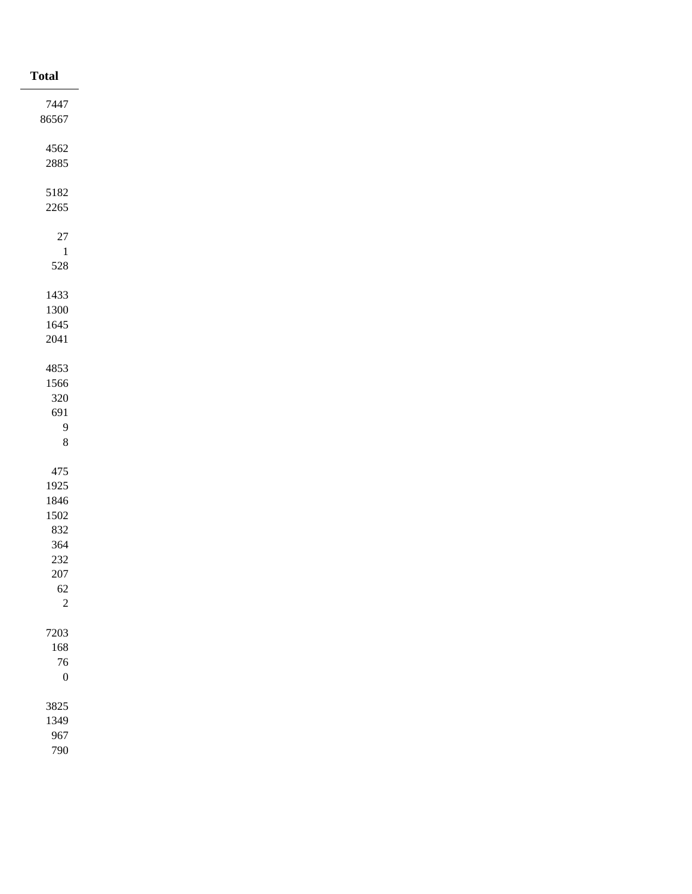| Total |
|---|
| 7447 |
| 86567 |
| |
| 4562 |
| 2885 |
| |
| 5182 |
| 2265 |
| |
| 27 |
| 1 |
| 528 |
| |
| 1433 |
| 1300 |
| 1645 |
| 2041 |
| |
| 4853 |
| 1566 |
| 320 |
| 691 |
| 9 |
| 8 |
| |
| 475 |
| 1925 |
| 1846 |
| 1502 |
| 832 |
| 364 |
| 232 |
| 207 |
| 62 |
| 2 |
| |
| 7203 |
| 168 |
| 76 |
| 0 |
| |
| 3825 |
| 1349 |
| 967 |
| 790 |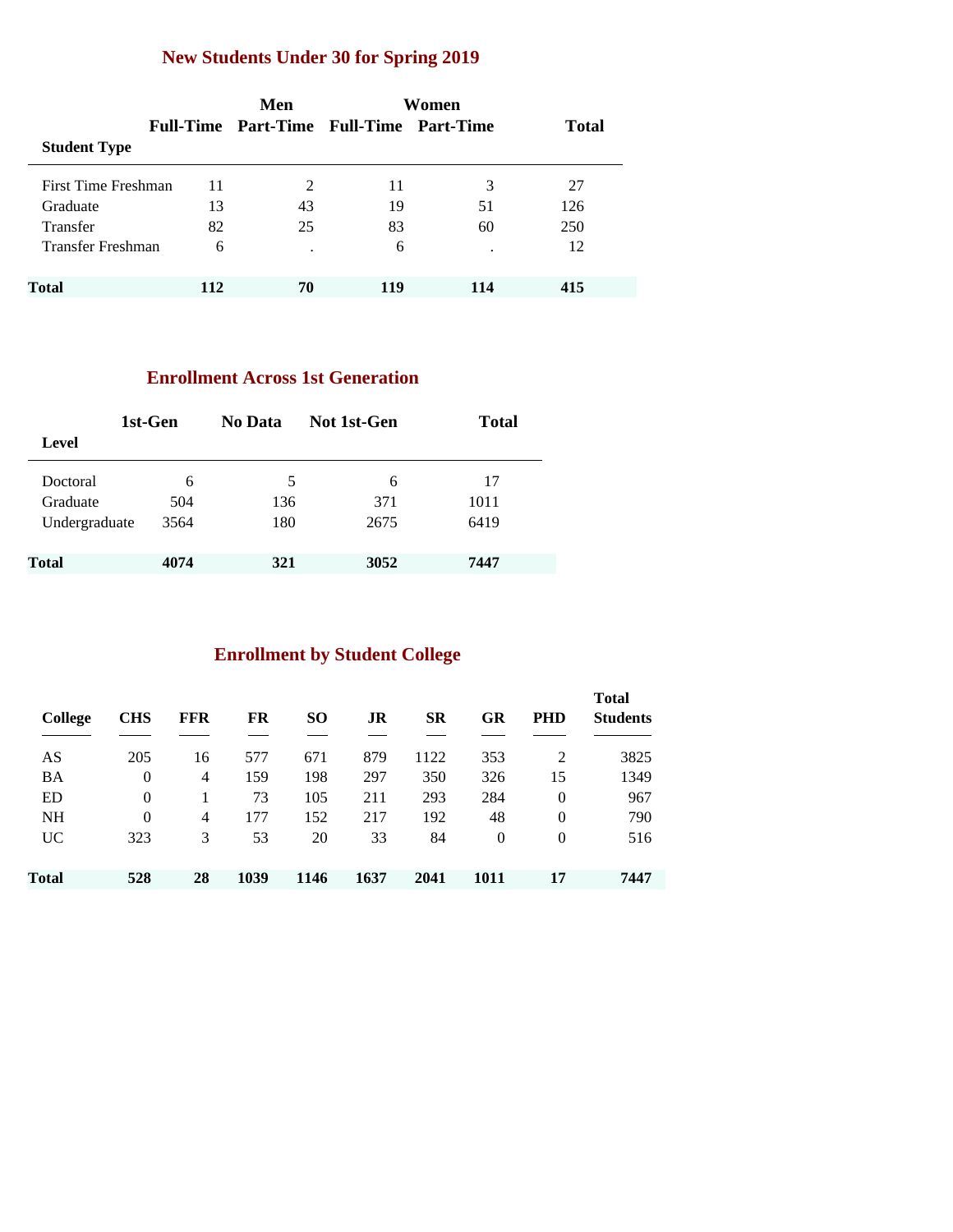## New Students Under 30 for Spring 2019

| Student Type | Men | | Women | | Total |
|---|---|---|---|---|---|
| | Full-Time | Part-Time | Full-Time | Part-Time | |
| First Time Freshman | 11 | 2 | 11 | 3 | 27 |
| Graduate | 13 | 43 | 19 | 51 | 126 |
| Transfer | 82 | 25 | 83 | 60 | 250 |
| Transfer Freshman | 6 | . | 6 | . | 12 |
| **Total** | **112** | **70** | **119** | **114** | **415** |

## Enrollment Across 1st Generation

| Level | 1st-Gen | No Data | Not 1st-Gen | Total |
|---|---|---|---|---|
| Doctoral | 6 | 5 | 6 | 17 |
| Graduate | 504 | 136 | 371 | 1011 |
| Undergraduate | 3564 | 180 | 2675 | 6419 |
| **Total** | **4074** | **321** | **3052** | **7447** |

## Enrollment by Student College

| College | CHS | FFR | FR | SO | JR | SR | GR | PHD | Total Students |
|---|---|---|---|---|---|---|---|---|---|
| AS | 205 | 16 | 577 | 671 | 879 | 1122 | 353 | 2 | 3825 |
| BA | 0 | 4 | 159 | 198 | 297 | 350 | 326 | 15 | 1349 |
| ED | 0 | 1 | 73 | 105 | 211 | 293 | 284 | 0 | 967 |
| NH | 0 | 4 | 177 | 152 | 217 | 192 | 48 | 0 | 790 |
| UC | 323 | 3 | 53 | 20 | 33 | 84 | 0 | 0 | 516 |
| **Total** | **528** | **28** | **1039** | **1146** | **1637** | **2041** | **1011** | **17** | **7447** |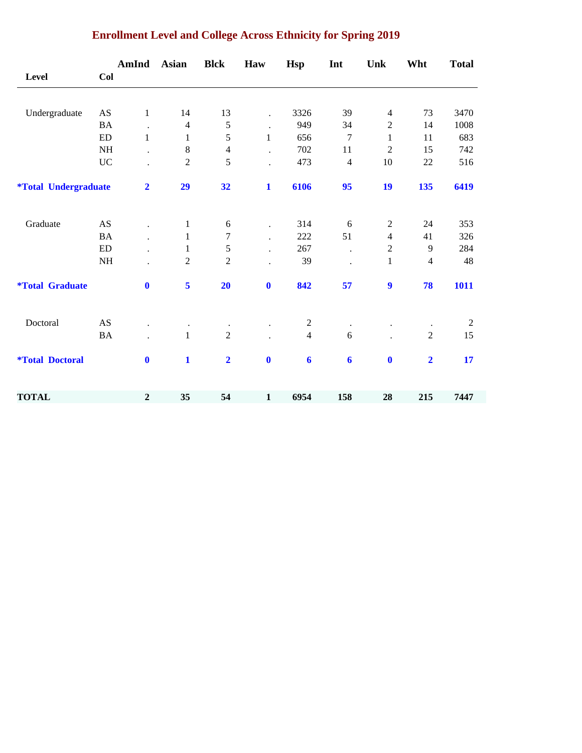## Enrollment Level and College Across Ethnicity for Spring 2019

| Level | Col | AmInd | Asian | Blck | Haw | Hsp | Int | Unk | Wht | Total |
|---|---|---|---|---|---|---|---|---|---|---|
| Undergraduate | AS | 1 | 14 | 13 | . | 3326 | 39 | 4 | 73 | 3470 |
| | BA | . | 4 | 5 | . | 949 | 34 | 2 | 14 | 1008 |
| | ED | 1 | 1 | 5 | 1 | 656 | 7 | 1 | 11 | 683 |
| | NH | . | 8 | 4 | . | 702 | 11 | 2 | 15 | 742 |
| | UC | . | 2 | 5 | . | 473 | 4 | 10 | 22 | 516 |
| **\*Total Undergraduate** | | **2** | **29** | **32** | **1** | **6106** | **95** | **19** | **135** | **6419** |
| Graduate | AS | . | 1 | 6 | . | 314 | 6 | 2 | 24 | 353 |
| | BA | . | 1 | 7 | . | 222 | 51 | 4 | 41 | 326 |
| | ED | . | 1 | 5 | . | 267 | . | 2 | 9 | 284 |
| | NH | . | 2 | 2 | . | 39 | . | 1 | 4 | 48 |
| **\*Total Graduate** | | **0** | **5** | **20** | **0** | **842** | **57** | **9** | **78** | **1011** |
| Doctoral | AS | . | . | . | . | 2 | . | . | . | 2 |
| | BA | . | 1 | 2 | . | 4 | 6 | . | 2 | 15 |
| **\*Total Doctoral** | | **0** | **1** | **2** | **0** | **6** | **6** | **0** | **2** | **17** |
| **TOTAL** | | **2** | **35** | **54** | **1** | **6954** | **158** | **28** | **215** | **7447** |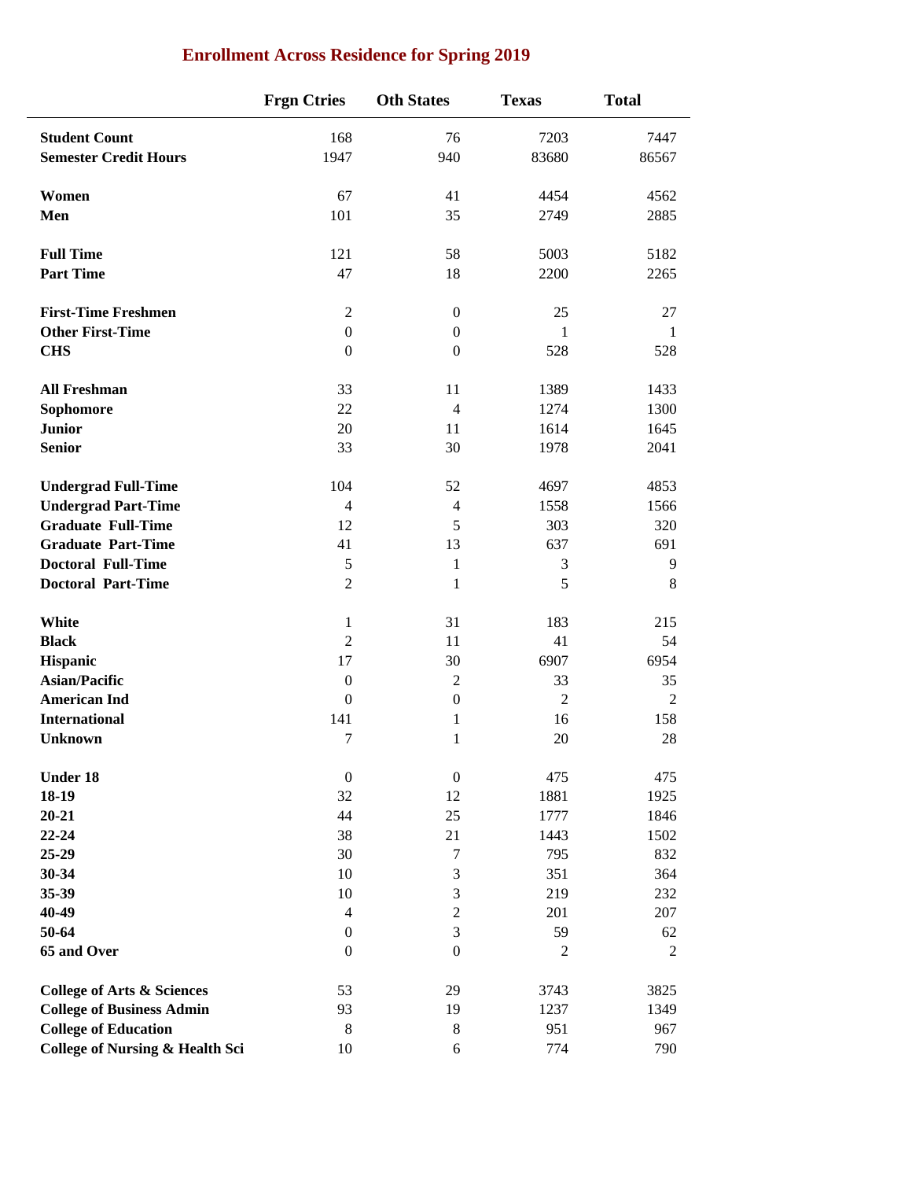# Enrollment Across Residence for Spring 2019

| | Frgn Ctries | Oth States | Texas | Total |
|---|---|---|---|---|
| **Student Count** | 168 | 76 | 7203 | 7447 |
| **Semester Credit Hours** | 1947 | 940 | 83680 | 86567 |
| | | | | |
| **Women** | 67 | 41 | 4454 | 4562 |
| **Men** | 101 | 35 | 2749 | 2885 |
| | | | | |
| **Full Time** | 121 | 58 | 5003 | 5182 |
| **Part Time** | 47 | 18 | 2200 | 2265 |
| | | | | |
| **First-Time Freshmen** | 2 | 0 | 25 | 27 |
| **Other First-Time** | 0 | 0 | 1 | 1 |
| **CHS** | 0 | 0 | 528 | 528 |
| | | | | |
| **All Freshman** | 33 | 11 | 1389 | 1433 |
| **Sophomore** | 22 | 4 | 1274 | 1300 |
| **Junior** | 20 | 11 | 1614 | 1645 |
| **Senior** | 33 | 30 | 1978 | 2041 |
| | | | | |
| **Undergrad Full-Time** | 104 | 52 | 4697 | 4853 |
| **Undergrad Part-Time** | 4 | 4 | 1558 | 1566 |
| **Graduate Full-Time** | 12 | 5 | 303 | 320 |
| **Graduate Part-Time** | 41 | 13 | 637 | 691 |
| **Doctoral Full-Time** | 5 | 1 | 3 | 9 |
| **Doctoral Part-Time** | 2 | 1 | 5 | 8 |
| | | | | |
| **White** | 1 | 31 | 183 | 215 |
| **Black** | 2 | 11 | 41 | 54 |
| **Hispanic** | 17 | 30 | 6907 | 6954 |
| **Asian/Pacific** | 0 | 2 | 33 | 35 |
| **American Ind** | 0 | 0 | 2 | 2 |
| **International** | 141 | 1 | 16 | 158 |
| **Unknown** | 7 | 1 | 20 | 28 |
| | | | | |
| **Under 18** | 0 | 0 | 475 | 475 |
| **18-19** | 32 | 12 | 1881 | 1925 |
| **20-21** | 44 | 25 | 1777 | 1846 |
| **22-24** | 38 | 21 | 1443 | 1502 |
| **25-29** | 30 | 7 | 795 | 832 |
| **30-34** | 10 | 3 | 351 | 364 |
| **35-39** | 10 | 3 | 219 | 232 |
| **40-49** | 4 | 2 | 201 | 207 |
| **50-64** | 0 | 3 | 59 | 62 |
| **65 and Over** | 0 | 0 | 2 | 2 |
| | | | | |
| **College of Arts & Sciences** | 53 | 29 | 3743 | 3825 |
| **College of Business Admin** | 93 | 19 | 1237 | 1349 |
| **College of Education** | 8 | 8 | 951 | 967 |
| **College of Nursing & Health Sci** | 10 | 6 | 774 | 790 |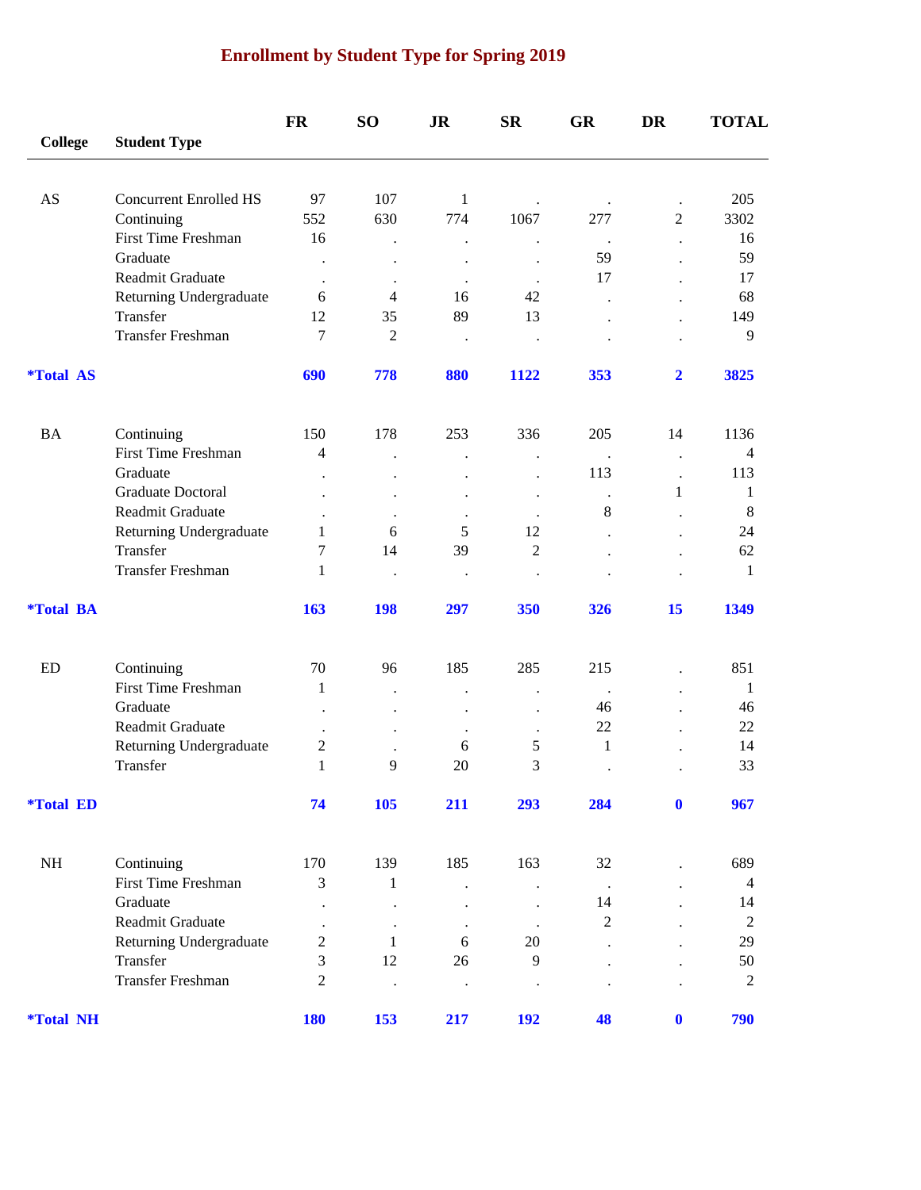## Enrollment by Student Type for Spring 2019

| College | Student Type | FR | SO | JR | SR | GR | DR | TOTAL |
|---|---|---|---|---|---|---|---|---|
| AS | Concurrent Enrolled HS | 97 | 107 | 1 | . | . | . | 205 |
| | Continuing | 552 | 630 | 774 | 1067 | 277 | 2 | 3302 |
| | First Time Freshman | 16 | . | . | . | . | . | 16 |
| | Graduate | . | . | . | . | 59 | . | 59 |
| | Readmit Graduate | . | . | . | . | 17 | . | 17 |
| | Returning Undergraduate | 6 | 4 | 16 | 42 | . | . | 68 |
| | Transfer | 12 | 35 | 89 | 13 | . | . | 149 |
| | Transfer Freshman | 7 | 2 | . | . | . | . | 9 |
| **\*Total AS** | | **690** | **778** | **880** | **1122** | **353** | **2** | **3825** |
| BA | Continuing | 150 | 178 | 253 | 336 | 205 | 14 | 1136 |
| | First Time Freshman | 4 | . | . | . | . | . | 4 |
| | Graduate | . | . | . | . | 113 | . | 113 |
| | Graduate Doctoral | . | . | . | . | . | 1 | 1 |
| | Readmit Graduate | . | . | . | . | 8 | . | 8 |
| | Returning Undergraduate | 1 | 6 | 5 | 12 | . | . | 24 |
| | Transfer | 7 | 14 | 39 | 2 | . | . | 62 |
| | Transfer Freshman | 1 | . | . | . | . | . | 1 |
| **\*Total BA** | | **163** | **198** | **297** | **350** | **326** | **15** | **1349** |
| ED | Continuing | 70 | 96 | 185 | 285 | 215 | . | 851 |
| | First Time Freshman | 1 | . | . | . | . | . | 1 |
| | Graduate | . | . | . | . | 46 | . | 46 |
| | Readmit Graduate | . | . | . | . | 22 | . | 22 |
| | Returning Undergraduate | 2 | . | 6 | 5 | 1 | . | 14 |
| | Transfer | 1 | 9 | 20 | 3 | . | . | 33 |
| **\*Total ED** | | **74** | **105** | **211** | **293** | **284** | **0** | **967** |
| NH | Continuing | 170 | 139 | 185 | 163 | 32 | . | 689 |
| | First Time Freshman | 3 | 1 | . | . | . | . | 4 |
| | Graduate | . | . | . | . | 14 | . | 14 |
| | Readmit Graduate | . | . | . | . | 2 | . | 2 |
| | Returning Undergraduate | 2 | 1 | 6 | 20 | . | . | 29 |
| | Transfer | 3 | 12 | 26 | 9 | . | . | 50 |
| | Transfer Freshman | 2 | . | . | . | . | . | 2 |
| **\*Total NH** | | **180** | **153** | **217** | **192** | **48** | **0** | **790** |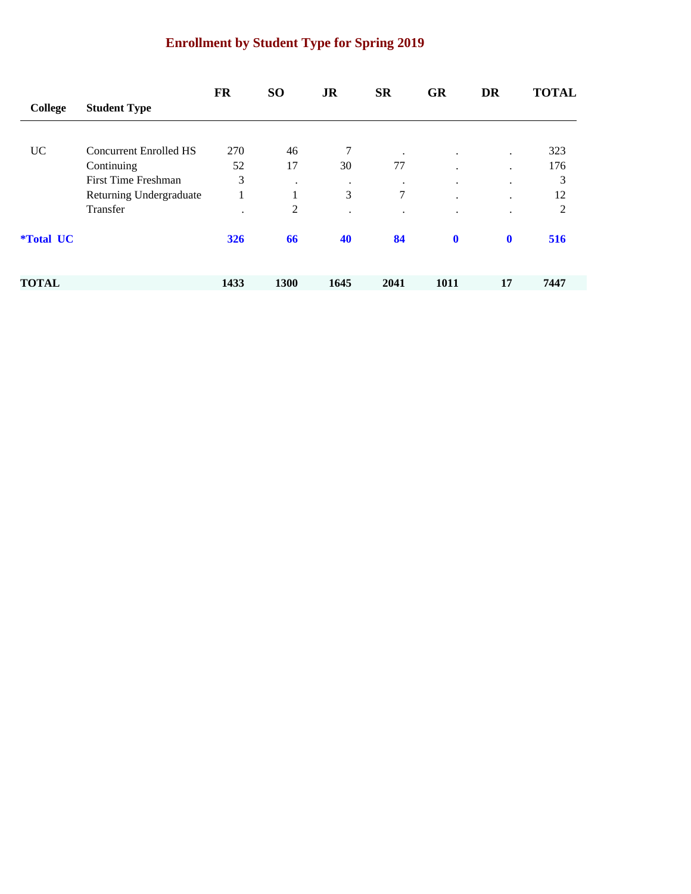## Enrollment by Student Type for Spring 2019

| College | Student Type | FR | SO | JR | SR | GR | DR | TOTAL |
|---|---|---|---|---|---|---|---|---|
| UC | Concurrent Enrolled HS | 270 | 46 | 7 | . | . | . | 323 |
| | Continuing | 52 | 17 | 30 | 77 | . | . | 176 |
| | First Time Freshman | 3 | . | . | . | . | . | 3 |
| | Returning Undergraduate | 1 | 1 | 3 | 7 | . | . | 12 |
| | Transfer | . | 2 | . | . | . | . | 2 |
| ***Total UC** | | **326** | **66** | **40** | **84** | **0** | **0** | **516** |
| **TOTAL** | | **1433** | **1300** | **1645** | **2041** | **1011** | **17** | **7447** |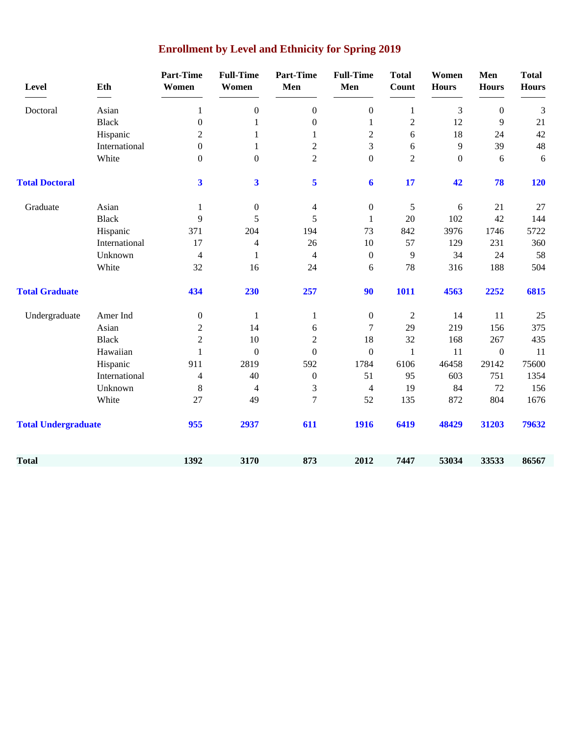# Enrollment by Level and Ethnicity for Spring 2019

| Level | Eth | Part-Time Women | Full-Time Women | Part-Time Men | Full-Time Men | Total Count | Women Hours | Men Hours | Total Hours |
|---|---|---|---|---|---|---|---|---|---|
| Doctoral | Asian | 1 | 0 | 0 | 0 | 1 | 3 | 0 | 3 |
| | Black | 0 | 1 | 0 | 1 | 2 | 12 | 9 | 21 |
| | Hispanic | 2 | 1 | 1 | 2 | 6 | 18 | 24 | 42 |
| | International | 0 | 1 | 2 | 3 | 6 | 9 | 39 | 48 |
| | White | 0 | 0 | 2 | 0 | 2 | 0 | 6 | 6 |
| **Total Doctoral** | | **3** | **3** | **5** | **6** | **17** | **42** | **78** | **120** |
| Graduate | Asian | 1 | 0 | 4 | 0 | 5 | 6 | 21 | 27 |
| | Black | 9 | 5 | 5 | 1 | 20 | 102 | 42 | 144 |
| | Hispanic | 371 | 204 | 194 | 73 | 842 | 3976 | 1746 | 5722 |
| | International | 17 | 4 | 26 | 10 | 57 | 129 | 231 | 360 |
| | Unknown | 4 | 1 | 4 | 0 | 9 | 34 | 24 | 58 |
| | White | 32 | 16 | 24 | 6 | 78 | 316 | 188 | 504 |
| **Total Graduate** | | **434** | **230** | **257** | **90** | **1011** | **4563** | **2252** | **6815** |
| Undergraduate | Amer Ind | 0 | 1 | 1 | 0 | 2 | 14 | 11 | 25 |
| | Asian | 2 | 14 | 6 | 7 | 29 | 219 | 156 | 375 |
| | Black | 2 | 10 | 2 | 18 | 32 | 168 | 267 | 435 |
| | Hawaiian | 1 | 0 | 0 | 0 | 1 | 11 | 0 | 11 |
| | Hispanic | 911 | 2819 | 592 | 1784 | 6106 | 46458 | 29142 | 75600 |
| | International | 4 | 40 | 0 | 51 | 95 | 603 | 751 | 1354 |
| | Unknown | 8 | 4 | 3 | 4 | 19 | 84 | 72 | 156 |
| | White | 27 | 49 | 7 | 52 | 135 | 872 | 804 | 1676 |
| **Total Undergraduate** | | **955** | **2937** | **611** | **1916** | **6419** | **48429** | **31203** | **79632** |
| **Total** | | **1392** | **3170** | **873** | **2012** | **7447** | **53034** | **33533** | **86567** |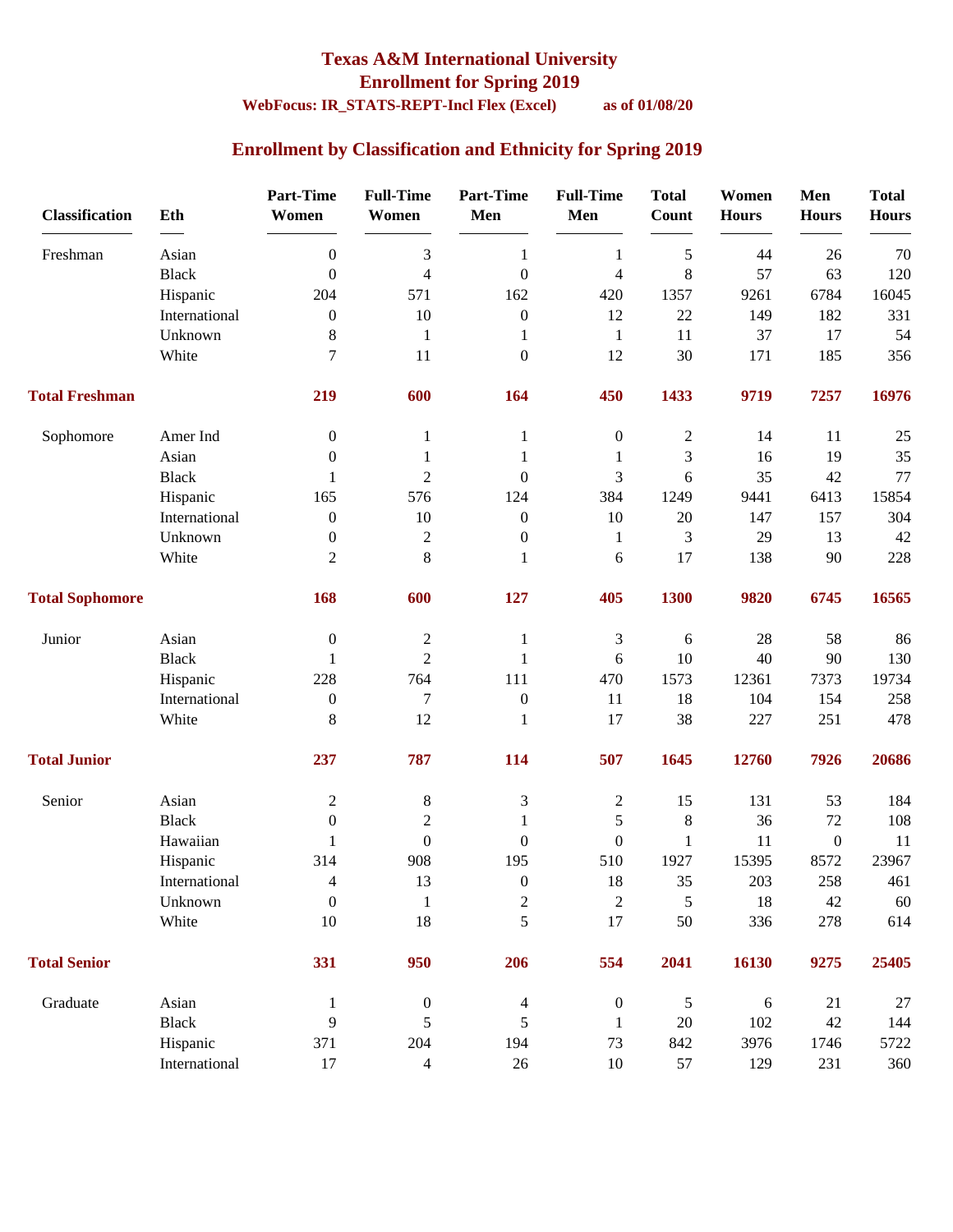# Texas A&M International University

## Enrollment for Spring 2019

**WebFocus: IR_STATS-REPT-Incl Flex (Excel)** **as of 01/08/20**

## Enrollment by Classification and Ethnicity for Spring 2019

| Classification | Eth | Part-Time Women | Full-Time Women | Part-Time Men | Full-Time Men | Total Count | Women Hours | Men Hours | Total Hours |
|---|---|---|---|---|---|---|---|---|---|
| Freshman | Asian | 0 | 3 | 1 | 1 | 5 | 44 | 26 | 70 |
| | Black | 0 | 4 | 0 | 4 | 8 | 57 | 63 | 120 |
| | Hispanic | 204 | 571 | 162 | 420 | 1357 | 9261 | 6784 | 16045 |
| | International | 0 | 10 | 0 | 12 | 22 | 149 | 182 | 331 |
| | Unknown | 8 | 1 | 1 | 1 | 11 | 37 | 17 | 54 |
| | White | 7 | 11 | 0 | 12 | 30 | 171 | 185 | 356 |
| **Total Freshman** | | **219** | **600** | **164** | **450** | **1433** | **9719** | **7257** | **16976** |
| Sophomore | Amer Ind | 0 | 1 | 1 | 0 | 2 | 14 | 11 | 25 |
| | Asian | 0 | 1 | 1 | 1 | 3 | 16 | 19 | 35 |
| | Black | 1 | 2 | 0 | 3 | 6 | 35 | 42 | 77 |
| | Hispanic | 165 | 576 | 124 | 384 | 1249 | 9441 | 6413 | 15854 |
| | International | 0 | 10 | 0 | 10 | 20 | 147 | 157 | 304 |
| | Unknown | 0 | 2 | 0 | 1 | 3 | 29 | 13 | 42 |
| | White | 2 | 8 | 1 | 6 | 17 | 138 | 90 | 228 |
| **Total Sophomore** | | **168** | **600** | **127** | **405** | **1300** | **9820** | **6745** | **16565** |
| Junior | Asian | 0 | 2 | 1 | 3 | 6 | 28 | 58 | 86 |
| | Black | 1 | 2 | 1 | 6 | 10 | 40 | 90 | 130 |
| | Hispanic | 228 | 764 | 111 | 470 | 1573 | 12361 | 7373 | 19734 |
| | International | 0 | 7 | 0 | 11 | 18 | 104 | 154 | 258 |
| | White | 8 | 12 | 1 | 17 | 38 | 227 | 251 | 478 |
| **Total Junior** | | **237** | **787** | **114** | **507** | **1645** | **12760** | **7926** | **20686** |
| Senior | Asian | 2 | 8 | 3 | 2 | 15 | 131 | 53 | 184 |
| | Black | 0 | 2 | 1 | 5 | 8 | 36 | 72 | 108 |
| | Hawaiian | 1 | 0 | 0 | 0 | 1 | 11 | 0 | 11 |
| | Hispanic | 314 | 908 | 195 | 510 | 1927 | 15395 | 8572 | 23967 |
| | International | 4 | 13 | 0 | 18 | 35 | 203 | 258 | 461 |
| | Unknown | 0 | 1 | 2 | 2 | 5 | 18 | 42 | 60 |
| | White | 10 | 18 | 5 | 17 | 50 | 336 | 278 | 614 |
| **Total Senior** | | **331** | **950** | **206** | **554** | **2041** | **16130** | **9275** | **25405** |
| Graduate | Asian | 1 | 0 | 4 | 0 | 5 | 6 | 21 | 27 |
| | Black | 9 | 5 | 5 | 1 | 20 | 102 | 42 | 144 |
| | Hispanic | 371 | 204 | 194 | 73 | 842 | 3976 | 1746 | 5722 |
| | International | 17 | 4 | 26 | 10 | 57 | 129 | 231 | 360 |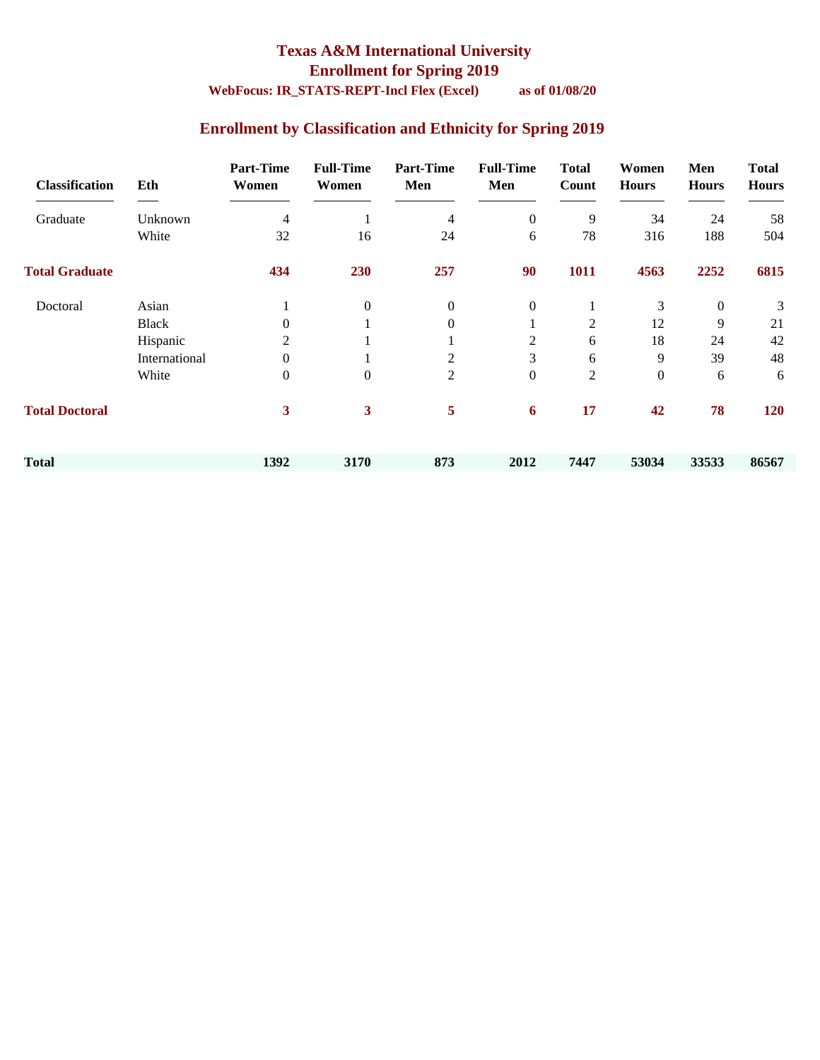**Texas A&M International University**
**Enrollment for Spring 2019**
**WebFocus: IR_STATS-REPT-Incl Flex (Excel)    as of 01/08/20**

## Enrollment by Classification and Ethnicity for Spring 2019

| Classification | Eth | Part-Time Women | Full-Time Women | Part-Time Men | Full-Time Men | Total Count | Women Hours | Men Hours | Total Hours |
|---|---|---|---|---|---|---|---|---|---|
| Graduate | Unknown | 4 | 1 | 4 | 0 | 9 | 34 | 24 | 58 |
| | White | 32 | 16 | 24 | 6 | 78 | 316 | 188 | 504 |
| **Total Graduate** | | **434** | **230** | **257** | **90** | **1011** | **4563** | **2252** | **6815** |
| Doctoral | Asian | 1 | 0 | 0 | 0 | 1 | 3 | 0 | 3 |
| | Black | 0 | 1 | 0 | 1 | 2 | 12 | 9 | 21 |
| | Hispanic | 2 | 1 | 1 | 2 | 6 | 18 | 24 | 42 |
| | International | 0 | 1 | 2 | 3 | 6 | 9 | 39 | 48 |
| | White | 0 | 0 | 2 | 0 | 2 | 0 | 6 | 6 |
| **Total Doctoral** | | **3** | **3** | **5** | **6** | **17** | **42** | **78** | **120** |
| **Total** | | **1392** | **3170** | **873** | **2012** | **7447** | **53034** | **33533** | **86567** |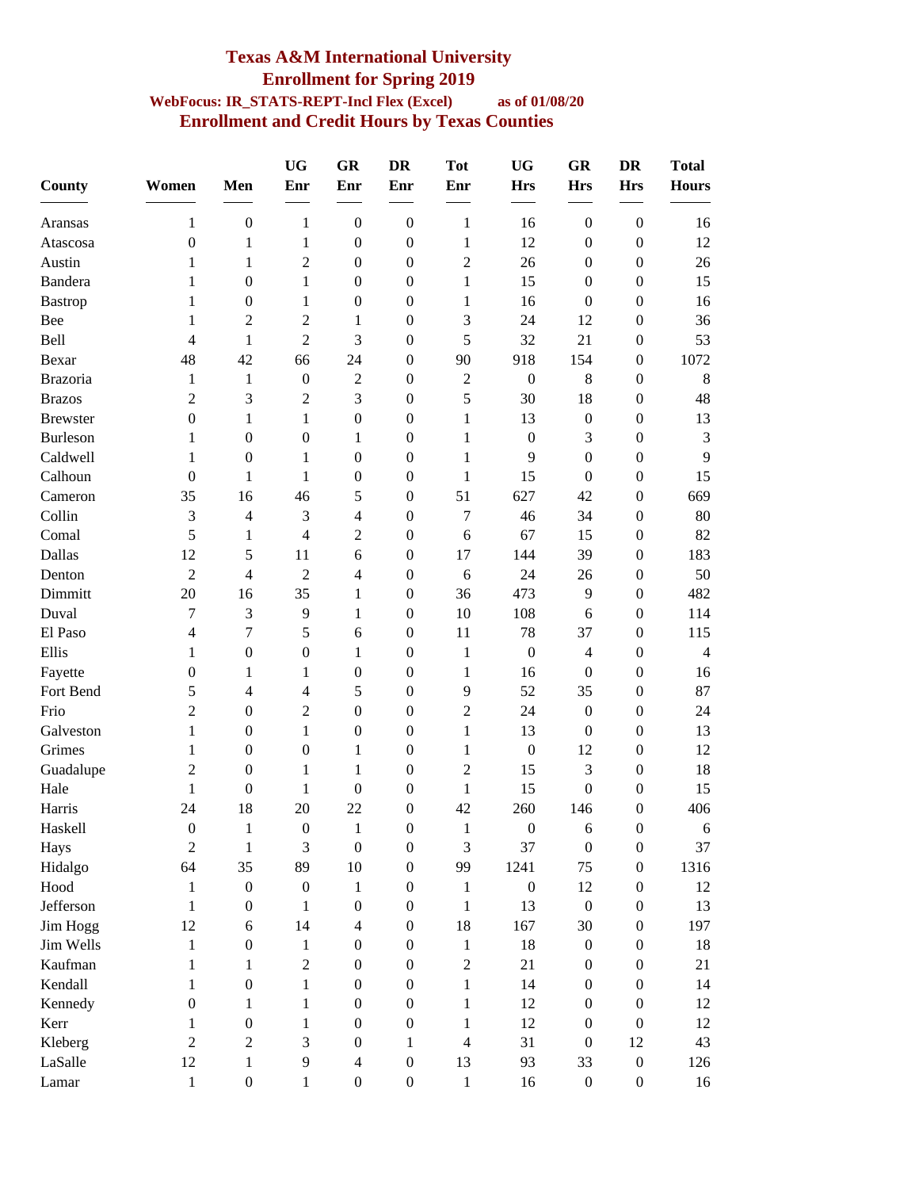# Texas A&M International University

## Enrollment for Spring 2019

**WebFocus: IR_STATS-REPT-Incl Flex (Excel)** **as of 01/08/20**

## Enrollment and Credit Hours by Texas Counties

| County | Women | Men | UG Enr | GR Enr | DR Enr | Tot Enr | UG Hrs | GR Hrs | DR Hrs | Total Hours |
|---|---|---|---|---|---|---|---|---|---|---|
| Aransas | 1 | 0 | 1 | 0 | 0 | 1 | 16 | 0 | 0 | 16 |
| Atascosa | 0 | 1 | 1 | 0 | 0 | 1 | 12 | 0 | 0 | 12 |
| Austin | 1 | 1 | 2 | 0 | 0 | 2 | 26 | 0 | 0 | 26 |
| Bandera | 1 | 0 | 1 | 0 | 0 | 1 | 15 | 0 | 0 | 15 |
| Bastrop | 1 | 0 | 1 | 0 | 0 | 1 | 16 | 0 | 0 | 16 |
| Bee | 1 | 2 | 2 | 1 | 0 | 3 | 24 | 12 | 0 | 36 |
| Bell | 4 | 1 | 2 | 3 | 0 | 5 | 32 | 21 | 0 | 53 |
| Bexar | 48 | 42 | 66 | 24 | 0 | 90 | 918 | 154 | 0 | 1072 |
| Brazoria | 1 | 1 | 0 | 2 | 0 | 2 | 0 | 8 | 0 | 8 |
| Brazos | 2 | 3 | 2 | 3 | 0 | 5 | 30 | 18 | 0 | 48 |
| Brewster | 0 | 1 | 1 | 0 | 0 | 1 | 13 | 0 | 0 | 13 |
| Burleson | 1 | 0 | 0 | 1 | 0 | 1 | 0 | 3 | 0 | 3 |
| Caldwell | 1 | 0 | 1 | 0 | 0 | 1 | 9 | 0 | 0 | 9 |
| Calhoun | 0 | 1 | 1 | 0 | 0 | 1 | 15 | 0 | 0 | 15 |
| Cameron | 35 | 16 | 46 | 5 | 0 | 51 | 627 | 42 | 0 | 669 |
| Collin | 3 | 4 | 3 | 4 | 0 | 7 | 46 | 34 | 0 | 80 |
| Comal | 5 | 1 | 4 | 2 | 0 | 6 | 67 | 15 | 0 | 82 |
| Dallas | 12 | 5 | 11 | 6 | 0 | 17 | 144 | 39 | 0 | 183 |
| Denton | 2 | 4 | 2 | 4 | 0 | 6 | 24 | 26 | 0 | 50 |
| Dimmitt | 20 | 16 | 35 | 1 | 0 | 36 | 473 | 9 | 0 | 482 |
| Duval | 7 | 3 | 9 | 1 | 0 | 10 | 108 | 6 | 0 | 114 |
| El Paso | 4 | 7 | 5 | 6 | 0 | 11 | 78 | 37 | 0 | 115 |
| Ellis | 1 | 0 | 0 | 1 | 0 | 1 | 0 | 4 | 0 | 4 |
| Fayette | 0 | 1 | 1 | 0 | 0 | 1 | 16 | 0 | 0 | 16 |
| Fort Bend | 5 | 4 | 4 | 5 | 0 | 9 | 52 | 35 | 0 | 87 |
| Frio | 2 | 0 | 2 | 0 | 0 | 2 | 24 | 0 | 0 | 24 |
| Galveston | 1 | 0 | 1 | 0 | 0 | 1 | 13 | 0 | 0 | 13 |
| Grimes | 1 | 0 | 0 | 1 | 0 | 1 | 0 | 12 | 0 | 12 |
| Guadalupe | 2 | 0 | 1 | 1 | 0 | 2 | 15 | 3 | 0 | 18 |
| Hale | 1 | 0 | 1 | 0 | 0 | 1 | 15 | 0 | 0 | 15 |
| Harris | 24 | 18 | 20 | 22 | 0 | 42 | 260 | 146 | 0 | 406 |
| Haskell | 0 | 1 | 0 | 1 | 0 | 1 | 0 | 6 | 0 | 6 |
| Hays | 2 | 1 | 3 | 0 | 0 | 3 | 37 | 0 | 0 | 37 |
| Hidalgo | 64 | 35 | 89 | 10 | 0 | 99 | 1241 | 75 | 0 | 1316 |
| Hood | 1 | 0 | 0 | 1 | 0 | 1 | 0 | 12 | 0 | 12 |
| Jefferson | 1 | 0 | 1 | 0 | 0 | 1 | 13 | 0 | 0 | 13 |
| Jim Hogg | 12 | 6 | 14 | 4 | 0 | 18 | 167 | 30 | 0 | 197 |
| Jim Wells | 1 | 0 | 1 | 0 | 0 | 1 | 18 | 0 | 0 | 18 |
| Kaufman | 1 | 1 | 2 | 0 | 0 | 2 | 21 | 0 | 0 | 21 |
| Kendall | 1 | 0 | 1 | 0 | 0 | 1 | 14 | 0 | 0 | 14 |
| Kennedy | 0 | 1 | 1 | 0 | 0 | 1 | 12 | 0 | 0 | 12 |
| Kerr | 1 | 0 | 1 | 0 | 0 | 1 | 12 | 0 | 0 | 12 |
| Kleberg | 2 | 2 | 3 | 0 | 1 | 4 | 31 | 0 | 12 | 43 |
| LaSalle | 12 | 1 | 9 | 4 | 0 | 13 | 93 | 33 | 0 | 126 |
| Lamar | 1 | 0 | 1 | 0 | 0 | 1 | 16 | 0 | 0 | 16 |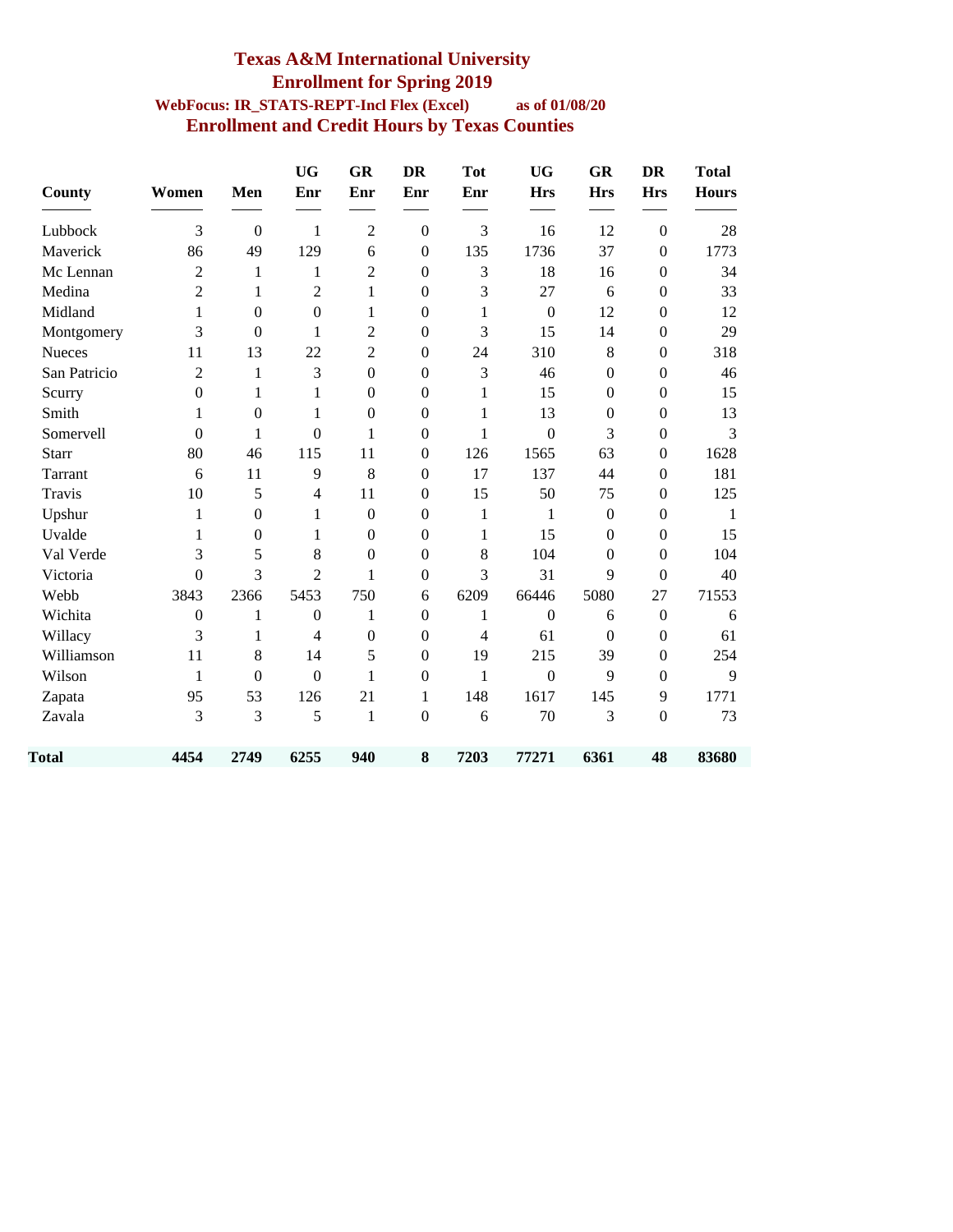# Texas A&M International University

## Enrollment for Spring 2019

**WebFocus: IR_STATS-REPT-Incl Flex (Excel)** **as of 01/08/20**

## Enrollment and Credit Hours by Texas Counties

| County | Women | Men | UG Enr | GR Enr | DR Enr | Tot Enr | UG Hrs | GR Hrs | DR Hrs | Total Hours |
|---|---|---|---|---|---|---|---|---|---|---|
| Lubbock | 3 | 0 | 1 | 2 | 0 | 3 | 16 | 12 | 0 | 28 |
| Maverick | 86 | 49 | 129 | 6 | 0 | 135 | 1736 | 37 | 0 | 1773 |
| Mc Lennan | 2 | 1 | 1 | 2 | 0 | 3 | 18 | 16 | 0 | 34 |
| Medina | 2 | 1 | 2 | 1 | 0 | 3 | 27 | 6 | 0 | 33 |
| Midland | 1 | 0 | 0 | 1 | 0 | 1 | 0 | 12 | 0 | 12 |
| Montgomery | 3 | 0 | 1 | 2 | 0 | 3 | 15 | 14 | 0 | 29 |
| Nueces | 11 | 13 | 22 | 2 | 0 | 24 | 310 | 8 | 0 | 318 |
| San Patricio | 2 | 1 | 3 | 0 | 0 | 3 | 46 | 0 | 0 | 46 |
| Scurry | 0 | 1 | 1 | 0 | 0 | 1 | 15 | 0 | 0 | 15 |
| Smith | 1 | 0 | 1 | 0 | 0 | 1 | 13 | 0 | 0 | 13 |
| Somervell | 0 | 1 | 0 | 1 | 0 | 1 | 0 | 3 | 0 | 3 |
| Starr | 80 | 46 | 115 | 11 | 0 | 126 | 1565 | 63 | 0 | 1628 |
| Tarrant | 6 | 11 | 9 | 8 | 0 | 17 | 137 | 44 | 0 | 181 |
| Travis | 10 | 5 | 4 | 11 | 0 | 15 | 50 | 75 | 0 | 125 |
| Upshur | 1 | 0 | 1 | 0 | 0 | 1 | 1 | 0 | 0 | 1 |
| Uvalde | 1 | 0 | 1 | 0 | 0 | 1 | 15 | 0 | 0 | 15 |
| Val Verde | 3 | 5 | 8 | 0 | 0 | 8 | 104 | 0 | 0 | 104 |
| Victoria | 0 | 3 | 2 | 1 | 0 | 3 | 31 | 9 | 0 | 40 |
| Webb | 3843 | 2366 | 5453 | 750 | 6 | 6209 | 66446 | 5080 | 27 | 71553 |
| Wichita | 0 | 1 | 0 | 1 | 0 | 1 | 0 | 6 | 0 | 6 |
| Willacy | 3 | 1 | 4 | 0 | 0 | 4 | 61 | 0 | 0 | 61 |
| Williamson | 11 | 8 | 14 | 5 | 0 | 19 | 215 | 39 | 0 | 254 |
| Wilson | 1 | 0 | 0 | 1 | 0 | 1 | 0 | 9 | 0 | 9 |
| Zapata | 95 | 53 | 126 | 21 | 1 | 148 | 1617 | 145 | 9 | 1771 |
| Zavala | 3 | 3 | 5 | 1 | 0 | 6 | 70 | 3 | 0 | 73 |
| **Total** | **4454** | **2749** | **6255** | **940** | **8** | **7203** | **77271** | **6361** | **48** | **83680** |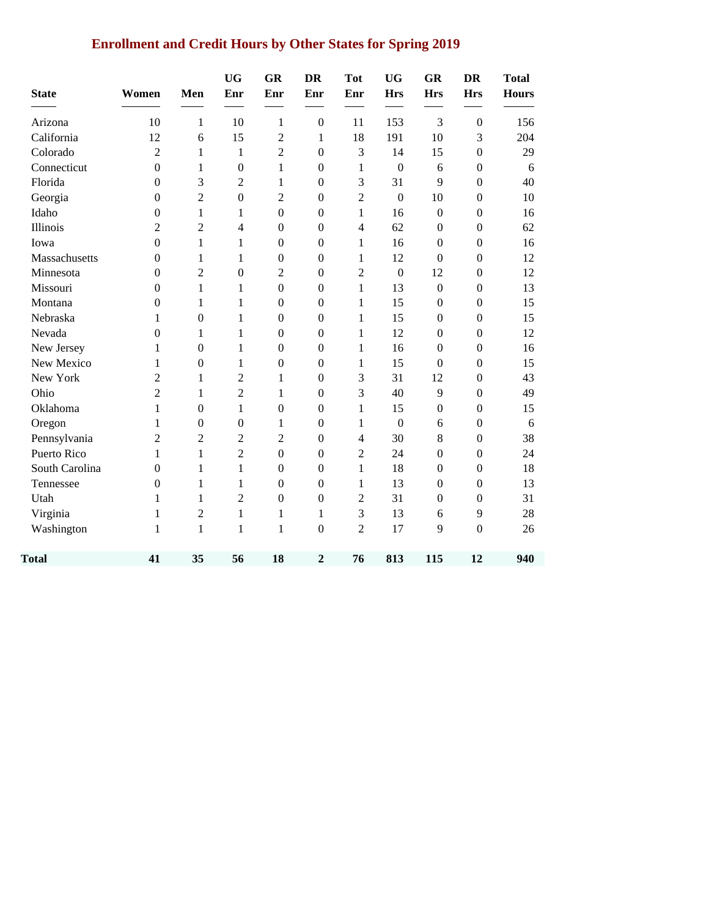## Enrollment and Credit Hours by Other States for Spring 2019

| State | Women | Men | UG Enr | GR Enr | DR Enr | Tot Enr | UG Hrs | GR Hrs | DR Hrs | Total Hours |
|---|---|---|---|---|---|---|---|---|---|---|
| Arizona | 10 | 1 | 10 | 1 | 0 | 11 | 153 | 3 | 0 | 156 |
| California | 12 | 6 | 15 | 2 | 1 | 18 | 191 | 10 | 3 | 204 |
| Colorado | 2 | 1 | 1 | 2 | 0 | 3 | 14 | 15 | 0 | 29 |
| Connecticut | 0 | 1 | 0 | 1 | 0 | 1 | 0 | 6 | 0 | 6 |
| Florida | 0 | 3 | 2 | 1 | 0 | 3 | 31 | 9 | 0 | 40 |
| Georgia | 0 | 2 | 0 | 2 | 0 | 2 | 0 | 10 | 0 | 10 |
| Idaho | 0 | 1 | 1 | 0 | 0 | 1 | 16 | 0 | 0 | 16 |
| Illinois | 2 | 2 | 4 | 0 | 0 | 4 | 62 | 0 | 0 | 62 |
| Iowa | 0 | 1 | 1 | 0 | 0 | 1 | 16 | 0 | 0 | 16 |
| Massachusetts | 0 | 1 | 1 | 0 | 0 | 1 | 12 | 0 | 0 | 12 |
| Minnesota | 0 | 2 | 0 | 2 | 0 | 2 | 0 | 12 | 0 | 12 |
| Missouri | 0 | 1 | 1 | 0 | 0 | 1 | 13 | 0 | 0 | 13 |
| Montana | 0 | 1 | 1 | 0 | 0 | 1 | 15 | 0 | 0 | 15 |
| Nebraska | 1 | 0 | 1 | 0 | 0 | 1 | 15 | 0 | 0 | 15 |
| Nevada | 0 | 1 | 1 | 0 | 0 | 1 | 12 | 0 | 0 | 12 |
| New Jersey | 1 | 0 | 1 | 0 | 0 | 1 | 16 | 0 | 0 | 16 |
| New Mexico | 1 | 0 | 1 | 0 | 0 | 1 | 15 | 0 | 0 | 15 |
| New York | 2 | 1 | 2 | 1 | 0 | 3 | 31 | 12 | 0 | 43 |
| Ohio | 2 | 1 | 2 | 1 | 0 | 3 | 40 | 9 | 0 | 49 |
| Oklahoma | 1 | 0 | 1 | 0 | 0 | 1 | 15 | 0 | 0 | 15 |
| Oregon | 1 | 0 | 0 | 1 | 0 | 1 | 0 | 6 | 0 | 6 |
| Pennsylvania | 2 | 2 | 2 | 2 | 0 | 4 | 30 | 8 | 0 | 38 |
| Puerto Rico | 1 | 1 | 2 | 0 | 0 | 2 | 24 | 0 | 0 | 24 |
| South Carolina | 0 | 1 | 1 | 0 | 0 | 1 | 18 | 0 | 0 | 18 |
| Tennessee | 0 | 1 | 1 | 0 | 0 | 1 | 13 | 0 | 0 | 13 |
| Utah | 1 | 1 | 2 | 0 | 0 | 2 | 31 | 0 | 0 | 31 |
| Virginia | 1 | 2 | 1 | 1 | 1 | 3 | 13 | 6 | 9 | 28 |
| Washington | 1 | 1 | 1 | 1 | 0 | 2 | 17 | 9 | 0 | 26 |
| **Total** | **41** | **35** | **56** | **18** | **2** | **76** | **813** | **115** | **12** | **940** |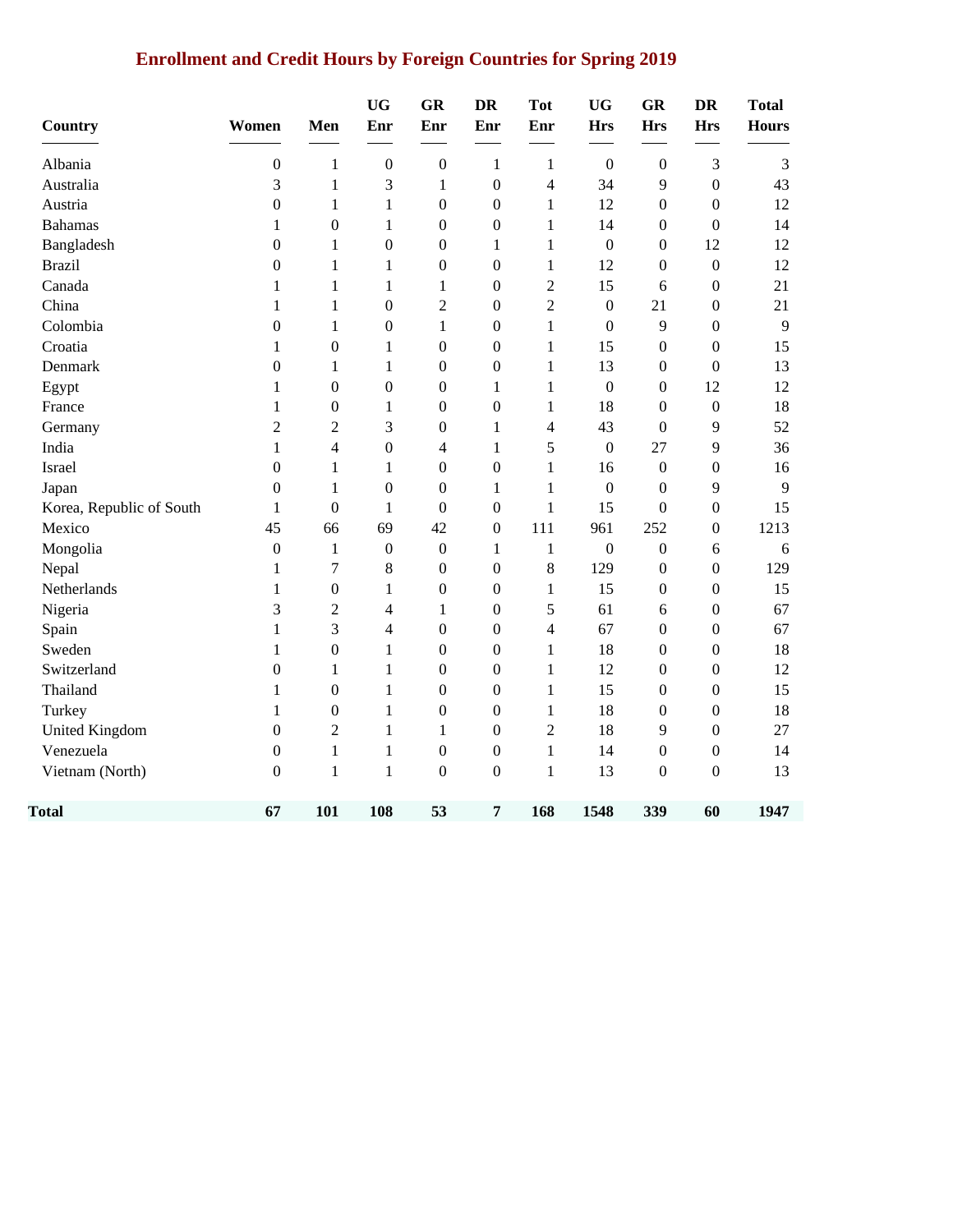## Enrollment and Credit Hours by Foreign Countries for Spring 2019

| Country | Women | Men | UG Enr | GR Enr | DR Enr | Tot Enr | UG Hrs | GR Hrs | DR Hrs | Total Hours |
|---|---|---|---|---|---|---|---|---|---|---|
| Albania | 0 | 1 | 0 | 0 | 1 | 1 | 0 | 0 | 3 | 3 |
| Australia | 3 | 1 | 3 | 1 | 0 | 4 | 34 | 9 | 0 | 43 |
| Austria | 0 | 1 | 1 | 0 | 0 | 1 | 12 | 0 | 0 | 12 |
| Bahamas | 1 | 0 | 1 | 0 | 0 | 1 | 14 | 0 | 0 | 14 |
| Bangladesh | 0 | 1 | 0 | 0 | 1 | 1 | 0 | 0 | 12 | 12 |
| Brazil | 0 | 1 | 1 | 0 | 0 | 1 | 12 | 0 | 0 | 12 |
| Canada | 1 | 1 | 1 | 1 | 0 | 2 | 15 | 6 | 0 | 21 |
| China | 1 | 1 | 0 | 2 | 0 | 2 | 0 | 21 | 0 | 21 |
| Colombia | 0 | 1 | 0 | 1 | 0 | 1 | 0 | 9 | 0 | 9 |
| Croatia | 1 | 0 | 1 | 0 | 0 | 1 | 15 | 0 | 0 | 15 |
| Denmark | 0 | 1 | 1 | 0 | 0 | 1 | 13 | 0 | 0 | 13 |
| Egypt | 1 | 0 | 0 | 0 | 1 | 1 | 0 | 0 | 12 | 12 |
| France | 1 | 0 | 1 | 0 | 0 | 1 | 18 | 0 | 0 | 18 |
| Germany | 2 | 2 | 3 | 0 | 1 | 4 | 43 | 0 | 9 | 52 |
| India | 1 | 4 | 0 | 4 | 1 | 5 | 0 | 27 | 9 | 36 |
| Israel | 0 | 1 | 1 | 0 | 0 | 1 | 16 | 0 | 0 | 16 |
| Japan | 0 | 1 | 0 | 0 | 1 | 1 | 0 | 0 | 9 | 9 |
| Korea, Republic of South | 1 | 0 | 1 | 0 | 0 | 1 | 15 | 0 | 0 | 15 |
| Mexico | 45 | 66 | 69 | 42 | 0 | 111 | 961 | 252 | 0 | 1213 |
| Mongolia | 0 | 1 | 0 | 0 | 1 | 1 | 0 | 0 | 6 | 6 |
| Nepal | 1 | 7 | 8 | 0 | 0 | 8 | 129 | 0 | 0 | 129 |
| Netherlands | 1 | 0 | 1 | 0 | 0 | 1 | 15 | 0 | 0 | 15 |
| Nigeria | 3 | 2 | 4 | 1 | 0 | 5 | 61 | 6 | 0 | 67 |
| Spain | 1 | 3 | 4 | 0 | 0 | 4 | 67 | 0 | 0 | 67 |
| Sweden | 1 | 0 | 1 | 0 | 0 | 1 | 18 | 0 | 0 | 18 |
| Switzerland | 0 | 1 | 1 | 0 | 0 | 1 | 12 | 0 | 0 | 12 |
| Thailand | 1 | 0 | 1 | 0 | 0 | 1 | 15 | 0 | 0 | 15 |
| Turkey | 1 | 0 | 1 | 0 | 0 | 1 | 18 | 0 | 0 | 18 |
| United Kingdom | 0 | 2 | 1 | 1 | 0 | 2 | 18 | 9 | 0 | 27 |
| Venezuela | 0 | 1 | 1 | 0 | 0 | 1 | 14 | 0 | 0 | 14 |
| Vietnam (North) | 0 | 1 | 1 | 0 | 0 | 1 | 13 | 0 | 0 | 13 |
| **Total** | **67** | **101** | **108** | **53** | **7** | **168** | **1548** | **339** | **60** | **1947** |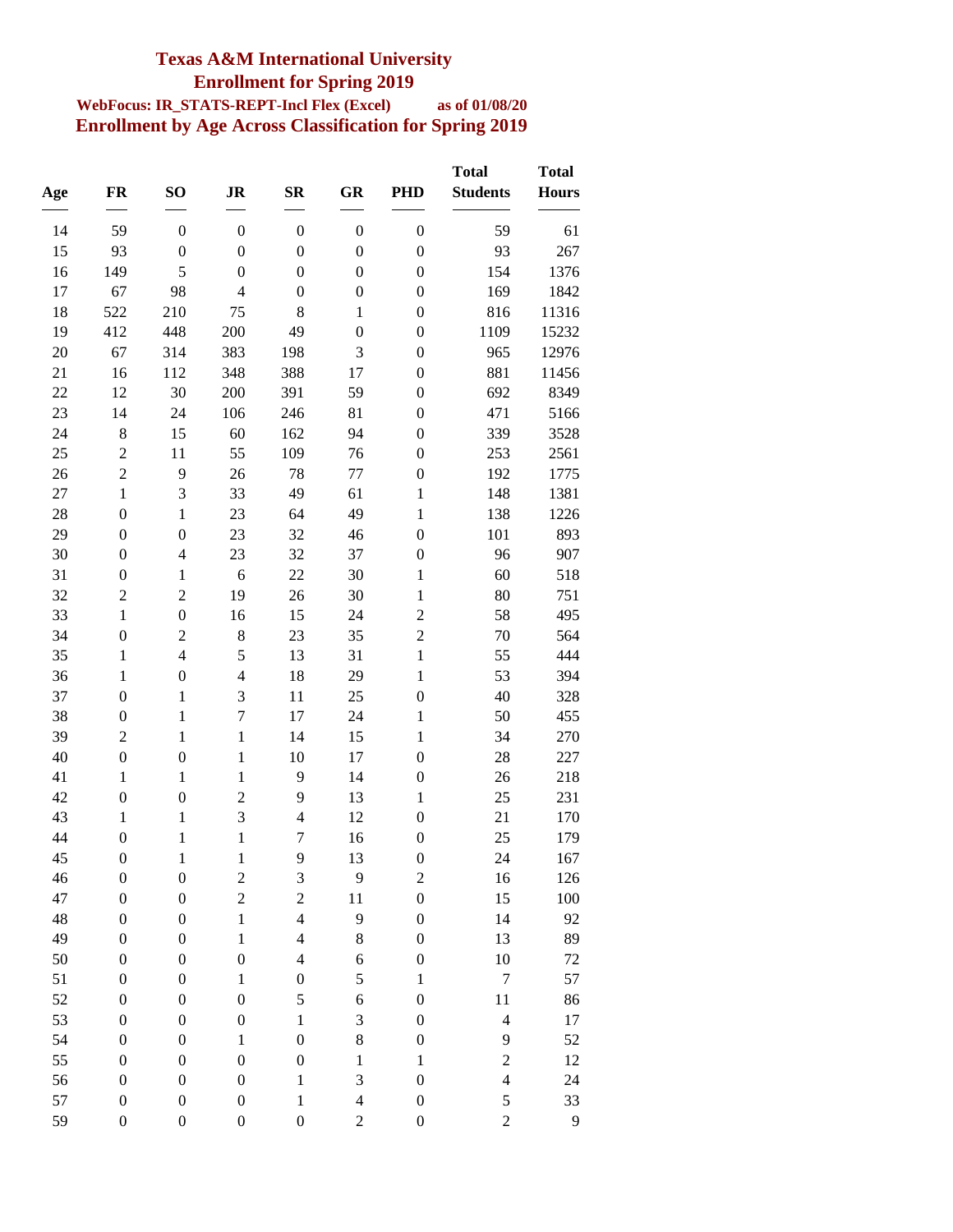# Texas A&M International University

## Enrollment for Spring 2019

**WebFocus: IR_STATS-REPT-Incl Flex (Excel)** **as of 01/08/20**

## Enrollment by Age Across Classification for Spring 2019

| Age | FR | SO | JR | SR | GR | PHD | Total Students | Total Hours |
|---|---|---|---|---|---|---|---|---|
| 14 | 59 | 0 | 0 | 0 | 0 | 0 | 59 | 61 |
| 15 | 93 | 0 | 0 | 0 | 0 | 0 | 93 | 267 |
| 16 | 149 | 5 | 0 | 0 | 0 | 0 | 154 | 1376 |
| 17 | 67 | 98 | 4 | 0 | 0 | 0 | 169 | 1842 |
| 18 | 522 | 210 | 75 | 8 | 1 | 0 | 816 | 11316 |
| 19 | 412 | 448 | 200 | 49 | 0 | 0 | 1109 | 15232 |
| 20 | 67 | 314 | 383 | 198 | 3 | 0 | 965 | 12976 |
| 21 | 16 | 112 | 348 | 388 | 17 | 0 | 881 | 11456 |
| 22 | 12 | 30 | 200 | 391 | 59 | 0 | 692 | 8349 |
| 23 | 14 | 24 | 106 | 246 | 81 | 0 | 471 | 5166 |
| 24 | 8 | 15 | 60 | 162 | 94 | 0 | 339 | 3528 |
| 25 | 2 | 11 | 55 | 109 | 76 | 0 | 253 | 2561 |
| 26 | 2 | 9 | 26 | 78 | 77 | 0 | 192 | 1775 |
| 27 | 1 | 3 | 33 | 49 | 61 | 1 | 148 | 1381 |
| 28 | 0 | 1 | 23 | 64 | 49 | 1 | 138 | 1226 |
| 29 | 0 | 0 | 23 | 32 | 46 | 0 | 101 | 893 |
| 30 | 0 | 4 | 23 | 32 | 37 | 0 | 96 | 907 |
| 31 | 0 | 1 | 6 | 22 | 30 | 1 | 60 | 518 |
| 32 | 2 | 2 | 19 | 26 | 30 | 1 | 80 | 751 |
| 33 | 1 | 0 | 16 | 15 | 24 | 2 | 58 | 495 |
| 34 | 0 | 2 | 8 | 23 | 35 | 2 | 70 | 564 |
| 35 | 1 | 4 | 5 | 13 | 31 | 1 | 55 | 444 |
| 36 | 1 | 0 | 4 | 18 | 29 | 1 | 53 | 394 |
| 37 | 0 | 1 | 3 | 11 | 25 | 0 | 40 | 328 |
| 38 | 0 | 1 | 7 | 17 | 24 | 1 | 50 | 455 |
| 39 | 2 | 1 | 1 | 14 | 15 | 1 | 34 | 270 |
| 40 | 0 | 0 | 1 | 10 | 17 | 0 | 28 | 227 |
| 41 | 1 | 1 | 1 | 9 | 14 | 0 | 26 | 218 |
| 42 | 0 | 0 | 2 | 9 | 13 | 1 | 25 | 231 |
| 43 | 1 | 1 | 3 | 4 | 12 | 0 | 21 | 170 |
| 44 | 0 | 1 | 1 | 7 | 16 | 0 | 25 | 179 |
| 45 | 0 | 1 | 1 | 9 | 13 | 0 | 24 | 167 |
| 46 | 0 | 0 | 2 | 3 | 9 | 2 | 16 | 126 |
| 47 | 0 | 0 | 2 | 2 | 11 | 0 | 15 | 100 |
| 48 | 0 | 0 | 1 | 4 | 9 | 0 | 14 | 92 |
| 49 | 0 | 0 | 1 | 4 | 8 | 0 | 13 | 89 |
| 50 | 0 | 0 | 0 | 4 | 6 | 0 | 10 | 72 |
| 51 | 0 | 0 | 1 | 0 | 5 | 1 | 7 | 57 |
| 52 | 0 | 0 | 0 | 5 | 6 | 0 | 11 | 86 |
| 53 | 0 | 0 | 0 | 1 | 3 | 0 | 4 | 17 |
| 54 | 0 | 0 | 1 | 0 | 8 | 0 | 9 | 52 |
| 55 | 0 | 0 | 0 | 0 | 1 | 1 | 2 | 12 |
| 56 | 0 | 0 | 0 | 1 | 3 | 0 | 4 | 24 |
| 57 | 0 | 0 | 0 | 1 | 4 | 0 | 5 | 33 |
| 59 | 0 | 0 | 0 | 0 | 2 | 0 | 2 | 9 |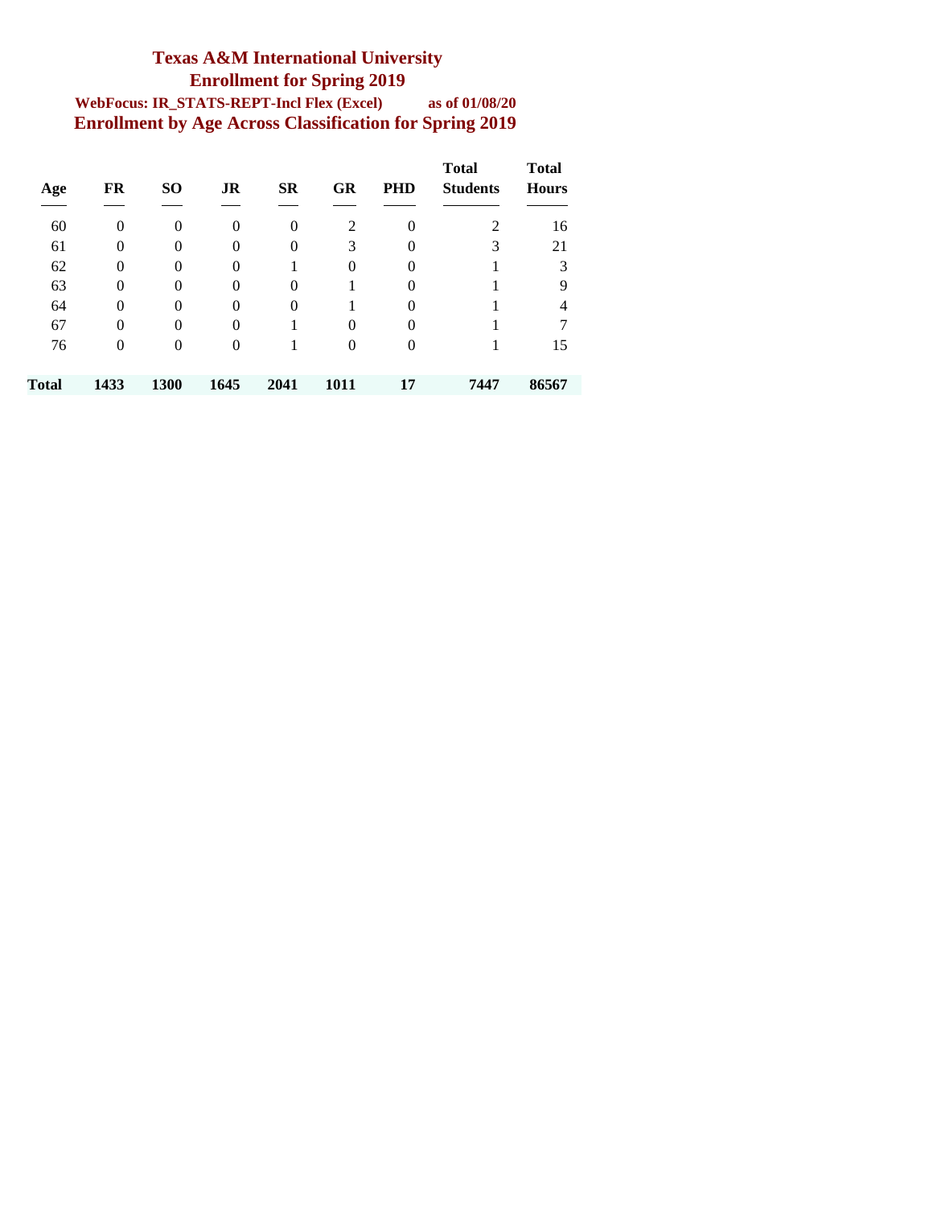# Texas A&M International University

## Enrollment for Spring 2019

**WebFocus: IR_STATS-REPT-Incl Flex (Excel)** **as of 01/08/20**

## Enrollment by Age Across Classification for Spring 2019

| Age | FR | SO | JR | SR | GR | PHD | Total Students | Total Hours |
|---|---|---|---|---|---|---|---|---|
| 60 | 0 | 0 | 0 | 0 | 2 | 0 | 2 | 16 |
| 61 | 0 | 0 | 0 | 0 | 3 | 0 | 3 | 21 |
| 62 | 0 | 0 | 0 | 1 | 0 | 0 | 1 | 3 |
| 63 | 0 | 0 | 0 | 0 | 1 | 0 | 1 | 9 |
| 64 | 0 | 0 | 0 | 0 | 1 | 0 | 1 | 4 |
| 67 | 0 | 0 | 0 | 1 | 0 | 0 | 1 | 7 |
| 76 | 0 | 0 | 0 | 1 | 0 | 0 | 1 | 15 |
| **Total** | **1433** | **1300** | **1645** | **2041** | **1011** | **17** | **7447** | **86567** |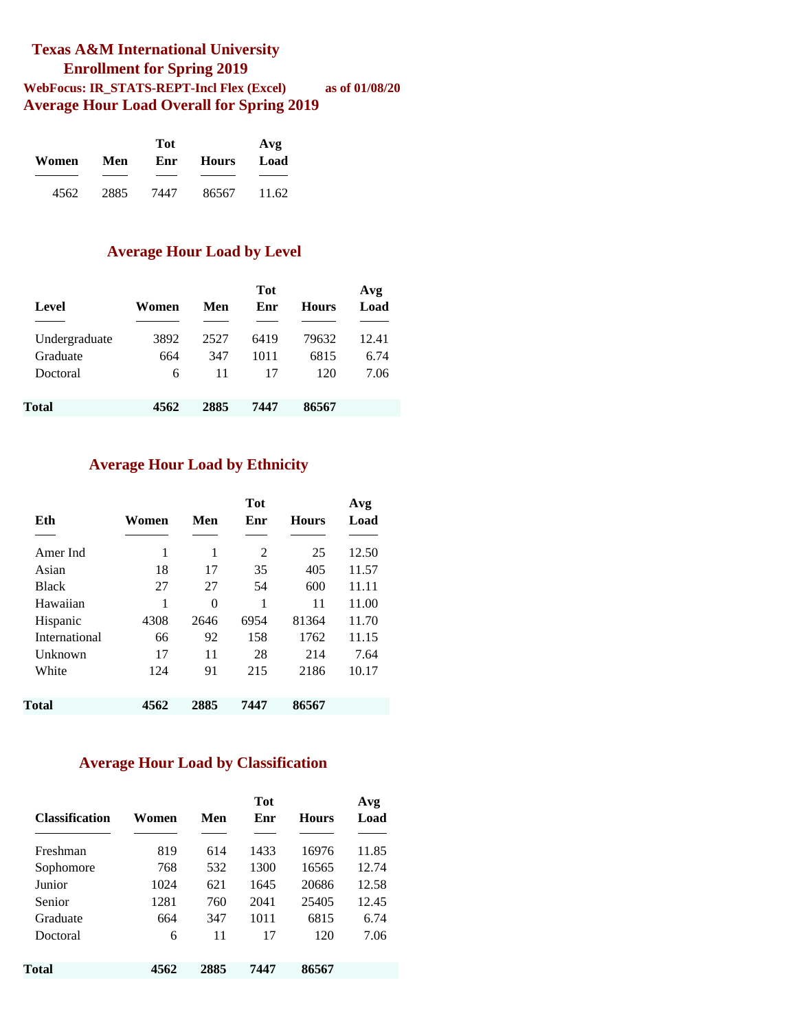# Texas A&M International University

## Enrollment for Spring 2019

**WebFocus: IR_STATS-REPT-Incl Flex (Excel)** **as of 01/08/20**

## Average Hour Load Overall for Spring 2019

| Women | Men | Tot Enr | Hours | Avg Load |
|---|---|---|---|---|
| 4562 | 2885 | 7447 | 86567 | 11.62 |

## Average Hour Load by Level

| Level | Women | Men | Tot Enr | Hours | Avg Load |
|---|---|---|---|---|---|
| Undergraduate | 3892 | 2527 | 6419 | 79632 | 12.41 |
| Graduate | 664 | 347 | 1011 | 6815 | 6.74 |
| Doctoral | 6 | 11 | 17 | 120 | 7.06 |
| **Total** | **4562** | **2885** | **7447** | **86567** | |

## Average Hour Load by Ethnicity

| Eth | Women | Men | Tot Enr | Hours | Avg Load |
|---|---|---|---|---|---|
| Amer Ind | 1 | 1 | 2 | 25 | 12.50 |
| Asian | 18 | 17 | 35 | 405 | 11.57 |
| Black | 27 | 27 | 54 | 600 | 11.11 |
| Hawaiian | 1 | 0 | 1 | 11 | 11.00 |
| Hispanic | 4308 | 2646 | 6954 | 81364 | 11.70 |
| International | 66 | 92 | 158 | 1762 | 11.15 |
| Unknown | 17 | 11 | 28 | 214 | 7.64 |
| White | 124 | 91 | 215 | 2186 | 10.17 |
| **Total** | **4562** | **2885** | **7447** | **86567** | |

## Average Hour Load by Classification

| Classification | Women | Men | Tot Enr | Hours | Avg Load |
|---|---|---|---|---|---|
| Freshman | 819 | 614 | 1433 | 16976 | 11.85 |
| Sophomore | 768 | 532 | 1300 | 16565 | 12.74 |
| Junior | 1024 | 621 | 1645 | 20686 | 12.58 |
| Senior | 1281 | 760 | 2041 | 25405 | 12.45 |
| Graduate | 664 | 347 | 1011 | 6815 | 6.74 |
| Doctoral | 6 | 11 | 17 | 120 | 7.06 |
| **Total** | **4562** | **2885** | **7447** | **86567** | |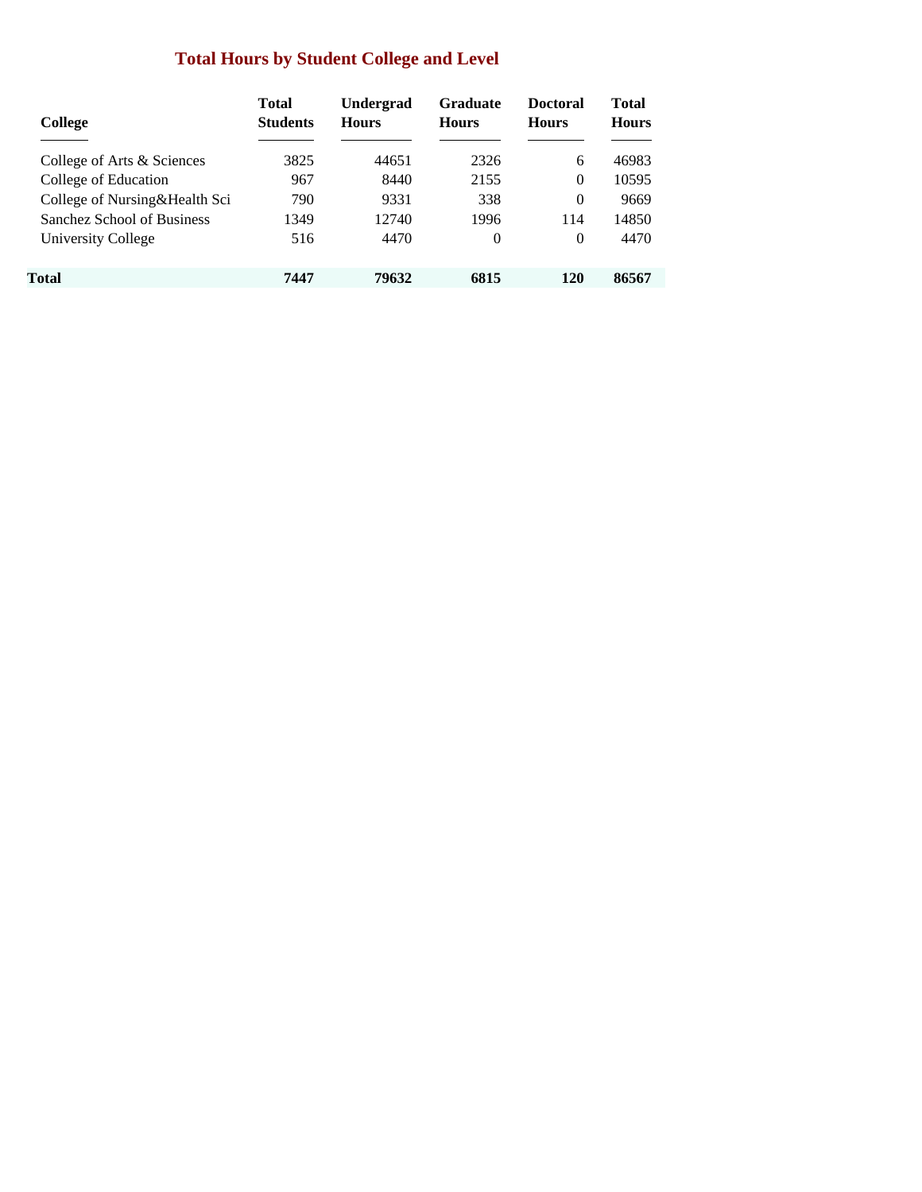## Total Hours by Student College and Level

| College | Total Students | Undergrad Hours | Graduate Hours | Doctoral Hours | Total Hours |
|---|---|---|---|---|---|
| College of Arts & Sciences | 3825 | 44651 | 2326 | 6 | 46983 |
| College of Education | 967 | 8440 | 2155 | 0 | 10595 |
| College of Nursing&Health Sci | 790 | 9331 | 338 | 0 | 9669 |
| Sanchez School of Business | 1349 | 12740 | 1996 | 114 | 14850 |
| University College | 516 | 4470 | 0 | 0 | 4470 |
| **Total** | **7447** | **79632** | **6815** | **120** | **86567** |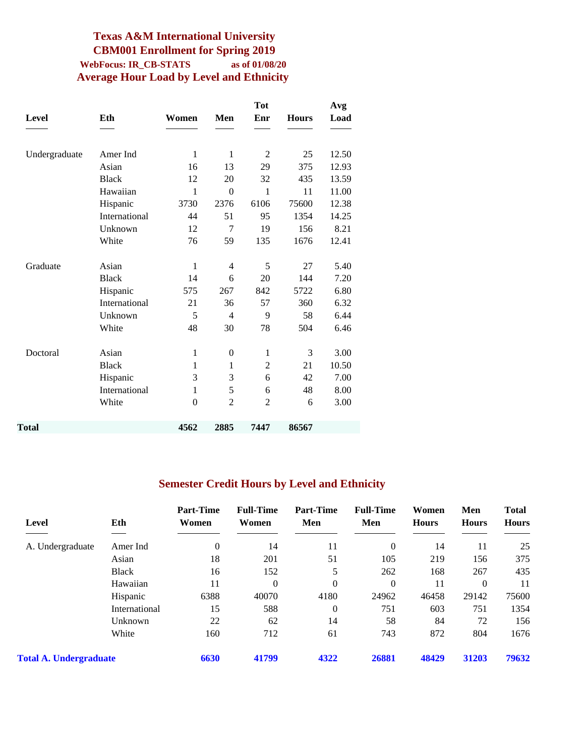# Texas A&M International University

## CBM001 Enrollment for Spring 2019

**WebFocus: IR_CB-STATS** **as of 01/08/20**

## Average Hour Load by Level and Ethnicity

| Level | Eth | Women | Men | Tot Enr | Hours | Avg Load |
|---|---|---|---|---|---|---|
| Undergraduate | Amer Ind | 1 | 1 | 2 | 25 | 12.50 |
| | Asian | 16 | 13 | 29 | 375 | 12.93 |
| | Black | 12 | 20 | 32 | 435 | 13.59 |
| | Hawaiian | 1 | 0 | 1 | 11 | 11.00 |
| | Hispanic | 3730 | 2376 | 6106 | 75600 | 12.38 |
| | International | 44 | 51 | 95 | 1354 | 14.25 |
| | Unknown | 12 | 7 | 19 | 156 | 8.21 |
| | White | 76 | 59 | 135 | 1676 | 12.41 |
| Graduate | Asian | 1 | 4 | 5 | 27 | 5.40 |
| | Black | 14 | 6 | 20 | 144 | 7.20 |
| | Hispanic | 575 | 267 | 842 | 5722 | 6.80 |
| | International | 21 | 36 | 57 | 360 | 6.32 |
| | Unknown | 5 | 4 | 9 | 58 | 6.44 |
| | White | 48 | 30 | 78 | 504 | 6.46 |
| Doctoral | Asian | 1 | 0 | 1 | 3 | 3.00 |
| | Black | 1 | 1 | 2 | 21 | 10.50 |
| | Hispanic | 3 | 3 | 6 | 42 | 7.00 |
| | International | 1 | 5 | 6 | 48 | 8.00 |
| | White | 0 | 2 | 2 | 6 | 3.00 |
| **Total** | | **4562** | **2885** | **7447** | **86567** | |

## Semester Credit Hours by Level and Ethnicity

| Level | Eth | Part-Time Women | Full-Time Women | Part-Time Men | Full-Time Men | Women Hours | Men Hours | Total Hours |
|---|---|---|---|---|---|---|---|---|
| A. Undergraduate | Amer Ind | 0 | 14 | 11 | 0 | 14 | 11 | 25 |
| | Asian | 18 | 201 | 51 | 105 | 219 | 156 | 375 |
| | Black | 16 | 152 | 5 | 262 | 168 | 267 | 435 |
| | Hawaiian | 11 | 0 | 0 | 0 | 11 | 0 | 11 |
| | Hispanic | 6388 | 40070 | 4180 | 24962 | 46458 | 29142 | 75600 |
| | International | 15 | 588 | 0 | 751 | 603 | 751 | 1354 |
| | Unknown | 22 | 62 | 14 | 58 | 84 | 72 | 156 |
| | White | 160 | 712 | 61 | 743 | 872 | 804 | 1676 |
| **Total A. Undergraduate** | | **6630** | **41799** | **4322** | **26881** | **48429** | **31203** | **79632** |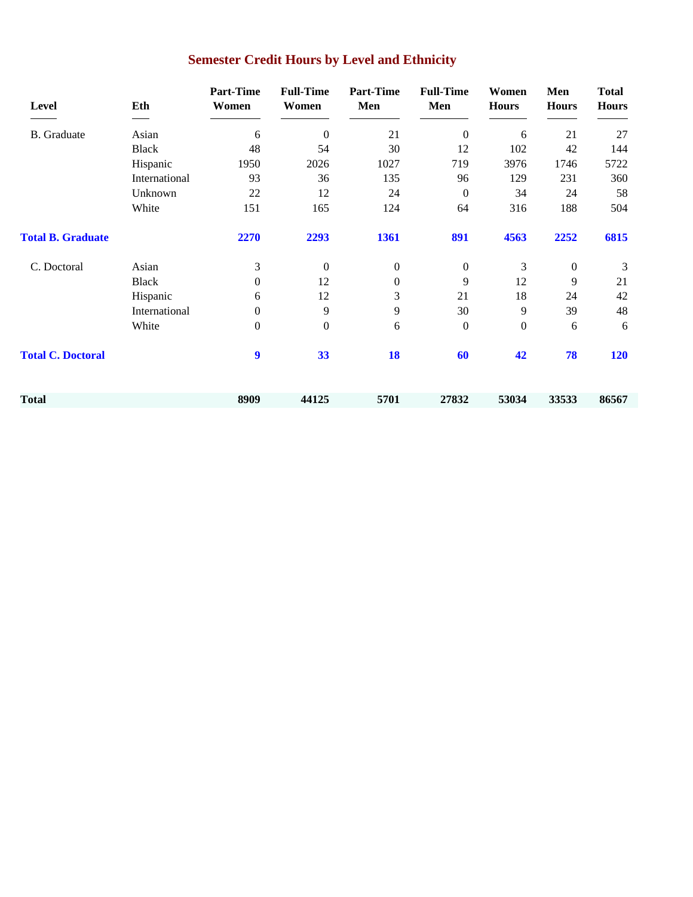## Semester Credit Hours by Level and Ethnicity

| Level | Eth | Part-Time Women | Full-Time Women | Part-Time Men | Full-Time Men | Women Hours | Men Hours | Total Hours |
|---|---|---|---|---|---|---|---|---|
| B. Graduate | Asian | 6 | 0 | 21 | 0 | 6 | 21 | 27 |
| | Black | 48 | 54 | 30 | 12 | 102 | 42 | 144 |
| | Hispanic | 1950 | 2026 | 1027 | 719 | 3976 | 1746 | 5722 |
| | International | 93 | 36 | 135 | 96 | 129 | 231 | 360 |
| | Unknown | 22 | 12 | 24 | 0 | 34 | 24 | 58 |
| | White | 151 | 165 | 124 | 64 | 316 | 188 | 504 |
| **Total B. Graduate** | | **2270** | **2293** | **1361** | **891** | **4563** | **2252** | **6815** |
| C. Doctoral | Asian | 3 | 0 | 0 | 0 | 3 | 0 | 3 |
| | Black | 0 | 12 | 0 | 9 | 12 | 9 | 21 |
| | Hispanic | 6 | 12 | 3 | 21 | 18 | 24 | 42 |
| | International | 0 | 9 | 9 | 30 | 9 | 39 | 48 |
| | White | 0 | 0 | 6 | 0 | 0 | 6 | 6 |
| **Total C. Doctoral** | | **9** | **33** | **18** | **60** | **42** | **78** | **120** |
| **Total** | | **8909** | **44125** | **5701** | **27832** | **53034** | **33533** | **86567** |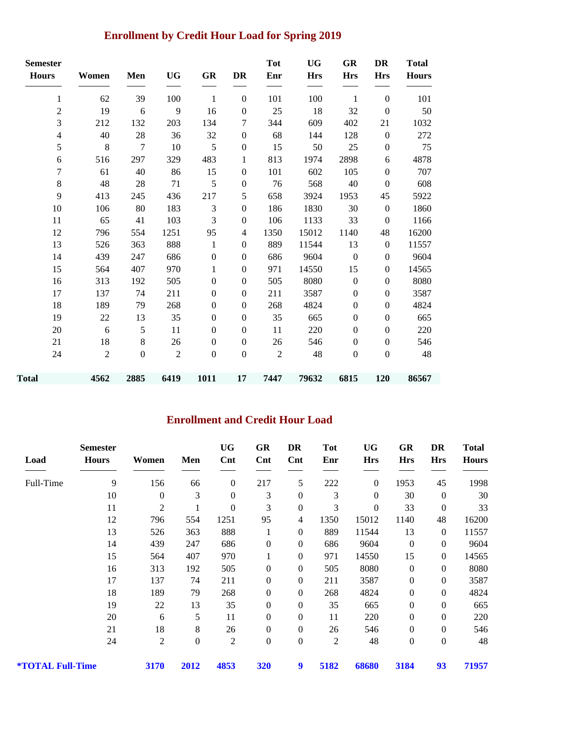## Enrollment by Credit Hour Load for Spring 2019

| Semester Hours | Women | Men | UG | GR | DR | Tot Enr | UG Hrs | GR Hrs | DR Hrs | Total Hours |
|---|---|---|---|---|---|---|---|---|---|---|
| 1 | 62 | 39 | 100 | 1 | 0 | 101 | 100 | 1 | 0 | 101 |
| 2 | 19 | 6 | 9 | 16 | 0 | 25 | 18 | 32 | 0 | 50 |
| 3 | 212 | 132 | 203 | 134 | 7 | 344 | 609 | 402 | 21 | 1032 |
| 4 | 40 | 28 | 36 | 32 | 0 | 68 | 144 | 128 | 0 | 272 |
| 5 | 8 | 7 | 10 | 5 | 0 | 15 | 50 | 25 | 0 | 75 |
| 6 | 516 | 297 | 329 | 483 | 1 | 813 | 1974 | 2898 | 6 | 4878 |
| 7 | 61 | 40 | 86 | 15 | 0 | 101 | 602 | 105 | 0 | 707 |
| 8 | 48 | 28 | 71 | 5 | 0 | 76 | 568 | 40 | 0 | 608 |
| 9 | 413 | 245 | 436 | 217 | 5 | 658 | 3924 | 1953 | 45 | 5922 |
| 10 | 106 | 80 | 183 | 3 | 0 | 186 | 1830 | 30 | 0 | 1860 |
| 11 | 65 | 41 | 103 | 3 | 0 | 106 | 1133 | 33 | 0 | 1166 |
| 12 | 796 | 554 | 1251 | 95 | 4 | 1350 | 15012 | 1140 | 48 | 16200 |
| 13 | 526 | 363 | 888 | 1 | 0 | 889 | 11544 | 13 | 0 | 11557 |
| 14 | 439 | 247 | 686 | 0 | 0 | 686 | 9604 | 0 | 0 | 9604 |
| 15 | 564 | 407 | 970 | 1 | 0 | 971 | 14550 | 15 | 0 | 14565 |
| 16 | 313 | 192 | 505 | 0 | 0 | 505 | 8080 | 0 | 0 | 8080 |
| 17 | 137 | 74 | 211 | 0 | 0 | 211 | 3587 | 0 | 0 | 3587 |
| 18 | 189 | 79 | 268 | 0 | 0 | 268 | 4824 | 0 | 0 | 4824 |
| 19 | 22 | 13 | 35 | 0 | 0 | 35 | 665 | 0 | 0 | 665 |
| 20 | 6 | 5 | 11 | 0 | 0 | 11 | 220 | 0 | 0 | 220 |
| 21 | 18 | 8 | 26 | 0 | 0 | 26 | 546 | 0 | 0 | 546 |
| 24 | 2 | 0 | 2 | 0 | 0 | 2 | 48 | 0 | 0 | 48 |
| **Total** | **4562** | **2885** | **6419** | **1011** | **17** | **7447** | **79632** | **6815** | **120** | **86567** |

## Enrollment and Credit Hour Load

| Load | Semester Hours | Women | Men | UG Cnt | GR Cnt | DR Cnt | Tot Enr | UG Hrs | GR Hrs | DR Hrs | Total Hours |
|---|---|---|---|---|---|---|---|---|---|---|---|
| Full-Time | 9 | 156 | 66 | 0 | 217 | 5 | 222 | 0 | 1953 | 45 | 1998 |
| | 10 | 0 | 3 | 0 | 3 | 0 | 3 | 0 | 30 | 0 | 30 |
| | 11 | 2 | 1 | 0 | 3 | 0 | 3 | 0 | 33 | 0 | 33 |
| | 12 | 796 | 554 | 1251 | 95 | 4 | 1350 | 15012 | 1140 | 48 | 16200 |
| | 13 | 526 | 363 | 888 | 1 | 0 | 889 | 11544 | 13 | 0 | 11557 |
| | 14 | 439 | 247 | 686 | 0 | 0 | 686 | 9604 | 0 | 0 | 9604 |
| | 15 | 564 | 407 | 970 | 1 | 0 | 971 | 14550 | 15 | 0 | 14565 |
| | 16 | 313 | 192 | 505 | 0 | 0 | 505 | 8080 | 0 | 0 | 8080 |
| | 17 | 137 | 74 | 211 | 0 | 0 | 211 | 3587 | 0 | 0 | 3587 |
| | 18 | 189 | 79 | 268 | 0 | 0 | 268 | 4824 | 0 | 0 | 4824 |
| | 19 | 22 | 13 | 35 | 0 | 0 | 35 | 665 | 0 | 0 | 665 |
| | 20 | 6 | 5 | 11 | 0 | 0 | 11 | 220 | 0 | 0 | 220 |
| | 21 | 18 | 8 | 26 | 0 | 0 | 26 | 546 | 0 | 0 | 546 |
| | 24 | 2 | 0 | 2 | 0 | 0 | 2 | 48 | 0 | 0 | 48 |
| **\*TOTAL Full-Time** | | **3170** | **2012** | **4853** | **320** | **9** | **5182** | **68680** | **3184** | **93** | **71957** |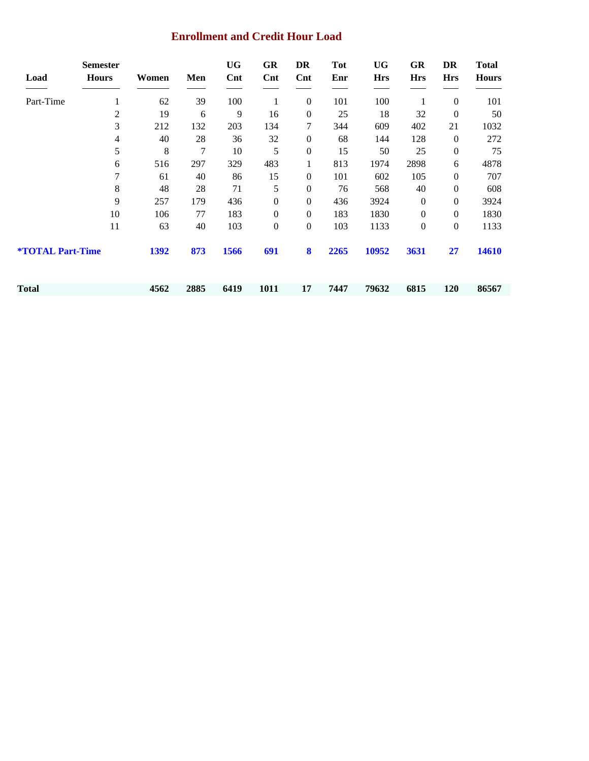## Enrollment and Credit Hour Load

| Load | Semester Hours | Women | Men | UG Cnt | GR Cnt | DR Cnt | Tot Enr | UG Hrs | GR Hrs | DR Hrs | Total Hours |
|---|---|---|---|---|---|---|---|---|---|---|---|
| Part-Time | 1 | 62 | 39 | 100 | 1 | 0 | 101 | 100 | 1 | 0 | 101 |
| | 2 | 19 | 6 | 9 | 16 | 0 | 25 | 18 | 32 | 0 | 50 |
| | 3 | 212 | 132 | 203 | 134 | 7 | 344 | 609 | 402 | 21 | 1032 |
| | 4 | 40 | 28 | 36 | 32 | 0 | 68 | 144 | 128 | 0 | 272 |
| | 5 | 8 | 7 | 10 | 5 | 0 | 15 | 50 | 25 | 0 | 75 |
| | 6 | 516 | 297 | 329 | 483 | 1 | 813 | 1974 | 2898 | 6 | 4878 |
| | 7 | 61 | 40 | 86 | 15 | 0 | 101 | 602 | 105 | 0 | 707 |
| | 8 | 48 | 28 | 71 | 5 | 0 | 76 | 568 | 40 | 0 | 608 |
| | 9 | 257 | 179 | 436 | 0 | 0 | 436 | 3924 | 0 | 0 | 3924 |
| | 10 | 106 | 77 | 183 | 0 | 0 | 183 | 1830 | 0 | 0 | 1830 |
| | 11 | 63 | 40 | 103 | 0 | 0 | 103 | 1133 | 0 | 0 | 1133 |
| ***TOTAL Part-Time** | | **1392** | **873** | **1566** | **691** | **8** | **2265** | **10952** | **3631** | **27** | **14610** |
| **Total** | | **4562** | **2885** | **6419** | **1011** | **17** | **7447** | **79632** | **6815** | **120** | **86567** |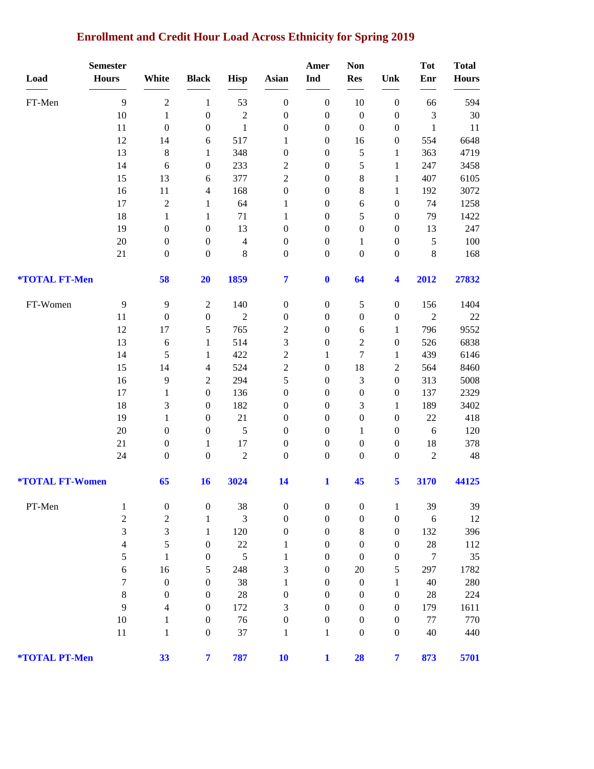## Enrollment and Credit Hour Load Across Ethnicity for Spring 2019

| Load | Semester Hours | White | Black | Hisp | Asian | Amer Ind | Non Res | Unk | Tot Enr | Total Hours |
|---|---|---|---|---|---|---|---|---|---|---|
| FT-Men | 9 | 2 | 1 | 53 | 0 | 0 | 10 | 0 | 66 | 594 |
| | 10 | 1 | 0 | 2 | 0 | 0 | 0 | 0 | 3 | 30 |
| | 11 | 0 | 0 | 1 | 0 | 0 | 0 | 0 | 1 | 11 |
| | 12 | 14 | 6 | 517 | 1 | 0 | 16 | 0 | 554 | 6648 |
| | 13 | 8 | 1 | 348 | 0 | 0 | 5 | 1 | 363 | 4719 |
| | 14 | 6 | 0 | 233 | 2 | 0 | 5 | 1 | 247 | 3458 |
| | 15 | 13 | 6 | 377 | 2 | 0 | 8 | 1 | 407 | 6105 |
| | 16 | 11 | 4 | 168 | 0 | 0 | 8 | 1 | 192 | 3072 |
| | 17 | 2 | 1 | 64 | 1 | 0 | 6 | 0 | 74 | 1258 |
| | 18 | 1 | 1 | 71 | 1 | 0 | 5 | 0 | 79 | 1422 |
| | 19 | 0 | 0 | 13 | 0 | 0 | 0 | 0 | 13 | 247 |
| | 20 | 0 | 0 | 4 | 0 | 0 | 1 | 0 | 5 | 100 |
| | 21 | 0 | 0 | 8 | 0 | 0 | 0 | 0 | 8 | 168 |
| ***TOTAL FT-Men** | | **58** | **20** | **1859** | **7** | **0** | **64** | **4** | **2012** | **27832** |
| FT-Women | 9 | 9 | 2 | 140 | 0 | 0 | 5 | 0 | 156 | 1404 |
| | 11 | 0 | 0 | 2 | 0 | 0 | 0 | 0 | 2 | 22 |
| | 12 | 17 | 5 | 765 | 2 | 0 | 6 | 1 | 796 | 9552 |
| | 13 | 6 | 1 | 514 | 3 | 0 | 2 | 0 | 526 | 6838 |
| | 14 | 5 | 1 | 422 | 2 | 1 | 7 | 1 | 439 | 6146 |
| | 15 | 14 | 4 | 524 | 2 | 0 | 18 | 2 | 564 | 8460 |
| | 16 | 9 | 2 | 294 | 5 | 0 | 3 | 0 | 313 | 5008 |
| | 17 | 1 | 0 | 136 | 0 | 0 | 0 | 0 | 137 | 2329 |
| | 18 | 3 | 0 | 182 | 0 | 0 | 3 | 1 | 189 | 3402 |
| | 19 | 1 | 0 | 21 | 0 | 0 | 0 | 0 | 22 | 418 |
| | 20 | 0 | 0 | 5 | 0 | 0 | 1 | 0 | 6 | 120 |
| | 21 | 0 | 1 | 17 | 0 | 0 | 0 | 0 | 18 | 378 |
| | 24 | 0 | 0 | 2 | 0 | 0 | 0 | 0 | 2 | 48 |
| ***TOTAL FT-Women** | | **65** | **16** | **3024** | **14** | **1** | **45** | **5** | **3170** | **44125** |
| PT-Men | 1 | 0 | 0 | 38 | 0 | 0 | 0 | 1 | 39 | 39 |
| | 2 | 2 | 1 | 3 | 0 | 0 | 0 | 0 | 6 | 12 |
| | 3 | 3 | 1 | 120 | 0 | 0 | 8 | 0 | 132 | 396 |
| | 4 | 5 | 0 | 22 | 1 | 0 | 0 | 0 | 28 | 112 |
| | 5 | 1 | 0 | 5 | 1 | 0 | 0 | 0 | 7 | 35 |
| | 6 | 16 | 5 | 248 | 3 | 0 | 20 | 5 | 297 | 1782 |
| | 7 | 0 | 0 | 38 | 1 | 0 | 0 | 1 | 40 | 280 |
| | 8 | 0 | 0 | 28 | 0 | 0 | 0 | 0 | 28 | 224 |
| | 9 | 4 | 0 | 172 | 3 | 0 | 0 | 0 | 179 | 1611 |
| | 10 | 1 | 0 | 76 | 0 | 0 | 0 | 0 | 77 | 770 |
| | 11 | 1 | 0 | 37 | 1 | 1 | 0 | 0 | 40 | 440 |
| ***TOTAL PT-Men** | | **33** | **7** | **787** | **10** | **1** | **28** | **7** | **873** | **5701** |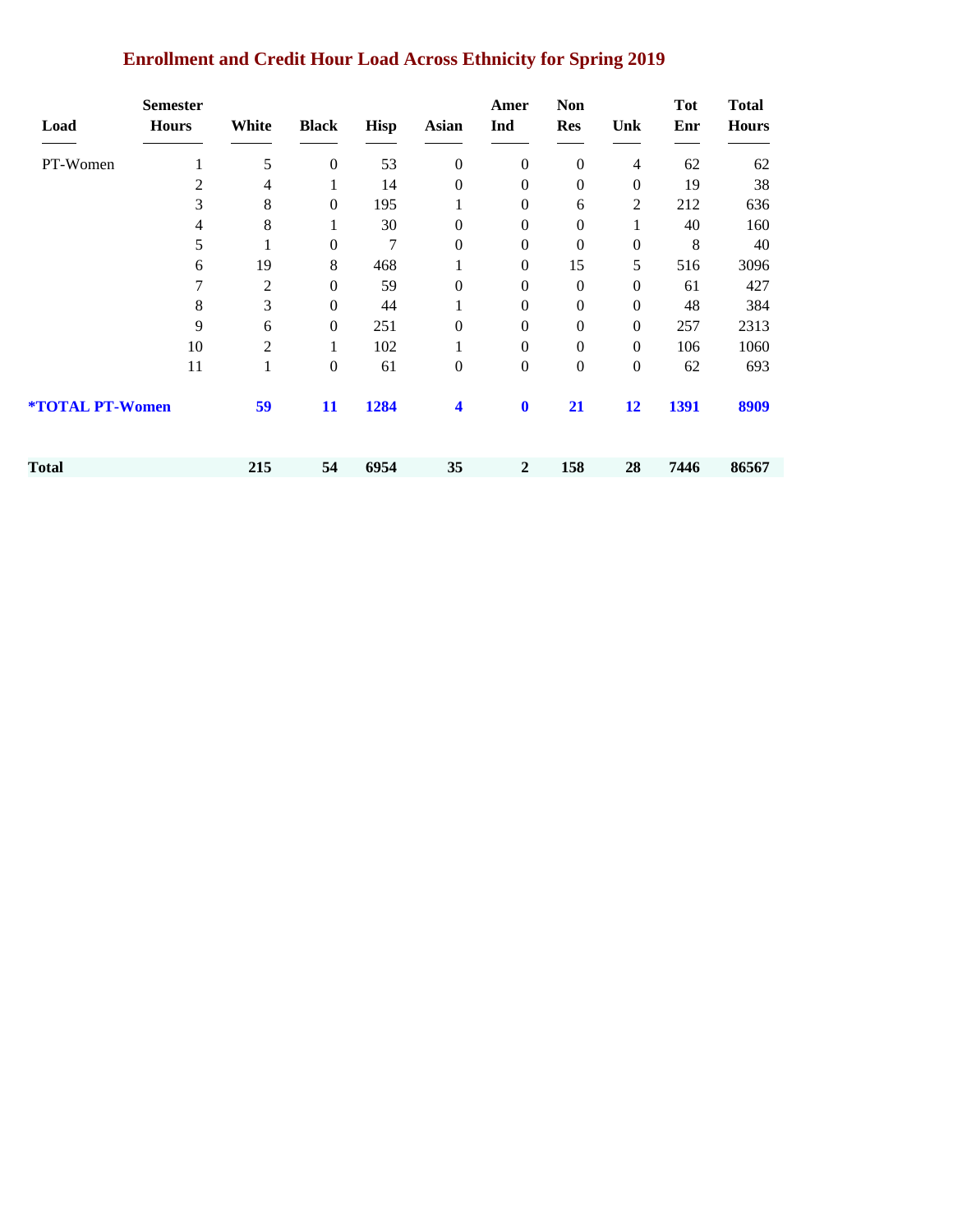## Enrollment and Credit Hour Load Across Ethnicity for Spring 2019

| Load | Semester Hours | White | Black | Hisp | Asian | Amer Ind | Non Res | Unk | Tot Enr | Total Hours |
|---|---|---|---|---|---|---|---|---|---|---|
| PT-Women | 1 | 5 | 0 | 53 | 0 | 0 | 0 | 4 | 62 | 62 |
| | 2 | 4 | 1 | 14 | 0 | 0 | 0 | 0 | 19 | 38 |
| | 3 | 8 | 0 | 195 | 1 | 0 | 6 | 2 | 212 | 636 |
| | 4 | 8 | 1 | 30 | 0 | 0 | 0 | 1 | 40 | 160 |
| | 5 | 1 | 0 | 7 | 0 | 0 | 0 | 0 | 8 | 40 |
| | 6 | 19 | 8 | 468 | 1 | 0 | 15 | 5 | 516 | 3096 |
| | 7 | 2 | 0 | 59 | 0 | 0 | 0 | 0 | 61 | 427 |
| | 8 | 3 | 0 | 44 | 1 | 0 | 0 | 0 | 48 | 384 |
| | 9 | 6 | 0 | 251 | 0 | 0 | 0 | 0 | 257 | 2313 |
| | 10 | 2 | 1 | 102 | 1 | 0 | 0 | 0 | 106 | 1060 |
| | 11 | 1 | 0 | 61 | 0 | 0 | 0 | 0 | 62 | 693 |
| **\*TOTAL PT-Women** | | **59** | **11** | **1284** | **4** | **0** | **21** | **12** | **1391** | **8909** |
| **Total** | | **215** | **54** | **6954** | **35** | **2** | **158** | **28** | **7446** | **86567** |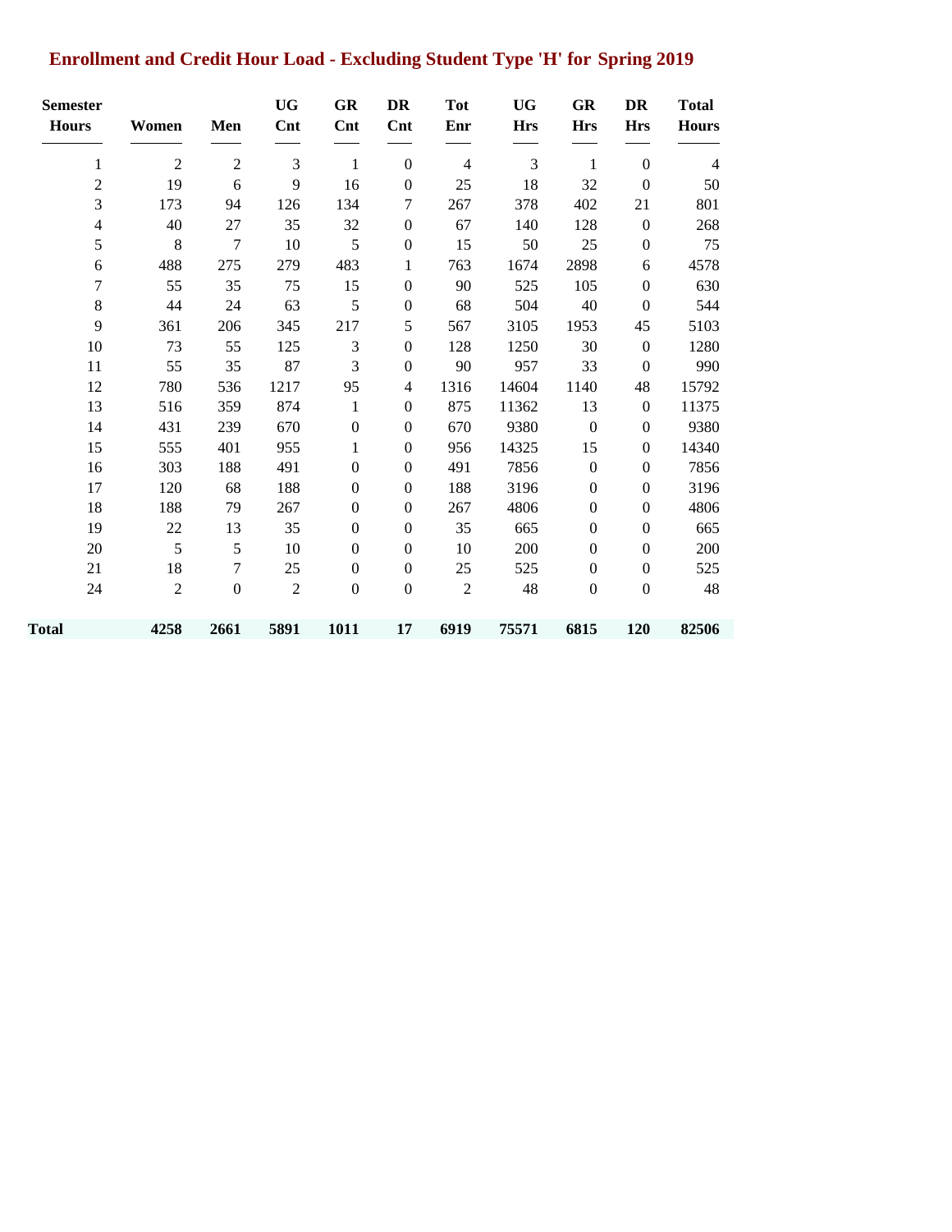## Enrollment and Credit Hour Load - Excluding Student Type 'H' for Spring 2019

| Semester Hours | Women | Men | UG Cnt | GR Cnt | DR Cnt | Tot Enr | UG Hrs | GR Hrs | DR Hrs | Total Hours |
|---|---|---|---|---|---|---|---|---|---|---|
| 1 | 2 | 2 | 3 | 1 | 0 | 4 | 3 | 1 | 0 | 4 |
| 2 | 19 | 6 | 9 | 16 | 0 | 25 | 18 | 32 | 0 | 50 |
| 3 | 173 | 94 | 126 | 134 | 7 | 267 | 378 | 402 | 21 | 801 |
| 4 | 40 | 27 | 35 | 32 | 0 | 67 | 140 | 128 | 0 | 268 |
| 5 | 8 | 7 | 10 | 5 | 0 | 15 | 50 | 25 | 0 | 75 |
| 6 | 488 | 275 | 279 | 483 | 1 | 763 | 1674 | 2898 | 6 | 4578 |
| 7 | 55 | 35 | 75 | 15 | 0 | 90 | 525 | 105 | 0 | 630 |
| 8 | 44 | 24 | 63 | 5 | 0 | 68 | 504 | 40 | 0 | 544 |
| 9 | 361 | 206 | 345 | 217 | 5 | 567 | 3105 | 1953 | 45 | 5103 |
| 10 | 73 | 55 | 125 | 3 | 0 | 128 | 1250 | 30 | 0 | 1280 |
| 11 | 55 | 35 | 87 | 3 | 0 | 90 | 957 | 33 | 0 | 990 |
| 12 | 780 | 536 | 1217 | 95 | 4 | 1316 | 14604 | 1140 | 48 | 15792 |
| 13 | 516 | 359 | 874 | 1 | 0 | 875 | 11362 | 13 | 0 | 11375 |
| 14 | 431 | 239 | 670 | 0 | 0 | 670 | 9380 | 0 | 0 | 9380 |
| 15 | 555 | 401 | 955 | 1 | 0 | 956 | 14325 | 15 | 0 | 14340 |
| 16 | 303 | 188 | 491 | 0 | 0 | 491 | 7856 | 0 | 0 | 7856 |
| 17 | 120 | 68 | 188 | 0 | 0 | 188 | 3196 | 0 | 0 | 3196 |
| 18 | 188 | 79 | 267 | 0 | 0 | 267 | 4806 | 0 | 0 | 4806 |
| 19 | 22 | 13 | 35 | 0 | 0 | 35 | 665 | 0 | 0 | 665 |
| 20 | 5 | 5 | 10 | 0 | 0 | 10 | 200 | 0 | 0 | 200 |
| 21 | 18 | 7 | 25 | 0 | 0 | 25 | 525 | 0 | 0 | 525 |
| 24 | 2 | 0 | 2 | 0 | 0 | 2 | 48 | 0 | 0 | 48 |
| **Total** | **4258** | **2661** | **5891** | **1011** | **17** | **6919** | **75571** | **6815** | **120** | **82506** |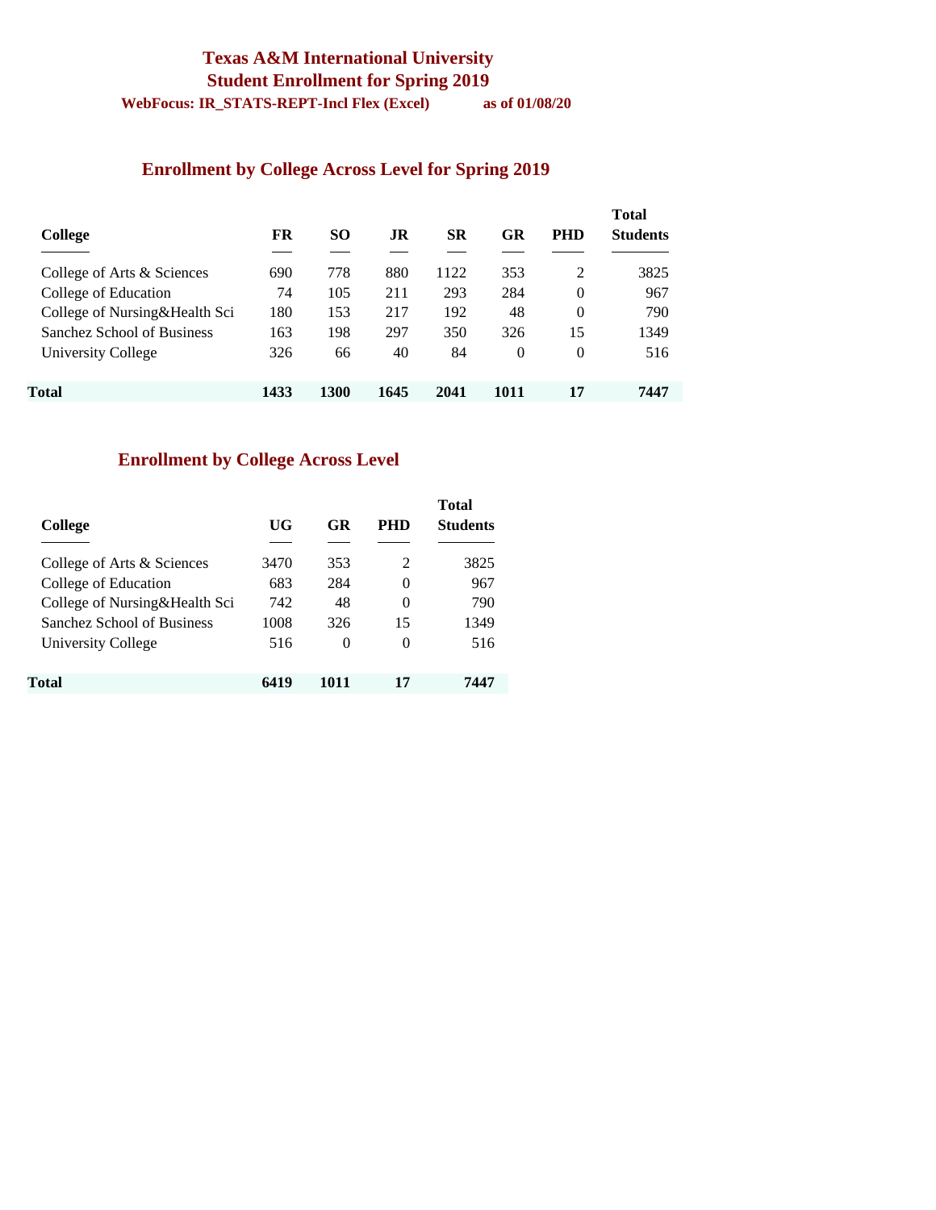# Texas A&M International University
## Student Enrollment for Spring 2019

**WebFocus: IR_STATS-REPT-Incl Flex (Excel)** **as of 01/08/20**

## Enrollment by College Across Level for Spring 2019

| College | FR | SO | JR | SR | GR | PHD | Total Students |
|---|---|---|---|---|---|---|---|
| College of Arts & Sciences | 690 | 778 | 880 | 1122 | 353 | 2 | 3825 |
| College of Education | 74 | 105 | 211 | 293 | 284 | 0 | 967 |
| College of Nursing&Health Sci | 180 | 153 | 217 | 192 | 48 | 0 | 790 |
| Sanchez School of Business | 163 | 198 | 297 | 350 | 326 | 15 | 1349 |
| University College | 326 | 66 | 40 | 84 | 0 | 0 | 516 |
| **Total** | **1433** | **1300** | **1645** | **2041** | **1011** | **17** | **7447** |

## Enrollment by College Across Level

| College | UG | GR | PHD | Total Students |
|---|---|---|---|---|
| College of Arts & Sciences | 3470 | 353 | 2 | 3825 |
| College of Education | 683 | 284 | 0 | 967 |
| College of Nursing&Health Sci | 742 | 48 | 0 | 790 |
| Sanchez School of Business | 1008 | 326 | 15 | 1349 |
| University College | 516 | 0 | 0 | 516 |
| **Total** | **6419** | **1011** | **17** | **7447** |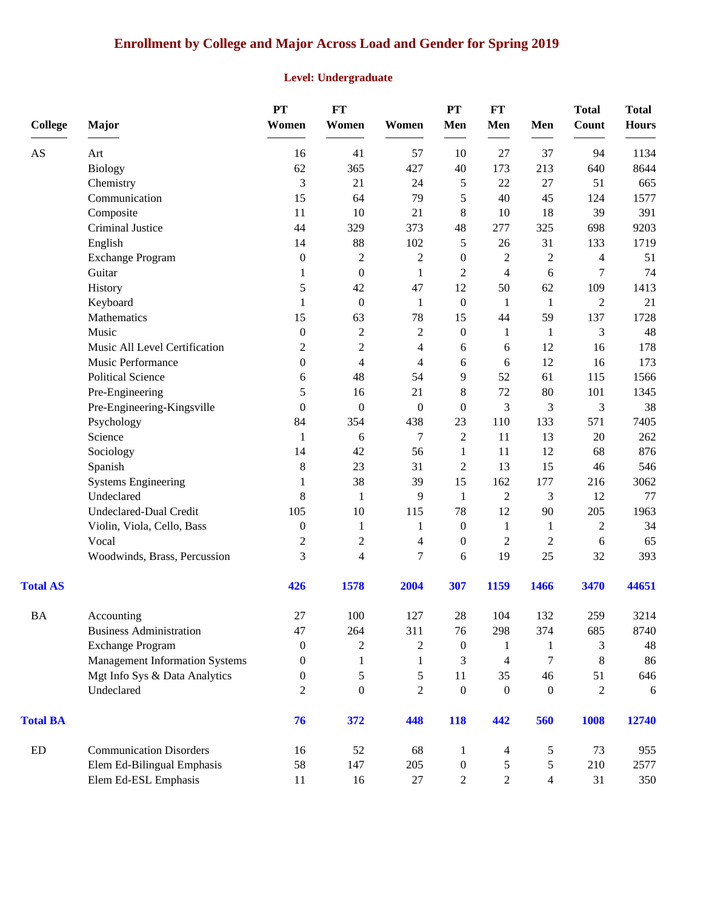# Enrollment by College and Major Across Load and Gender for Spring 2019

## Level: Undergraduate

| College | Major | PT Women | FT Women | Women | PT Men | FT Men | Men | Total Count | Total Hours |
|---|---|---|---|---|---|---|---|---|---|
| AS | Art | 16 | 41 | 57 | 10 | 27 | 37 | 94 | 1134 |
| | Biology | 62 | 365 | 427 | 40 | 173 | 213 | 640 | 8644 |
| | Chemistry | 3 | 21 | 24 | 5 | 22 | 27 | 51 | 665 |
| | Communication | 15 | 64 | 79 | 5 | 40 | 45 | 124 | 1577 |
| | Composite | 11 | 10 | 21 | 8 | 10 | 18 | 39 | 391 |
| | Criminal Justice | 44 | 329 | 373 | 48 | 277 | 325 | 698 | 9203 |
| | English | 14 | 88 | 102 | 5 | 26 | 31 | 133 | 1719 |
| | Exchange Program | 0 | 2 | 2 | 0 | 2 | 2 | 4 | 51 |
| | Guitar | 1 | 0 | 1 | 2 | 4 | 6 | 7 | 74 |
| | History | 5 | 42 | 47 | 12 | 50 | 62 | 109 | 1413 |
| | Keyboard | 1 | 0 | 1 | 0 | 1 | 1 | 2 | 21 |
| | Mathematics | 15 | 63 | 78 | 15 | 44 | 59 | 137 | 1728 |
| | Music | 0 | 2 | 2 | 0 | 1 | 1 | 3 | 48 |
| | Music All Level Certification | 2 | 2 | 4 | 6 | 6 | 12 | 16 | 178 |
| | Music Performance | 0 | 4 | 4 | 6 | 6 | 12 | 16 | 173 |
| | Political Science | 6 | 48 | 54 | 9 | 52 | 61 | 115 | 1566 |
| | Pre-Engineering | 5 | 16 | 21 | 8 | 72 | 80 | 101 | 1345 |
| | Pre-Engineering-Kingsville | 0 | 0 | 0 | 0 | 3 | 3 | 3 | 38 |
| | Psychology | 84 | 354 | 438 | 23 | 110 | 133 | 571 | 7405 |
| | Science | 1 | 6 | 7 | 2 | 11 | 13 | 20 | 262 |
| | Sociology | 14 | 42 | 56 | 1 | 11 | 12 | 68 | 876 |
| | Spanish | 8 | 23 | 31 | 2 | 13 | 15 | 46 | 546 |
| | Systems Engineering | 1 | 38 | 39 | 15 | 162 | 177 | 216 | 3062 |
| | Undeclared | 8 | 1 | 9 | 1 | 2 | 3 | 12 | 77 |
| | Undeclared-Dual Credit | 105 | 10 | 115 | 78 | 12 | 90 | 205 | 1963 |
| | Violin, Viola, Cello, Bass | 0 | 1 | 1 | 0 | 1 | 1 | 2 | 34 |
| | Vocal | 2 | 2 | 4 | 0 | 2 | 2 | 6 | 65 |
| | Woodwinds, Brass, Percussion | 3 | 4 | 7 | 6 | 19 | 25 | 32 | 393 |
| **Total AS** | | **426** | **1578** | **2004** | **307** | **1159** | **1466** | **3470** | **44651** |
| BA | Accounting | 27 | 100 | 127 | 28 | 104 | 132 | 259 | 3214 |
| | Business Administration | 47 | 264 | 311 | 76 | 298 | 374 | 685 | 8740 |
| | Exchange Program | 0 | 2 | 2 | 0 | 1 | 1 | 3 | 48 |
| | Management Information Systems | 0 | 1 | 1 | 3 | 4 | 7 | 8 | 86 |
| | Mgt Info Sys & Data Analytics | 0 | 5 | 5 | 11 | 35 | 46 | 51 | 646 |
| | Undeclared | 2 | 0 | 2 | 0 | 0 | 0 | 2 | 6 |
| **Total BA** | | **76** | **372** | **448** | **118** | **442** | **560** | **1008** | **12740** |
| ED | Communication Disorders | 16 | 52 | 68 | 1 | 4 | 5 | 73 | 955 |
| | Elem Ed-Bilingual Emphasis | 58 | 147 | 205 | 0 | 5 | 5 | 210 | 2577 |
| | Elem Ed-ESL Emphasis | 11 | 16 | 27 | 2 | 2 | 4 | 31 | 350 |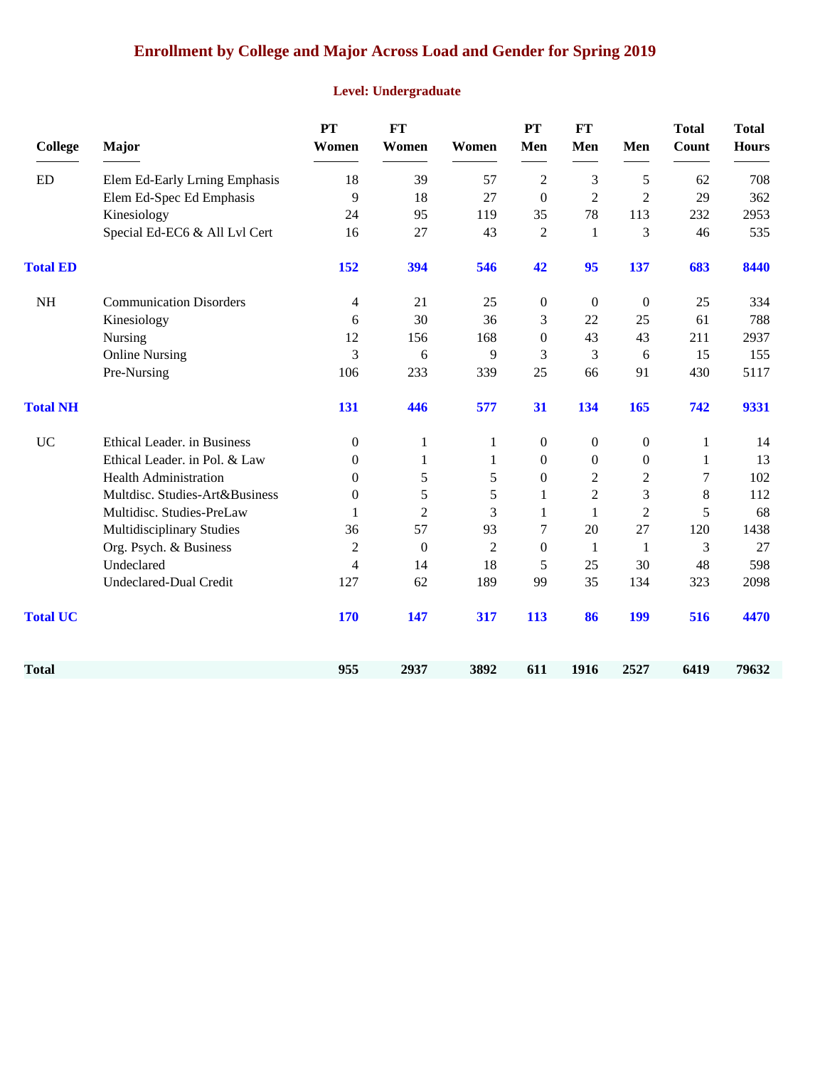# Enrollment by College and Major Across Load and Gender for Spring 2019

## Level: Undergraduate

| College | Major | PT Women | FT Women | Women | PT Men | FT Men | Men | Total Count | Total Hours |
|---|---|---|---|---|---|---|---|---|---|
| ED | Elem Ed-Early Lrning Emphasis | 18 | 39 | 57 | 2 | 3 | 5 | 62 | 708 |
| | Elem Ed-Spec Ed Emphasis | 9 | 18 | 27 | 0 | 2 | 2 | 29 | 362 |
| | Kinesiology | 24 | 95 | 119 | 35 | 78 | 113 | 232 | 2953 |
| | Special Ed-EC6 & All Lvl Cert | 16 | 27 | 43 | 2 | 1 | 3 | 46 | 535 |
| **Total ED** | | **152** | **394** | **546** | **42** | **95** | **137** | **683** | **8440** |
| NH | Communication Disorders | 4 | 21 | 25 | 0 | 0 | 0 | 25 | 334 |
| | Kinesiology | 6 | 30 | 36 | 3 | 22 | 25 | 61 | 788 |
| | Nursing | 12 | 156 | 168 | 0 | 43 | 43 | 211 | 2937 |
| | Online Nursing | 3 | 6 | 9 | 3 | 3 | 6 | 15 | 155 |
| | Pre-Nursing | 106 | 233 | 339 | 25 | 66 | 91 | 430 | 5117 |
| **Total NH** | | **131** | **446** | **577** | **31** | **134** | **165** | **742** | **9331** |
| UC | Ethical Leader. in Business | 0 | 1 | 1 | 0 | 0 | 0 | 1 | 14 |
| | Ethical Leader. in Pol. & Law | 0 | 1 | 1 | 0 | 0 | 0 | 1 | 13 |
| | Health Administration | 0 | 5 | 5 | 0 | 2 | 2 | 7 | 102 |
| | Multdisc. Studies-Art&Business | 0 | 5 | 5 | 1 | 2 | 3 | 8 | 112 |
| | Multidisc. Studies-PreLaw | 1 | 2 | 3 | 1 | 1 | 2 | 5 | 68 |
| | Multidisciplinary Studies | 36 | 57 | 93 | 7 | 20 | 27 | 120 | 1438 |
| | Org. Psych. & Business | 2 | 0 | 2 | 0 | 1 | 1 | 3 | 27 |
| | Undeclared | 4 | 14 | 18 | 5 | 25 | 30 | 48 | 598 |
| | Undeclared-Dual Credit | 127 | 62 | 189 | 99 | 35 | 134 | 323 | 2098 |
| **Total UC** | | **170** | **147** | **317** | **113** | **86** | **199** | **516** | **4470** |
| **Total** | | **955** | **2937** | **3892** | **611** | **1916** | **2527** | **6419** | **79632** |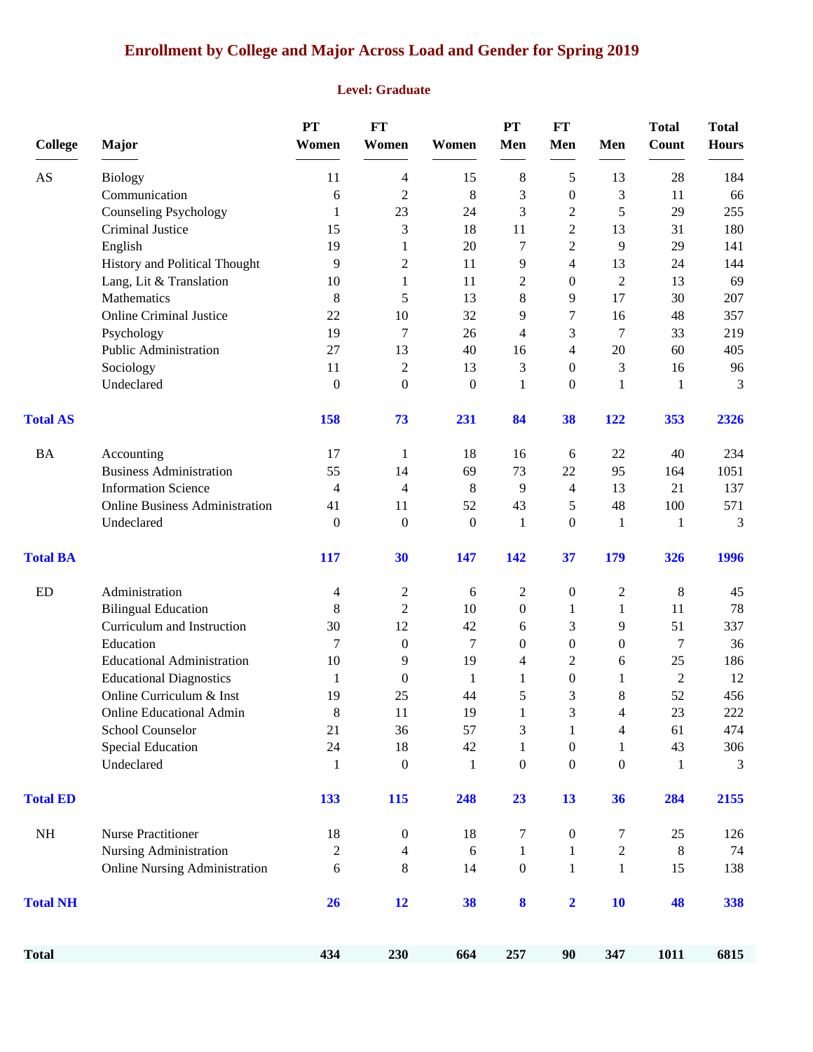# Enrollment by College and Major Across Load and Gender for Spring 2019

## Level: Graduate

| College | Major | PT Women | FT Women | Women | PT Men | FT Men | Men | Total Count | Total Hours |
|---|---|---|---|---|---|---|---|---|---|
| AS | Biology | 11 | 4 | 15 | 8 | 5 | 13 | 28 | 184 |
| | Communication | 6 | 2 | 8 | 3 | 0 | 3 | 11 | 66 |
| | Counseling Psychology | 1 | 23 | 24 | 3 | 2 | 5 | 29 | 255 |
| | Criminal Justice | 15 | 3 | 18 | 11 | 2 | 13 | 31 | 180 |
| | English | 19 | 1 | 20 | 7 | 2 | 9 | 29 | 141 |
| | History and Political Thought | 9 | 2 | 11 | 9 | 4 | 13 | 24 | 144 |
| | Lang, Lit & Translation | 10 | 1 | 11 | 2 | 0 | 2 | 13 | 69 |
| | Mathematics | 8 | 5 | 13 | 8 | 9 | 17 | 30 | 207 |
| | Online Criminal Justice | 22 | 10 | 32 | 9 | 7 | 16 | 48 | 357 |
| | Psychology | 19 | 7 | 26 | 4 | 3 | 7 | 33 | 219 |
| | Public Administration | 27 | 13 | 40 | 16 | 4 | 20 | 60 | 405 |
| | Sociology | 11 | 2 | 13 | 3 | 0 | 3 | 16 | 96 |
| | Undeclared | 0 | 0 | 0 | 1 | 0 | 1 | 1 | 3 |
| **Total AS** | | **158** | **73** | **231** | **84** | **38** | **122** | **353** | **2326** |
| BA | Accounting | 17 | 1 | 18 | 16 | 6 | 22 | 40 | 234 |
| | Business Administration | 55 | 14 | 69 | 73 | 22 | 95 | 164 | 1051 |
| | Information Science | 4 | 4 | 8 | 9 | 4 | 13 | 21 | 137 |
| | Online Business Administration | 41 | 11 | 52 | 43 | 5 | 48 | 100 | 571 |
| | Undeclared | 0 | 0 | 0 | 1 | 0 | 1 | 1 | 3 |
| **Total BA** | | **117** | **30** | **147** | **142** | **37** | **179** | **326** | **1996** |
| ED | Administration | 4 | 2 | 6 | 2 | 0 | 2 | 8 | 45 |
| | Bilingual Education | 8 | 2 | 10 | 0 | 1 | 1 | 11 | 78 |
| | Curriculum and Instruction | 30 | 12 | 42 | 6 | 3 | 9 | 51 | 337 |
| | Education | 7 | 0 | 7 | 0 | 0 | 0 | 7 | 36 |
| | Educational Administration | 10 | 9 | 19 | 4 | 2 | 6 | 25 | 186 |
| | Educational Diagnostics | 1 | 0 | 1 | 1 | 0 | 1 | 2 | 12 |
| | Online Curriculum & Inst | 19 | 25 | 44 | 5 | 3 | 8 | 52 | 456 |
| | Online Educational Admin | 8 | 11 | 19 | 1 | 3 | 4 | 23 | 222 |
| | School Counselor | 21 | 36 | 57 | 3 | 1 | 4 | 61 | 474 |
| | Special Education | 24 | 18 | 42 | 1 | 0 | 1 | 43 | 306 |
| | Undeclared | 1 | 0 | 1 | 0 | 0 | 0 | 1 | 3 |
| **Total ED** | | **133** | **115** | **248** | **23** | **13** | **36** | **284** | **2155** |
| NH | Nurse Practitioner | 18 | 0 | 18 | 7 | 0 | 7 | 25 | 126 |
| | Nursing Administration | 2 | 4 | 6 | 1 | 1 | 2 | 8 | 74 |
| | Online Nursing Administration | 6 | 8 | 14 | 0 | 1 | 1 | 15 | 138 |
| **Total NH** | | **26** | **12** | **38** | **8** | **2** | **10** | **48** | **338** |
| **Total** | | **434** | **230** | **664** | **257** | **90** | **347** | **1011** | **6815** |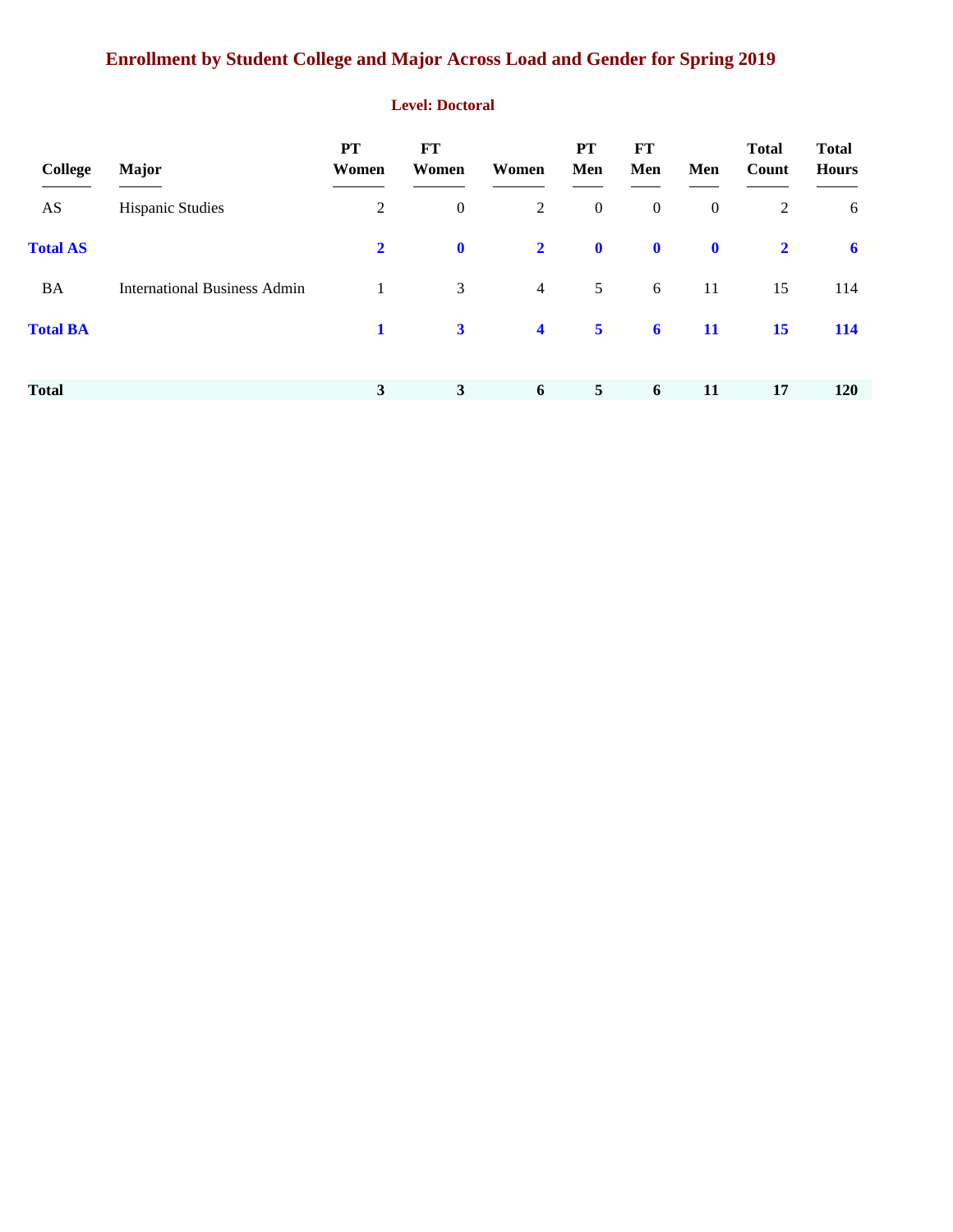# Enrollment by Student College and Major Across Load and Gender for Spring 2019

## Level: Doctoral

| College | Major | PT Women | FT Women | Women | PT Men | FT Men | Men | Total Count | Total Hours |
|---|---|---|---|---|---|---|---|---|---|
| AS | Hispanic Studies | 2 | 0 | 2 | 0 | 0 | 0 | 2 | 6 |
| **Total AS** | | **2** | **0** | **2** | **0** | **0** | **0** | **2** | **6** |
| BA | International Business Admin | 1 | 3 | 4 | 5 | 6 | 11 | 15 | 114 |
| **Total BA** | | **1** | **3** | **4** | **5** | **6** | **11** | **15** | **114** |
| **Total** | | **3** | **3** | **6** | **5** | **6** | **11** | **17** | **120** |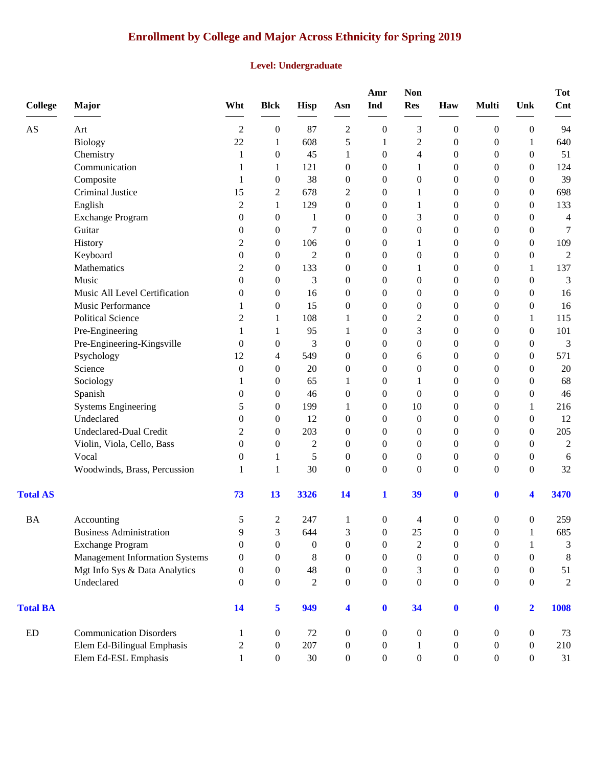## Enrollment by College and Major Across Ethnicity for Spring 2019

### Level: Undergraduate

| College | Major | Wht | Blck | Hisp | Asn | Amr Ind | Non Res | Haw | Multi | Unk | Tot Cnt |
|---|---|---|---|---|---|---|---|---|---|---|---|
| AS | Art | 2 | 0 | 87 | 2 | 0 | 3 | 0 | 0 | 0 | 94 |
| | Biology | 22 | 1 | 608 | 5 | 1 | 2 | 0 | 0 | 1 | 640 |
| | Chemistry | 1 | 0 | 45 | 1 | 0 | 4 | 0 | 0 | 0 | 51 |
| | Communication | 1 | 1 | 121 | 0 | 0 | 1 | 0 | 0 | 0 | 124 |
| | Composite | 1 | 0 | 38 | 0 | 0 | 0 | 0 | 0 | 0 | 39 |
| | Criminal Justice | 15 | 2 | 678 | 2 | 0 | 1 | 0 | 0 | 0 | 698 |
| | English | 2 | 1 | 129 | 0 | 0 | 1 | 0 | 0 | 0 | 133 |
| | Exchange Program | 0 | 0 | 1 | 0 | 0 | 3 | 0 | 0 | 0 | 4 |
| | Guitar | 0 | 0 | 7 | 0 | 0 | 0 | 0 | 0 | 0 | 7 |
| | History | 2 | 0 | 106 | 0 | 0 | 1 | 0 | 0 | 0 | 109 |
| | Keyboard | 0 | 0 | 2 | 0 | 0 | 0 | 0 | 0 | 0 | 2 |
| | Mathematics | 2 | 0 | 133 | 0 | 0 | 1 | 0 | 0 | 1 | 137 |
| | Music | 0 | 0 | 3 | 0 | 0 | 0 | 0 | 0 | 0 | 3 |
| | Music All Level Certification | 0 | 0 | 16 | 0 | 0 | 0 | 0 | 0 | 0 | 16 |
| | Music Performance | 1 | 0 | 15 | 0 | 0 | 0 | 0 | 0 | 0 | 16 |
| | Political Science | 2 | 1 | 108 | 1 | 0 | 2 | 0 | 0 | 1 | 115 |
| | Pre-Engineering | 1 | 1 | 95 | 1 | 0 | 3 | 0 | 0 | 0 | 101 |
| | Pre-Engineering-Kingsville | 0 | 0 | 3 | 0 | 0 | 0 | 0 | 0 | 0 | 3 |
| | Psychology | 12 | 4 | 549 | 0 | 0 | 6 | 0 | 0 | 0 | 571 |
| | Science | 0 | 0 | 20 | 0 | 0 | 0 | 0 | 0 | 0 | 20 |
| | Sociology | 1 | 0 | 65 | 1 | 0 | 1 | 0 | 0 | 0 | 68 |
| | Spanish | 0 | 0 | 46 | 0 | 0 | 0 | 0 | 0 | 0 | 46 |
| | Systems Engineering | 5 | 0 | 199 | 1 | 0 | 10 | 0 | 0 | 1 | 216 |
| | Undeclared | 0 | 0 | 12 | 0 | 0 | 0 | 0 | 0 | 0 | 12 |
| | Undeclared-Dual Credit | 2 | 0 | 203 | 0 | 0 | 0 | 0 | 0 | 0 | 205 |
| | Violin, Viola, Cello, Bass | 0 | 0 | 2 | 0 | 0 | 0 | 0 | 0 | 0 | 2 |
| | Vocal | 0 | 1 | 5 | 0 | 0 | 0 | 0 | 0 | 0 | 6 |
| | Woodwinds, Brass, Percussion | 1 | 1 | 30 | 0 | 0 | 0 | 0 | 0 | 0 | 32 |
| **Total AS** | | **73** | **13** | **3326** | **14** | **1** | **39** | **0** | **0** | **4** | **3470** |
| BA | Accounting | 5 | 2 | 247 | 1 | 0 | 4 | 0 | 0 | 0 | 259 |
| | Business Administration | 9 | 3 | 644 | 3 | 0 | 25 | 0 | 0 | 1 | 685 |
| | Exchange Program | 0 | 0 | 0 | 0 | 0 | 2 | 0 | 0 | 1 | 3 |
| | Management Information Systems | 0 | 0 | 8 | 0 | 0 | 0 | 0 | 0 | 0 | 8 |
| | Mgt Info Sys & Data Analytics | 0 | 0 | 48 | 0 | 0 | 3 | 0 | 0 | 0 | 51 |
| | Undeclared | 0 | 0 | 2 | 0 | 0 | 0 | 0 | 0 | 0 | 2 |
| **Total BA** | | **14** | **5** | **949** | **4** | **0** | **34** | **0** | **0** | **2** | **1008** |
| ED | Communication Disorders | 1 | 0 | 72 | 0 | 0 | 0 | 0 | 0 | 0 | 73 |
| | Elem Ed-Bilingual Emphasis | 2 | 0 | 207 | 0 | 0 | 1 | 0 | 0 | 0 | 210 |
| | Elem Ed-ESL Emphasis | 1 | 0 | 30 | 0 | 0 | 0 | 0 | 0 | 0 | 31 |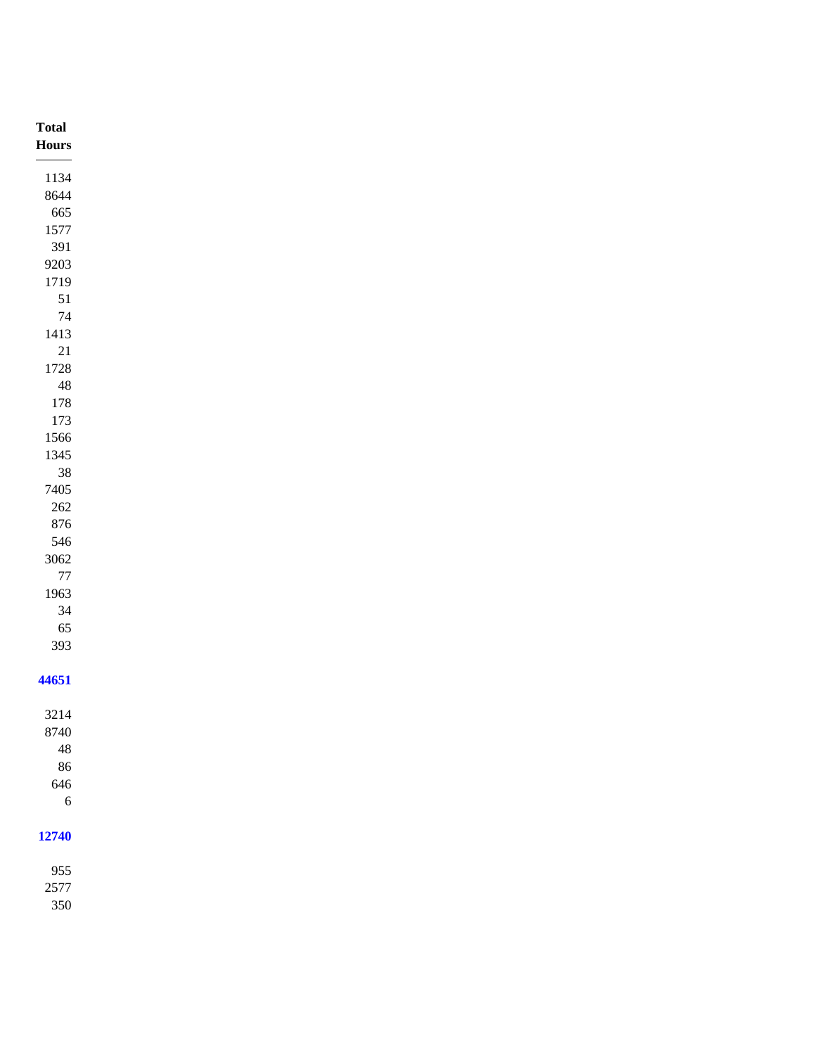| Total Hours |
|---|
| 1134 |
| 8644 |
| 665 |
| 1577 |
| 391 |
| 9203 |
| 1719 |
| 51 |
| 74 |
| 1413 |
| 21 |
| 1728 |
| 48 |
| 178 |
| 173 |
| 1566 |
| 1345 |
| 38 |
| 7405 |
| 262 |
| 876 |
| 546 |
| 3062 |
| 77 |
| 1963 |
| 34 |
| 65 |
| 393 |
| **44651** |
| 3214 |
| 8740 |
| 48 |
| 86 |
| 646 |
| 6 |
| **12740** |
| 955 |
| 2577 |
| 350 |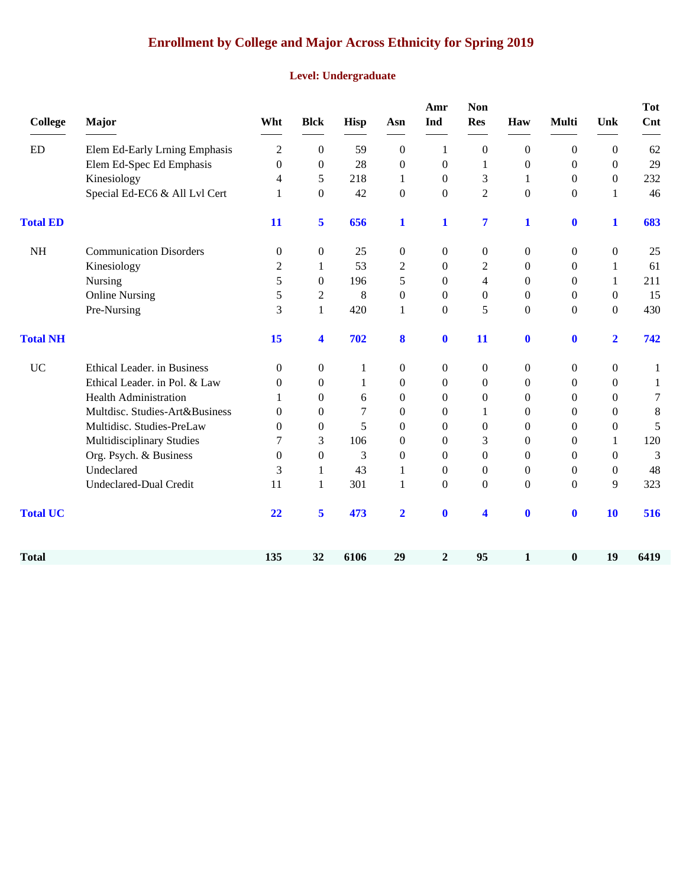# Enrollment by College and Major Across Ethnicity for Spring 2019

## Level: Undergraduate

| College | Major | Wht | Blck | Hisp | Asn | Amr Ind | Non Res | Haw | Multi | Unk | Tot Cnt |
|---|---|---|---|---|---|---|---|---|---|---|---|
| ED | Elem Ed-Early Lrning Emphasis | 2 | 0 | 59 | 0 | 1 | 0 | 0 | 0 | 0 | 62 |
| | Elem Ed-Spec Ed Emphasis | 0 | 0 | 28 | 0 | 0 | 1 | 0 | 0 | 0 | 29 |
| | Kinesiology | 4 | 5 | 218 | 1 | 0 | 3 | 1 | 0 | 0 | 232 |
| | Special Ed-EC6 & All Lvl Cert | 1 | 0 | 42 | 0 | 0 | 2 | 0 | 0 | 1 | 46 |
| **Total ED** | | **11** | **5** | **656** | **1** | **1** | **7** | **1** | **0** | **1** | **683** |
| NH | Communication Disorders | 0 | 0 | 25 | 0 | 0 | 0 | 0 | 0 | 0 | 25 |
| | Kinesiology | 2 | 1 | 53 | 2 | 0 | 2 | 0 | 0 | 1 | 61 |
| | Nursing | 5 | 0 | 196 | 5 | 0 | 4 | 0 | 0 | 1 | 211 |
| | Online Nursing | 5 | 2 | 8 | 0 | 0 | 0 | 0 | 0 | 0 | 15 |
| | Pre-Nursing | 3 | 1 | 420 | 1 | 0 | 5 | 0 | 0 | 0 | 430 |
| **Total NH** | | **15** | **4** | **702** | **8** | **0** | **11** | **0** | **0** | **2** | **742** |
| UC | Ethical Leader. in Business | 0 | 0 | 1 | 0 | 0 | 0 | 0 | 0 | 0 | 1 |
| | Ethical Leader. in Pol. & Law | 0 | 0 | 1 | 0 | 0 | 0 | 0 | 0 | 0 | 1 |
| | Health Administration | 1 | 0 | 6 | 0 | 0 | 0 | 0 | 0 | 0 | 7 |
| | Multdisc. Studies-Art&Business | 0 | 0 | 7 | 0 | 0 | 1 | 0 | 0 | 0 | 8 |
| | Multidisc. Studies-PreLaw | 0 | 0 | 5 | 0 | 0 | 0 | 0 | 0 | 0 | 5 |
| | Multidisciplinary Studies | 7 | 3 | 106 | 0 | 0 | 3 | 0 | 0 | 1 | 120 |
| | Org. Psych. & Business | 0 | 0 | 3 | 0 | 0 | 0 | 0 | 0 | 0 | 3 |
| | Undeclared | 3 | 1 | 43 | 1 | 0 | 0 | 0 | 0 | 0 | 48 |
| | Undeclared-Dual Credit | 11 | 1 | 301 | 1 | 0 | 0 | 0 | 0 | 9 | 323 |
| **Total UC** | | **22** | **5** | **473** | **2** | **0** | **4** | **0** | **0** | **10** | **516** |
| **Total** | | **135** | **32** | **6106** | **29** | **2** | **95** | **1** | **0** | **19** | **6419** |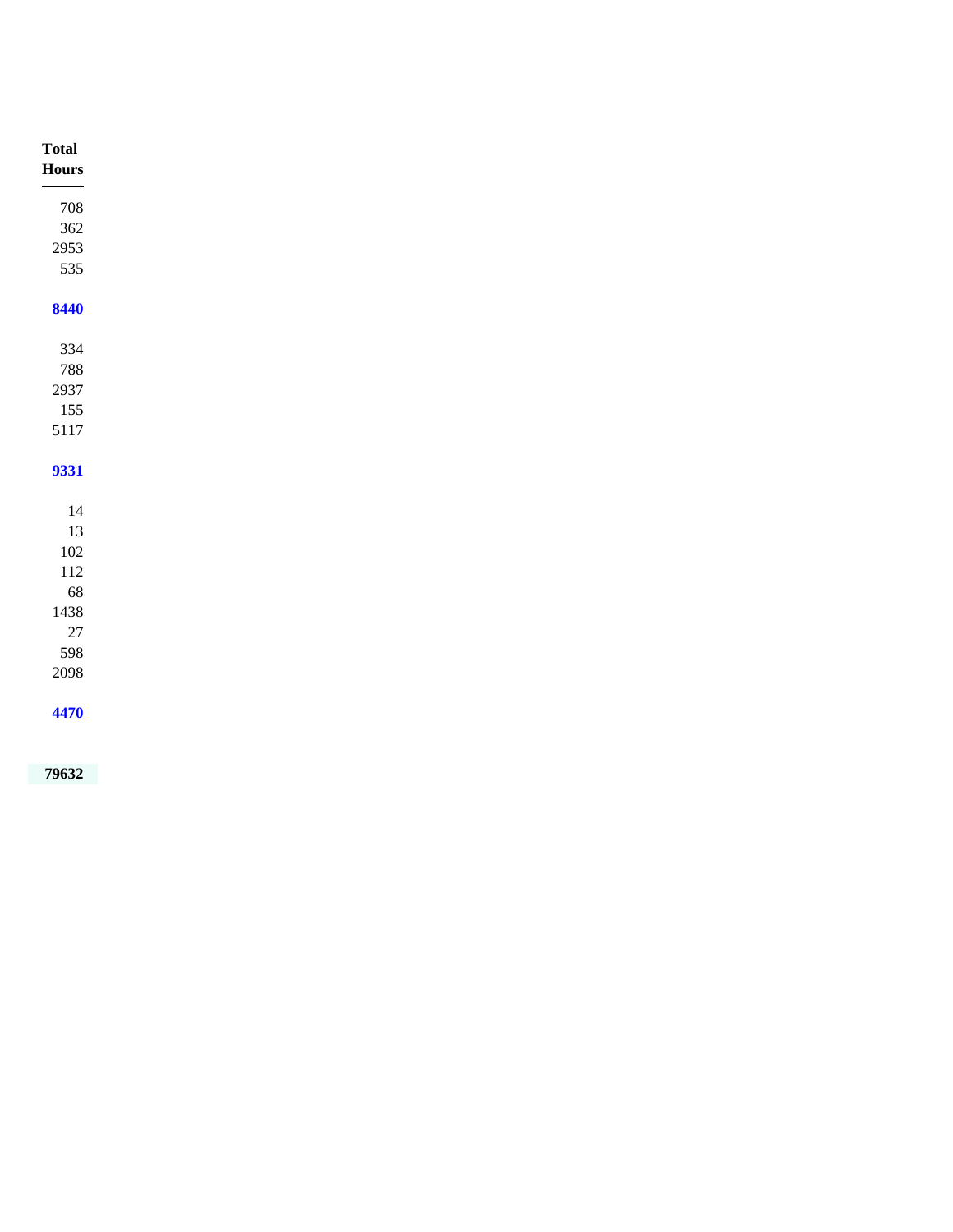| Total Hours |
|---|
| 708 |
| 362 |
| 2953 |
| 535 |
| **8440** |
| 334 |
| 788 |
| 2937 |
| 155 |
| 5117 |
| **9331** |
| 14 |
| 13 |
| 102 |
| 112 |
| 68 |
| 1438 |
| 27 |
| 598 |
| 2098 |
| **4470** |
| **79632** |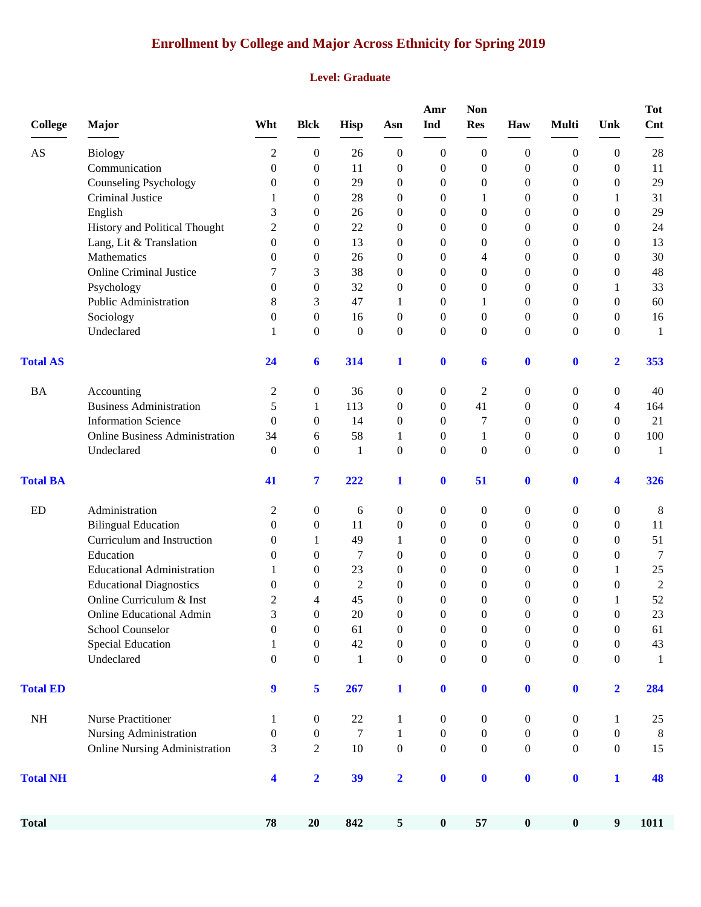# Enrollment by College and Major Across Ethnicity for Spring 2019

## Level: Graduate

| College | Major | Wht | Blck | Hisp | Asn | Amr Ind | Non Res | Haw | Multi | Unk | Tot Cnt |
|---|---|---|---|---|---|---|---|---|---|---|---|
| AS | Biology | 2 | 0 | 26 | 0 | 0 | 0 | 0 | 0 | 0 | 28 |
| | Communication | 0 | 0 | 11 | 0 | 0 | 0 | 0 | 0 | 0 | 11 |
| | Counseling Psychology | 0 | 0 | 29 | 0 | 0 | 0 | 0 | 0 | 0 | 29 |
| | Criminal Justice | 1 | 0 | 28 | 0 | 0 | 1 | 0 | 0 | 1 | 31 |
| | English | 3 | 0 | 26 | 0 | 0 | 0 | 0 | 0 | 0 | 29 |
| | History and Political Thought | 2 | 0 | 22 | 0 | 0 | 0 | 0 | 0 | 0 | 24 |
| | Lang, Lit & Translation | 0 | 0 | 13 | 0 | 0 | 0 | 0 | 0 | 0 | 13 |
| | Mathematics | 0 | 0 | 26 | 0 | 0 | 4 | 0 | 0 | 0 | 30 |
| | Online Criminal Justice | 7 | 3 | 38 | 0 | 0 | 0 | 0 | 0 | 0 | 48 |
| | Psychology | 0 | 0 | 32 | 0 | 0 | 0 | 0 | 0 | 1 | 33 |
| | Public Administration | 8 | 3 | 47 | 1 | 0 | 1 | 0 | 0 | 0 | 60 |
| | Sociology | 0 | 0 | 16 | 0 | 0 | 0 | 0 | 0 | 0 | 16 |
| | Undeclared | 1 | 0 | 0 | 0 | 0 | 0 | 0 | 0 | 0 | 1 |
| **Total AS** | | **24** | **6** | **314** | **1** | **0** | **6** | **0** | **0** | **2** | **353** |
| BA | Accounting | 2 | 0 | 36 | 0 | 0 | 2 | 0 | 0 | 0 | 40 |
| | Business Administration | 5 | 1 | 113 | 0 | 0 | 41 | 0 | 0 | 4 | 164 |
| | Information Science | 0 | 0 | 14 | 0 | 0 | 7 | 0 | 0 | 0 | 21 |
| | Online Business Administration | 34 | 6 | 58 | 1 | 0 | 1 | 0 | 0 | 0 | 100 |
| | Undeclared | 0 | 0 | 1 | 0 | 0 | 0 | 0 | 0 | 0 | 1 |
| **Total BA** | | **41** | **7** | **222** | **1** | **0** | **51** | **0** | **0** | **4** | **326** |
| ED | Administration | 2 | 0 | 6 | 0 | 0 | 0 | 0 | 0 | 0 | 8 |
| | Bilingual Education | 0 | 0 | 11 | 0 | 0 | 0 | 0 | 0 | 0 | 11 |
| | Curriculum and Instruction | 0 | 1 | 49 | 1 | 0 | 0 | 0 | 0 | 0 | 51 |
| | Education | 0 | 0 | 7 | 0 | 0 | 0 | 0 | 0 | 0 | 7 |
| | Educational Administration | 1 | 0 | 23 | 0 | 0 | 0 | 0 | 0 | 1 | 25 |
| | Educational Diagnostics | 0 | 0 | 2 | 0 | 0 | 0 | 0 | 0 | 0 | 2 |
| | Online Curriculum & Inst | 2 | 4 | 45 | 0 | 0 | 0 | 0 | 0 | 1 | 52 |
| | Online Educational Admin | 3 | 0 | 20 | 0 | 0 | 0 | 0 | 0 | 0 | 23 |
| | School Counselor | 0 | 0 | 61 | 0 | 0 | 0 | 0 | 0 | 0 | 61 |
| | Special Education | 1 | 0 | 42 | 0 | 0 | 0 | 0 | 0 | 0 | 43 |
| | Undeclared | 0 | 0 | 1 | 0 | 0 | 0 | 0 | 0 | 0 | 1 |
| **Total ED** | | **9** | **5** | **267** | **1** | **0** | **0** | **0** | **0** | **2** | **284** |
| NH | Nurse Practitioner | 1 | 0 | 22 | 1 | 0 | 0 | 0 | 0 | 1 | 25 |
| | Nursing Administration | 0 | 0 | 7 | 1 | 0 | 0 | 0 | 0 | 0 | 8 |
| | Online Nursing Administration | 3 | 2 | 10 | 0 | 0 | 0 | 0 | 0 | 0 | 15 |
| **Total NH** | | **4** | **2** | **39** | **2** | **0** | **0** | **0** | **0** | **1** | **48** |
| **Total** | | **78** | **20** | **842** | **5** | **0** | **57** | **0** | **0** | **9** | **1011** |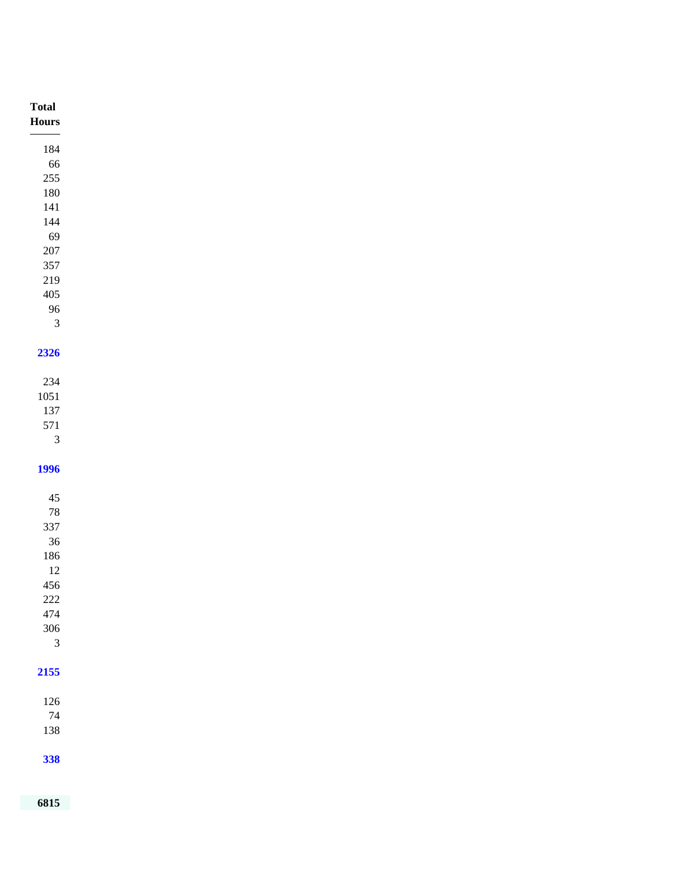| Total Hours |
|---|
| 184 |
| 66 |
| 255 |
| 180 |
| 141 |
| 144 |
| 69 |
| 207 |
| 357 |
| 219 |
| 405 |
| 96 |
| 3 |
| **2326** |
| 234 |
| 1051 |
| 137 |
| 571 |
| 3 |
| **1996** |
| 45 |
| 78 |
| 337 |
| 36 |
| 186 |
| 12 |
| 456 |
| 222 |
| 474 |
| 306 |
| 3 |
| **2155** |
| 126 |
| 74 |
| 138 |
| **338** |
| **6815** |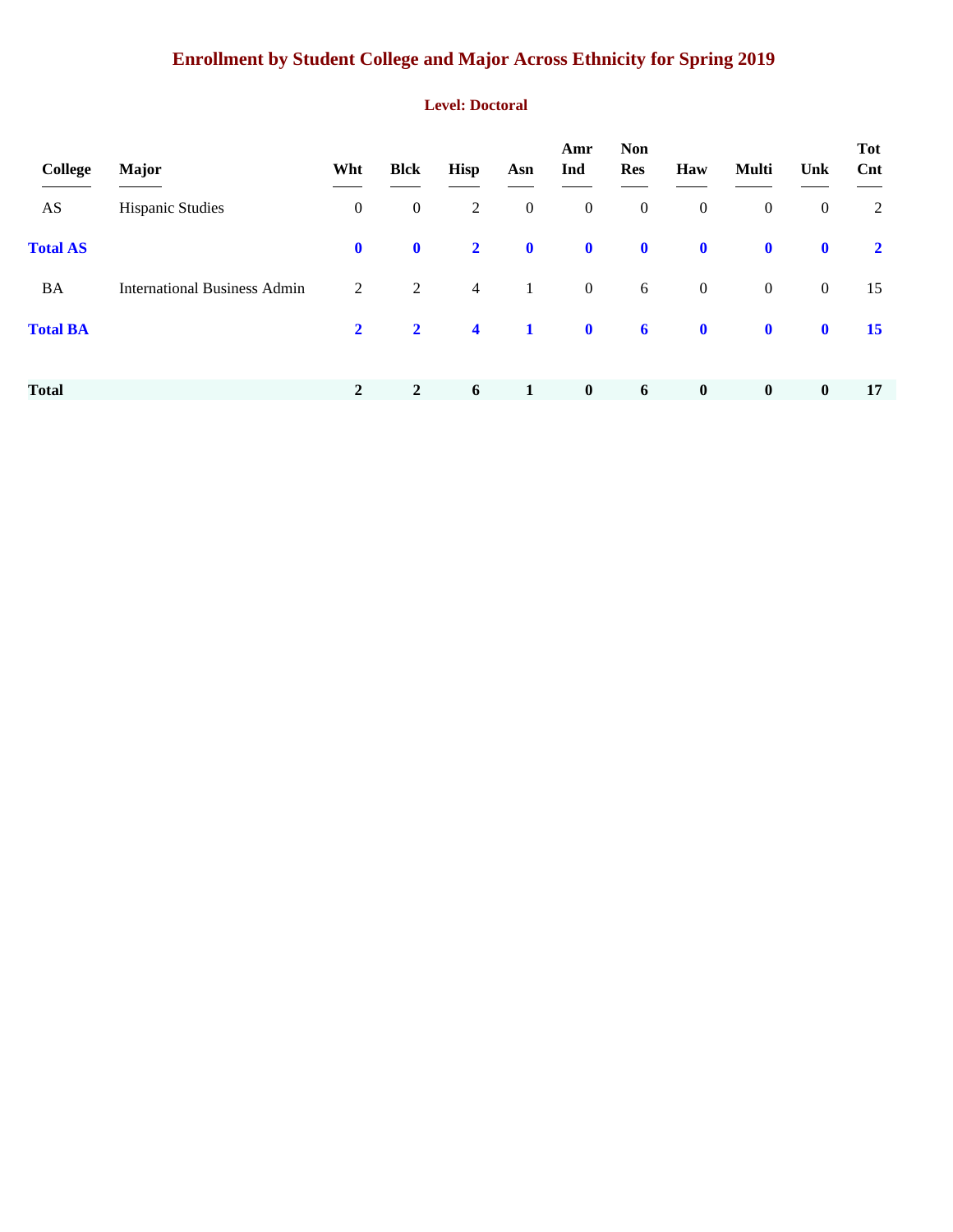# Enrollment by Student College and Major Across Ethnicity for Spring 2019

## Level: Doctoral

| College | Major | Wht | Blck | Hisp | Asn | Amr Ind | Non Res | Haw | Multi | Unk | Tot Cnt |
|---|---|---|---|---|---|---|---|---|---|---|---|
| AS | Hispanic Studies | 0 | 0 | 2 | 0 | 0 | 0 | 0 | 0 | 0 | 2 |
| **Total AS** | | **0** | **0** | **2** | **0** | **0** | **0** | **0** | **0** | **0** | **2** |
| BA | International Business Admin | 2 | 2 | 4 | 1 | 0 | 6 | 0 | 0 | 0 | 15 |
| **Total BA** | | **2** | **2** | **4** | **1** | **0** | **6** | **0** | **0** | **0** | **15** |
| **Total** | | **2** | **2** | **6** | **1** | **0** | **6** | **0** | **0** | **0** | **17** |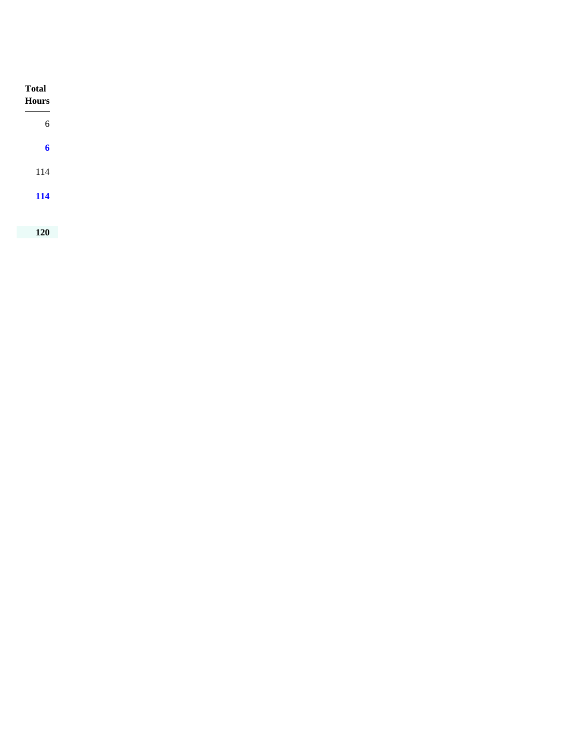| Total Hours |
|---|
| 6 |
| **6** |
| 114 |
| **114** |
| **120** |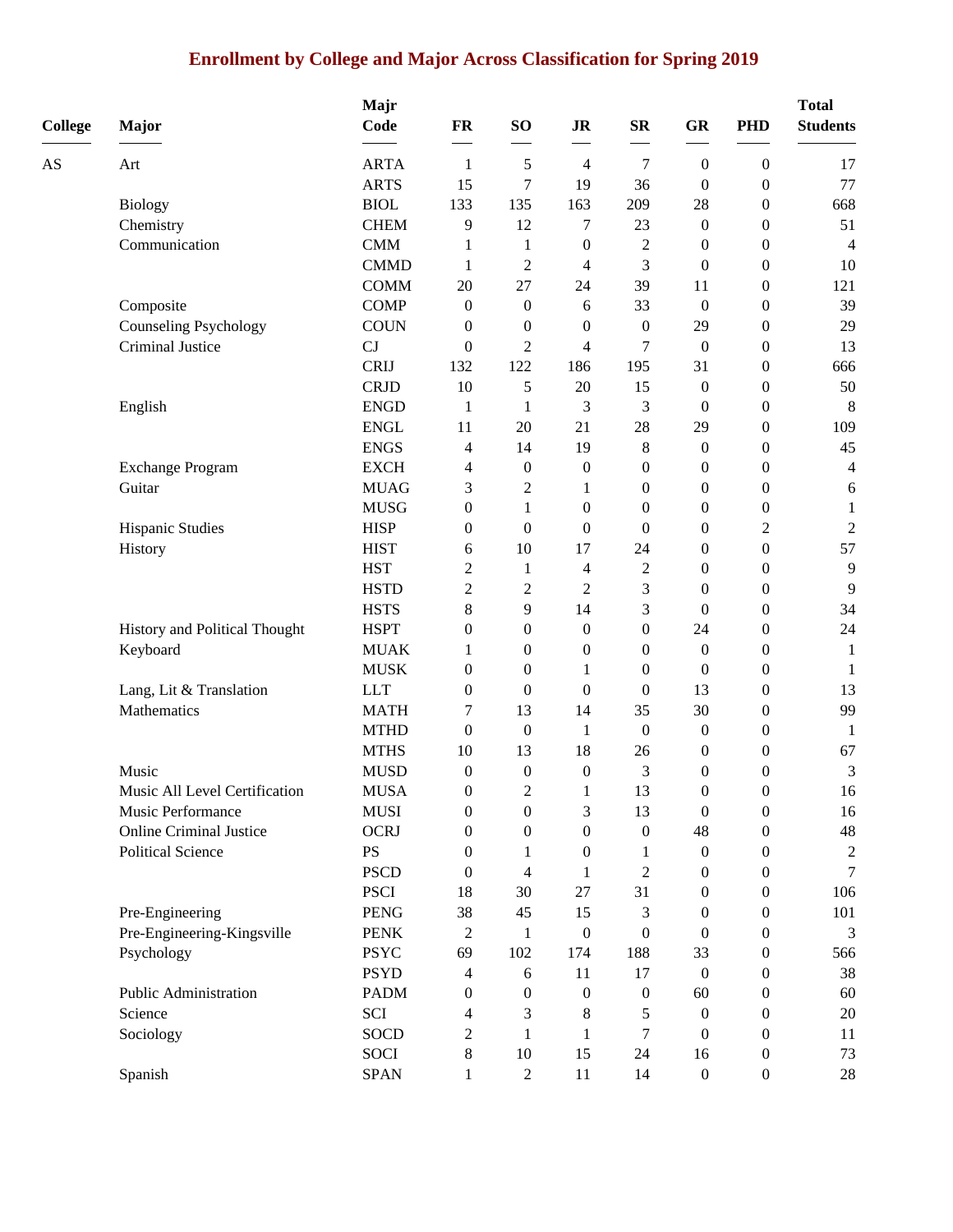# Enrollment by College and Major Across Classification for Spring 2019

| College | Major | Majr Code | FR | SO | JR | SR | GR | PHD | Total Students |
|---|---|---|---|---|---|---|---|---|---|
| AS | Art | ARTA | 1 | 5 | 4 | 7 | 0 | 0 | 17 |
| | | ARTS | 15 | 7 | 19 | 36 | 0 | 0 | 77 |
| | Biology | BIOL | 133 | 135 | 163 | 209 | 28 | 0 | 668 |
| | Chemistry | CHEM | 9 | 12 | 7 | 23 | 0 | 0 | 51 |
| | Communication | CMM | 1 | 1 | 0 | 2 | 0 | 0 | 4 |
| | | CMMD | 1 | 2 | 4 | 3 | 0 | 0 | 10 |
| | | COMM | 20 | 27 | 24 | 39 | 11 | 0 | 121 |
| | Composite | COMP | 0 | 0 | 6 | 33 | 0 | 0 | 39 |
| | Counseling Psychology | COUN | 0 | 0 | 0 | 0 | 29 | 0 | 29 |
| | Criminal Justice | CJ | 0 | 2 | 4 | 7 | 0 | 0 | 13 |
| | | CRIJ | 132 | 122 | 186 | 195 | 31 | 0 | 666 |
| | | CRJD | 10 | 5 | 20 | 15 | 0 | 0 | 50 |
| | English | ENGD | 1 | 1 | 3 | 3 | 0 | 0 | 8 |
| | | ENGL | 11 | 20 | 21 | 28 | 29 | 0 | 109 |
| | | ENGS | 4 | 14 | 19 | 8 | 0 | 0 | 45 |
| | Exchange Program | EXCH | 4 | 0 | 0 | 0 | 0 | 0 | 4 |
| | Guitar | MUAG | 3 | 2 | 1 | 0 | 0 | 0 | 6 |
| | | MUSG | 0 | 1 | 0 | 0 | 0 | 0 | 1 |
| | Hispanic Studies | HISP | 0 | 0 | 0 | 0 | 0 | 2 | 2 |
| | History | HIST | 6 | 10 | 17 | 24 | 0 | 0 | 57 |
| | | HST | 2 | 1 | 4 | 2 | 0 | 0 | 9 |
| | | HSTD | 2 | 2 | 2 | 3 | 0 | 0 | 9 |
| | | HSTS | 8 | 9 | 14 | 3 | 0 | 0 | 34 |
| | History and Political Thought | HSPT | 0 | 0 | 0 | 0 | 24 | 0 | 24 |
| | Keyboard | MUAK | 1 | 0 | 0 | 0 | 0 | 0 | 1 |
| | | MUSK | 0 | 0 | 1 | 0 | 0 | 0 | 1 |
| | Lang, Lit & Translation | LLT | 0 | 0 | 0 | 0 | 13 | 0 | 13 |
| | Mathematics | MATH | 7 | 13 | 14 | 35 | 30 | 0 | 99 |
| | | MTHD | 0 | 0 | 1 | 0 | 0 | 0 | 1 |
| | | MTHS | 10 | 13 | 18 | 26 | 0 | 0 | 67 |
| | Music | MUSD | 0 | 0 | 0 | 3 | 0 | 0 | 3 |
| | Music All Level Certification | MUSA | 0 | 2 | 1 | 13 | 0 | 0 | 16 |
| | Music Performance | MUSI | 0 | 0 | 3 | 13 | 0 | 0 | 16 |
| | Online Criminal Justice | OCRJ | 0 | 0 | 0 | 0 | 48 | 0 | 48 |
| | Political Science | PS | 0 | 1 | 0 | 1 | 0 | 0 | 2 |
| | | PSCD | 0 | 4 | 1 | 2 | 0 | 0 | 7 |
| | | PSCI | 18 | 30 | 27 | 31 | 0 | 0 | 106 |
| | Pre-Engineering | PENG | 38 | 45 | 15 | 3 | 0 | 0 | 101 |
| | Pre-Engineering-Kingsville | PENK | 2 | 1 | 0 | 0 | 0 | 0 | 3 |
| | Psychology | PSYC | 69 | 102 | 174 | 188 | 33 | 0 | 566 |
| | | PSYD | 4 | 6 | 11 | 17 | 0 | 0 | 38 |
| | Public Administration | PADM | 0 | 0 | 0 | 0 | 60 | 0 | 60 |
| | Science | SCI | 4 | 3 | 8 | 5 | 0 | 0 | 20 |
| | Sociology | SOCD | 2 | 1 | 1 | 7 | 0 | 0 | 11 |
| | | SOCI | 8 | 10 | 15 | 24 | 16 | 0 | 73 |
| | Spanish | SPAN | 1 | 2 | 11 | 14 | 0 | 0 | 28 |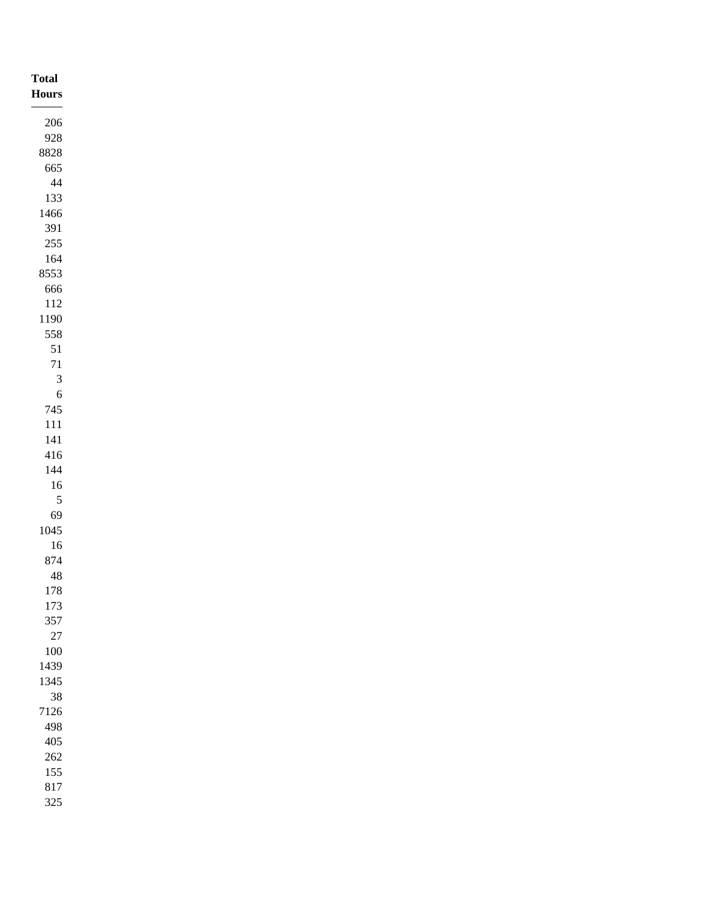| Total Hours |
| ---: |
| 206 |
| 928 |
| 8828 |
| 665 |
| 44 |
| 133 |
| 1466 |
| 391 |
| 255 |
| 164 |
| 8553 |
| 666 |
| 112 |
| 1190 |
| 558 |
| 51 |
| 71 |
| 3 |
| 6 |
| 745 |
| 111 |
| 141 |
| 416 |
| 144 |
| 16 |
| 5 |
| 69 |
| 1045 |
| 16 |
| 874 |
| 48 |
| 178 |
| 173 |
| 357 |
| 27 |
| 100 |
| 1439 |
| 1345 |
| 38 |
| 7126 |
| 498 |
| 405 |
| 262 |
| 155 |
| 817 |
| 325 |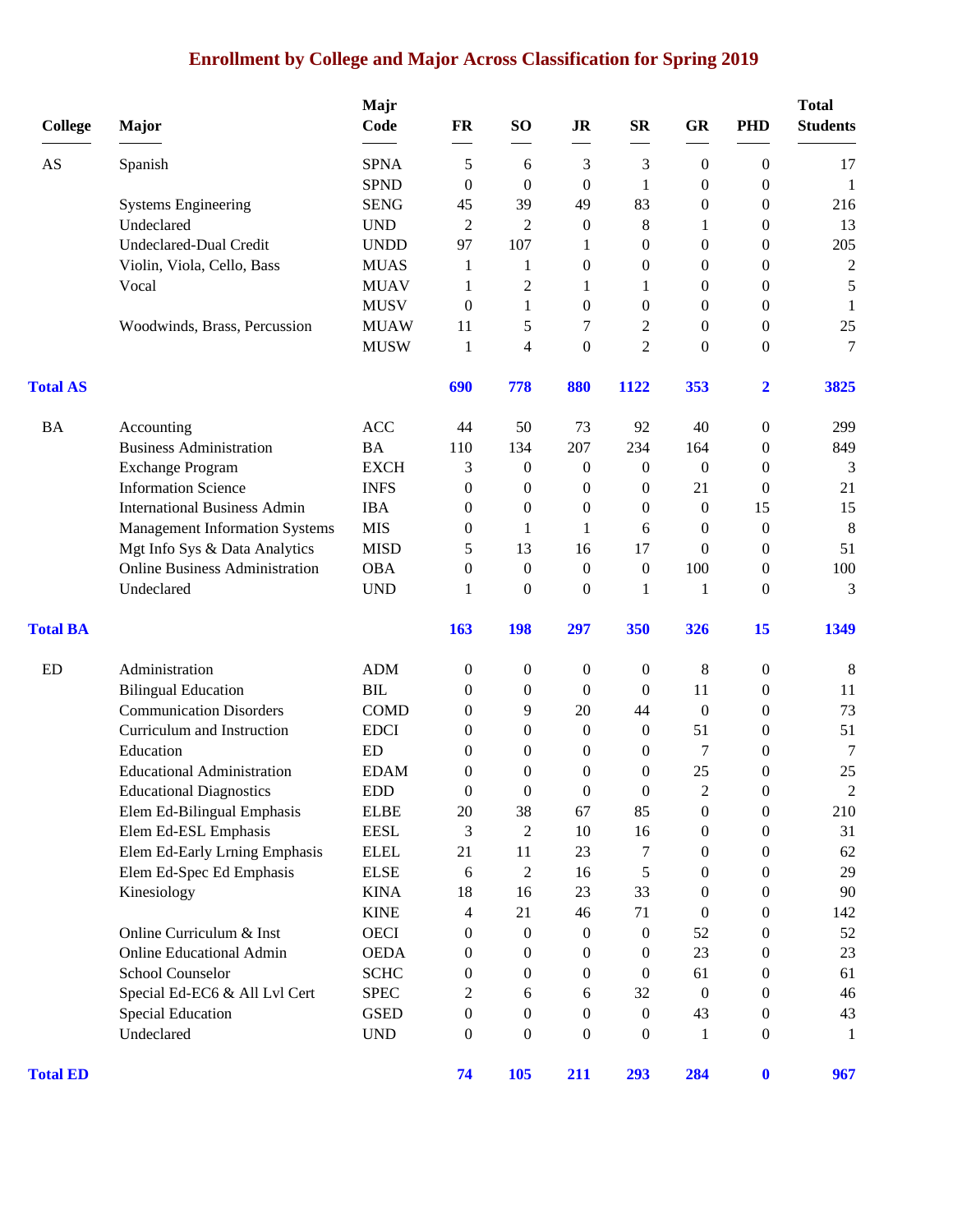# Enrollment by College and Major Across Classification for Spring 2019

| College | Major | Majr Code | FR | SO | JR | SR | GR | PHD | Total Students |
|---|---|---|---|---|---|---|---|---|---|
| AS | Spanish | SPNA | 5 | 6 | 3 | 3 | 0 | 0 | 17 |
| | | SPND | 0 | 0 | 0 | 1 | 0 | 0 | 1 |
| | Systems Engineering | SENG | 45 | 39 | 49 | 83 | 0 | 0 | 216 |
| | Undeclared | UND | 2 | 2 | 0 | 8 | 1 | 0 | 13 |
| | Undeclared-Dual Credit | UNDD | 97 | 107 | 1 | 0 | 0 | 0 | 205 |
| | Violin, Viola, Cello, Bass | MUAS | 1 | 1 | 0 | 0 | 0 | 0 | 2 |
| | Vocal | MUAV | 1 | 2 | 1 | 1 | 0 | 0 | 5 |
| | | MUSV | 0 | 1 | 0 | 0 | 0 | 0 | 1 |
| | Woodwinds, Brass, Percussion | MUAW | 11 | 5 | 7 | 2 | 0 | 0 | 25 |
| | | MUSW | 1 | 4 | 0 | 2 | 0 | 0 | 7 |
| **Total AS** | | | **690** | **778** | **880** | **1122** | **353** | **2** | **3825** |
| BA | Accounting | ACC | 44 | 50 | 73 | 92 | 40 | 0 | 299 |
| | Business Administration | BA | 110 | 134 | 207 | 234 | 164 | 0 | 849 |
| | Exchange Program | EXCH | 3 | 0 | 0 | 0 | 0 | 0 | 3 |
| | Information Science | INFS | 0 | 0 | 0 | 0 | 21 | 0 | 21 |
| | International Business Admin | IBA | 0 | 0 | 0 | 0 | 0 | 15 | 15 |
| | Management Information Systems | MIS | 0 | 1 | 1 | 6 | 0 | 0 | 8 |
| | Mgt Info Sys & Data Analytics | MISD | 5 | 13 | 16 | 17 | 0 | 0 | 51 |
| | Online Business Administration | OBA | 0 | 0 | 0 | 0 | 100 | 0 | 100 |
| | Undeclared | UND | 1 | 0 | 0 | 1 | 1 | 0 | 3 |
| **Total BA** | | | **163** | **198** | **297** | **350** | **326** | **15** | **1349** |
| ED | Administration | ADM | 0 | 0 | 0 | 0 | 8 | 0 | 8 |
| | Bilingual Education | BIL | 0 | 0 | 0 | 0 | 11 | 0 | 11 |
| | Communication Disorders | COMD | 0 | 9 | 20 | 44 | 0 | 0 | 73 |
| | Curriculum and Instruction | EDCI | 0 | 0 | 0 | 0 | 51 | 0 | 51 |
| | Education | ED | 0 | 0 | 0 | 0 | 7 | 0 | 7 |
| | Educational Administration | EDAM | 0 | 0 | 0 | 0 | 25 | 0 | 25 |
| | Educational Diagnostics | EDD | 0 | 0 | 0 | 0 | 2 | 0 | 2 |
| | Elem Ed-Bilingual Emphasis | ELBE | 20 | 38 | 67 | 85 | 0 | 0 | 210 |
| | Elem Ed-ESL Emphasis | EESL | 3 | 2 | 10 | 16 | 0 | 0 | 31 |
| | Elem Ed-Early Lrning Emphasis | ELEL | 21 | 11 | 23 | 7 | 0 | 0 | 62 |
| | Elem Ed-Spec Ed Emphasis | ELSE | 6 | 2 | 16 | 5 | 0 | 0 | 29 |
| | Kinesiology | KINA | 18 | 16 | 23 | 33 | 0 | 0 | 90 |
| | | KINE | 4 | 21 | 46 | 71 | 0 | 0 | 142 |
| | Online Curriculum & Inst | OECI | 0 | 0 | 0 | 0 | 52 | 0 | 52 |
| | Online Educational Admin | OEDA | 0 | 0 | 0 | 0 | 23 | 0 | 23 |
| | School Counselor | SCHC | 0 | 0 | 0 | 0 | 61 | 0 | 61 |
| | Special Ed-EC6 & All Lvl Cert | SPEC | 2 | 6 | 6 | 32 | 0 | 0 | 46 |
| | Special Education | GSED | 0 | 0 | 0 | 0 | 43 | 0 | 43 |
| | Undeclared | UND | 0 | 0 | 0 | 0 | 1 | 0 | 1 |
| **Total ED** | | | **74** | **105** | **211** | **293** | **284** | **0** | **967** |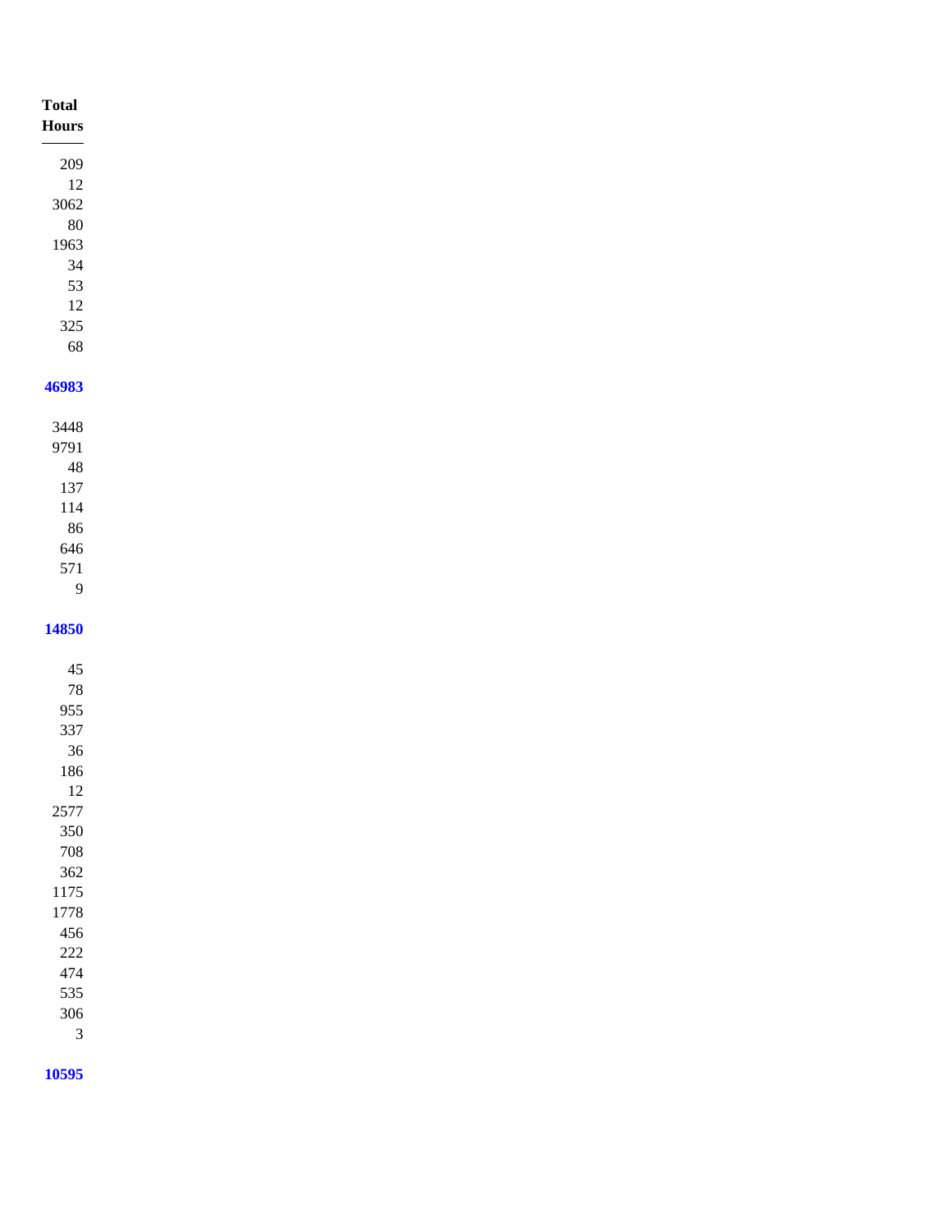| Total Hours |
|---|
| 209 |
| 12 |
| 3062 |
| 80 |
| 1963 |
| 34 |
| 53 |
| 12 |
| 325 |
| 68 |
| **46983** |
| 3448 |
| 9791 |
| 48 |
| 137 |
| 114 |
| 86 |
| 646 |
| 571 |
| 9 |
| **14850** |
| 45 |
| 78 |
| 955 |
| 337 |
| 36 |
| 186 |
| 12 |
| 2577 |
| 350 |
| 708 |
| 362 |
| 1175 |
| 1778 |
| 456 |
| 222 |
| 474 |
| 535 |
| 306 |
| 3 |
| **10595** |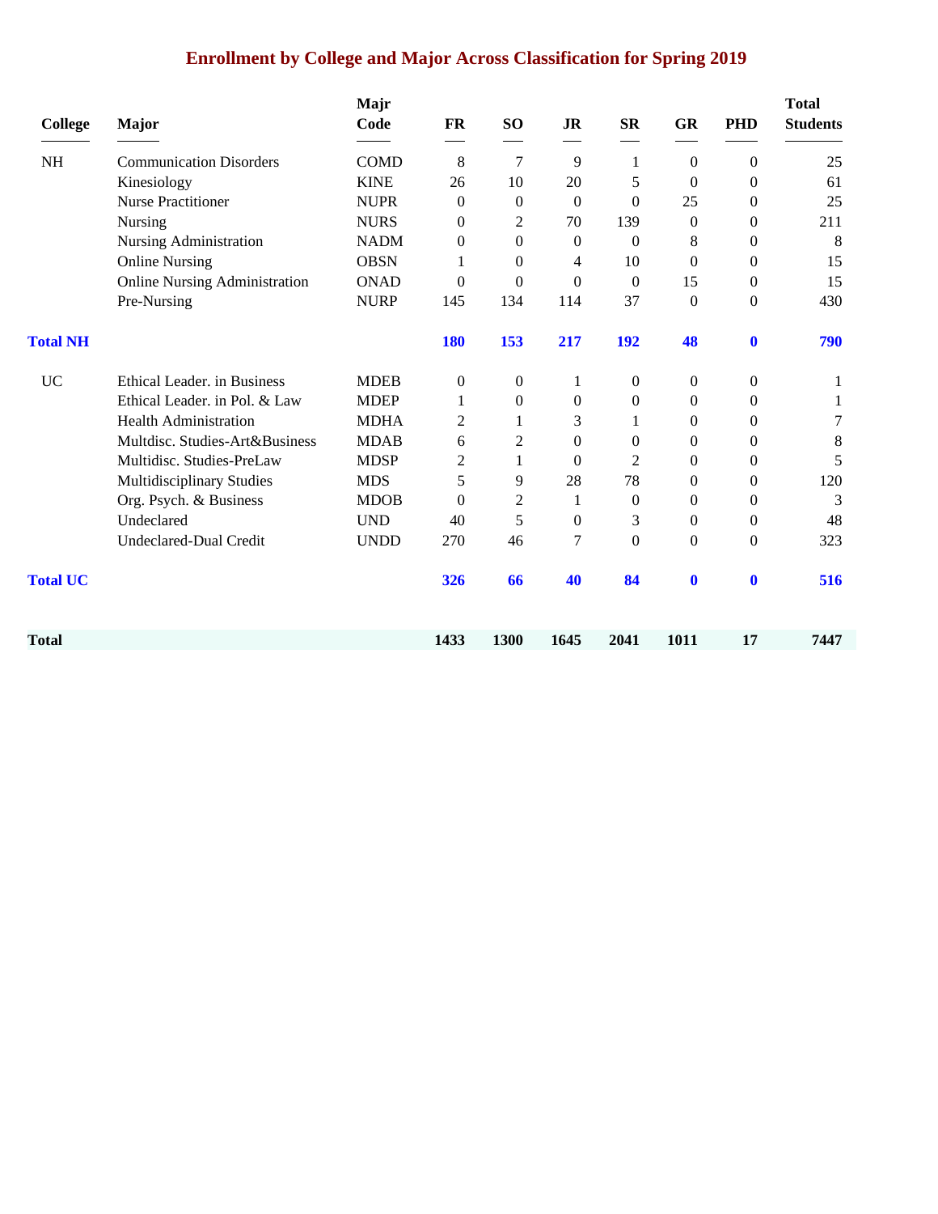# Enrollment by College and Major Across Classification for Spring 2019

| College | Major | Majr Code | FR | SO | JR | SR | GR | PHD | Total Students |
|---|---|---|---|---|---|---|---|---|---|
| NH | Communication Disorders | COMD | 8 | 7 | 9 | 1 | 0 | 0 | 25 |
| | Kinesiology | KINE | 26 | 10 | 20 | 5 | 0 | 0 | 61 |
| | Nurse Practitioner | NUPR | 0 | 0 | 0 | 0 | 25 | 0 | 25 |
| | Nursing | NURS | 0 | 2 | 70 | 139 | 0 | 0 | 211 |
| | Nursing Administration | NADM | 0 | 0 | 0 | 0 | 8 | 0 | 8 |
| | Online Nursing | OBSN | 1 | 0 | 4 | 10 | 0 | 0 | 15 |
| | Online Nursing Administration | ONAD | 0 | 0 | 0 | 0 | 15 | 0 | 15 |
| | Pre-Nursing | NURP | 145 | 134 | 114 | 37 | 0 | 0 | 430 |
| **Total NH** | | | **180** | **153** | **217** | **192** | **48** | **0** | **790** |
| UC | Ethical Leader. in Business | MDEB | 0 | 0 | 1 | 0 | 0 | 0 | 1 |
| | Ethical Leader. in Pol. & Law | MDEP | 1 | 0 | 0 | 0 | 0 | 0 | 1 |
| | Health Administration | MDHA | 2 | 1 | 3 | 1 | 0 | 0 | 7 |
| | Multdisc. Studies-Art&Business | MDAB | 6 | 2 | 0 | 0 | 0 | 0 | 8 |
| | Multidisc. Studies-PreLaw | MDSP | 2 | 1 | 0 | 2 | 0 | 0 | 5 |
| | Multidisciplinary Studies | MDS | 5 | 9 | 28 | 78 | 0 | 0 | 120 |
| | Org. Psych. & Business | MDOB | 0 | 2 | 1 | 0 | 0 | 0 | 3 |
| | Undeclared | UND | 40 | 5 | 0 | 3 | 0 | 0 | 48 |
| | Undeclared-Dual Credit | UNDD | 270 | 46 | 7 | 0 | 0 | 0 | 323 |
| **Total UC** | | | **326** | **66** | **40** | **84** | **0** | **0** | **516** |
| **Total** | | | **1433** | **1300** | **1645** | **2041** | **1011** | **17** | **7447** |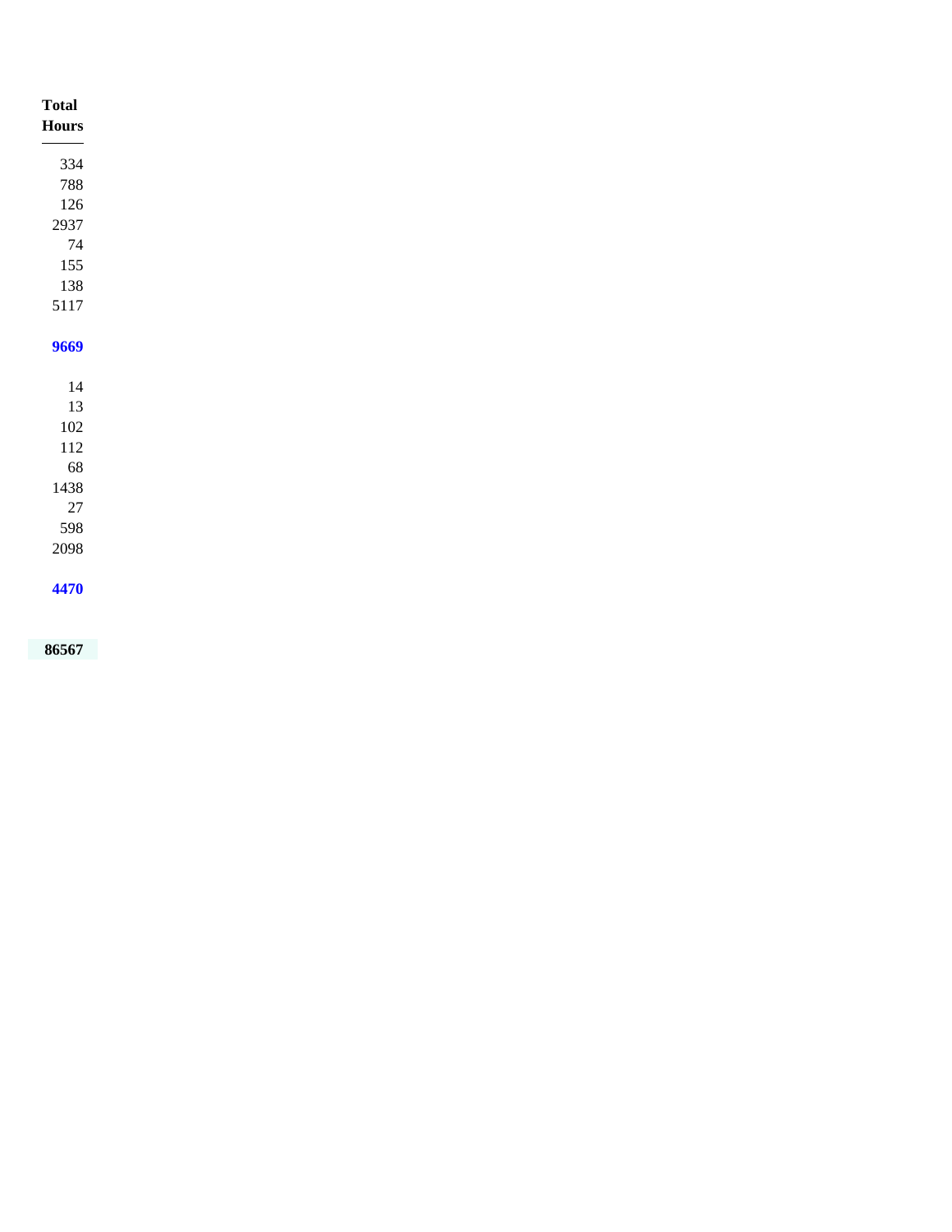| Total Hours |
| --- |
| 334 |
| 788 |
| 126 |
| 2937 |
| 74 |
| 155 |
| 138 |
| 5117 |
| **9669** |
| 14 |
| 13 |
| 102 |
| 112 |
| 68 |
| 1438 |
| 27 |
| 598 |
| 2098 |
| **4470** |
| **86567** |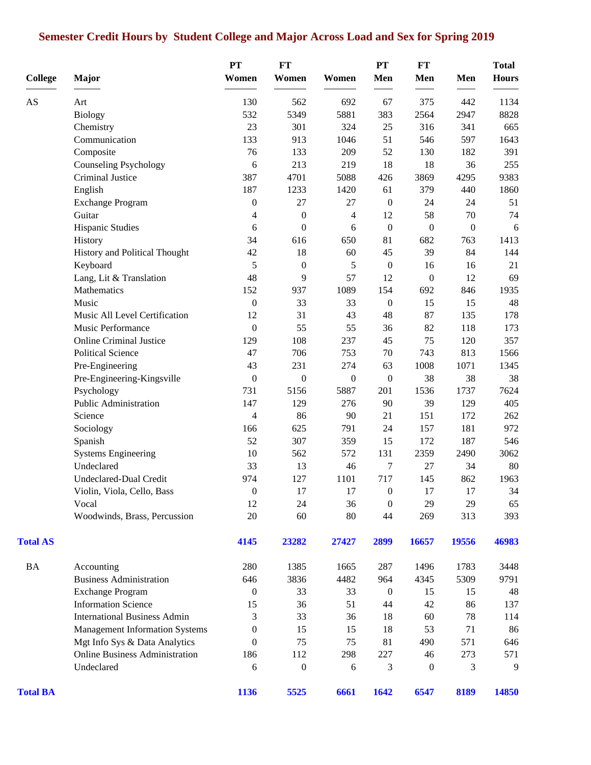# Semester Credit Hours by Student College and Major Across Load and Sex for Spring 2019

| College | Major | PT Women | FT Women | Women | PT Men | FT Men | Men | Total Hours |
|---|---|---|---|---|---|---|---|---|
| AS | Art | 130 | 562 | 692 | 67 | 375 | 442 | 1134 |
| | Biology | 532 | 5349 | 5881 | 383 | 2564 | 2947 | 8828 |
| | Chemistry | 23 | 301 | 324 | 25 | 316 | 341 | 665 |
| | Communication | 133 | 913 | 1046 | 51 | 546 | 597 | 1643 |
| | Composite | 76 | 133 | 209 | 52 | 130 | 182 | 391 |
| | Counseling Psychology | 6 | 213 | 219 | 18 | 18 | 36 | 255 |
| | Criminal Justice | 387 | 4701 | 5088 | 426 | 3869 | 4295 | 9383 |
| | English | 187 | 1233 | 1420 | 61 | 379 | 440 | 1860 |
| | Exchange Program | 0 | 27 | 27 | 0 | 24 | 24 | 51 |
| | Guitar | 4 | 0 | 4 | 12 | 58 | 70 | 74 |
| | Hispanic Studies | 6 | 0 | 6 | 0 | 0 | 0 | 6 |
| | History | 34 | 616 | 650 | 81 | 682 | 763 | 1413 |
| | History and Political Thought | 42 | 18 | 60 | 45 | 39 | 84 | 144 |
| | Keyboard | 5 | 0 | 5 | 0 | 16 | 16 | 21 |
| | Lang, Lit & Translation | 48 | 9 | 57 | 12 | 0 | 12 | 69 |
| | Mathematics | 152 | 937 | 1089 | 154 | 692 | 846 | 1935 |
| | Music | 0 | 33 | 33 | 0 | 15 | 15 | 48 |
| | Music All Level Certification | 12 | 31 | 43 | 48 | 87 | 135 | 178 |
| | Music Performance | 0 | 55 | 55 | 36 | 82 | 118 | 173 |
| | Online Criminal Justice | 129 | 108 | 237 | 45 | 75 | 120 | 357 |
| | Political Science | 47 | 706 | 753 | 70 | 743 | 813 | 1566 |
| | Pre-Engineering | 43 | 231 | 274 | 63 | 1008 | 1071 | 1345 |
| | Pre-Engineering-Kingsville | 0 | 0 | 0 | 0 | 38 | 38 | 38 |
| | Psychology | 731 | 5156 | 5887 | 201 | 1536 | 1737 | 7624 |
| | Public Administration | 147 | 129 | 276 | 90 | 39 | 129 | 405 |
| | Science | 4 | 86 | 90 | 21 | 151 | 172 | 262 |
| | Sociology | 166 | 625 | 791 | 24 | 157 | 181 | 972 |
| | Spanish | 52 | 307 | 359 | 15 | 172 | 187 | 546 |
| | Systems Engineering | 10 | 562 | 572 | 131 | 2359 | 2490 | 3062 |
| | Undeclared | 33 | 13 | 46 | 7 | 27 | 34 | 80 |
| | Undeclared-Dual Credit | 974 | 127 | 1101 | 717 | 145 | 862 | 1963 |
| | Violin, Viola, Cello, Bass | 0 | 17 | 17 | 0 | 17 | 17 | 34 |
| | Vocal | 12 | 24 | 36 | 0 | 29 | 29 | 65 |
| | Woodwinds, Brass, Percussion | 20 | 60 | 80 | 44 | 269 | 313 | 393 |
| **Total AS** | | **4145** | **23282** | **27427** | **2899** | **16657** | **19556** | **46983** |
| BA | Accounting | 280 | 1385 | 1665 | 287 | 1496 | 1783 | 3448 |
| | Business Administration | 646 | 3836 | 4482 | 964 | 4345 | 5309 | 9791 |
| | Exchange Program | 0 | 33 | 33 | 0 | 15 | 15 | 48 |
| | Information Science | 15 | 36 | 51 | 44 | 42 | 86 | 137 |
| | International Business Admin | 3 | 33 | 36 | 18 | 60 | 78 | 114 |
| | Management Information Systems | 0 | 15 | 15 | 18 | 53 | 71 | 86 |
| | Mgt Info Sys & Data Analytics | 0 | 75 | 75 | 81 | 490 | 571 | 646 |
| | Online Business Administration | 186 | 112 | 298 | 227 | 46 | 273 | 571 |
| | Undeclared | 6 | 0 | 6 | 3 | 0 | 3 | 9 |
| **Total BA** | | **1136** | **5525** | **6661** | **1642** | **6547** | **8189** | **14850** |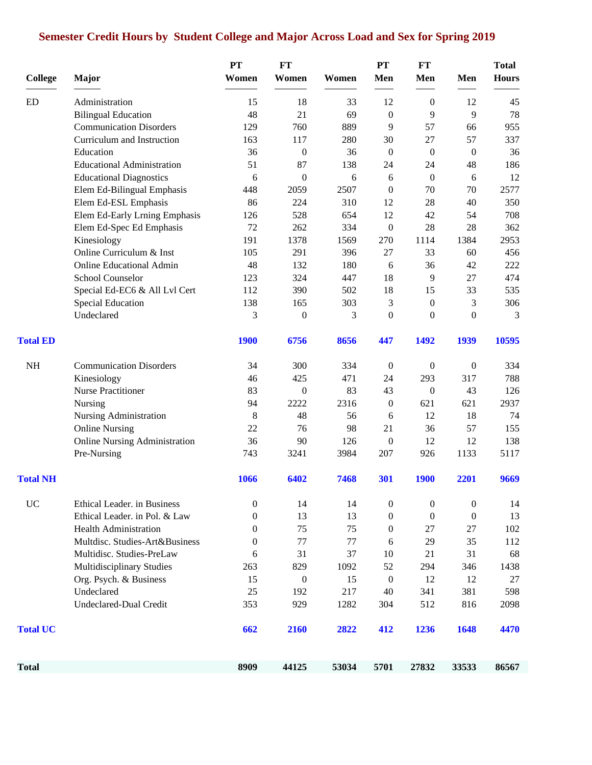# Semester Credit Hours by Student College and Major Across Load and Sex for Spring 2019

| College | Major | PT Women | FT Women | Women | PT Men | FT Men | Men | Total Hours |
|---|---|---|---|---|---|---|---|---|
| ED | Administration | 15 | 18 | 33 | 12 | 0 | 12 | 45 |
| | Bilingual Education | 48 | 21 | 69 | 0 | 9 | 9 | 78 |
| | Communication Disorders | 129 | 760 | 889 | 9 | 57 | 66 | 955 |
| | Curriculum and Instruction | 163 | 117 | 280 | 30 | 27 | 57 | 337 |
| | Education | 36 | 0 | 36 | 0 | 0 | 0 | 36 |
| | Educational Administration | 51 | 87 | 138 | 24 | 24 | 48 | 186 |
| | Educational Diagnostics | 6 | 0 | 6 | 6 | 0 | 6 | 12 |
| | Elem Ed-Bilingual Emphasis | 448 | 2059 | 2507 | 0 | 70 | 70 | 2577 |
| | Elem Ed-ESL Emphasis | 86 | 224 | 310 | 12 | 28 | 40 | 350 |
| | Elem Ed-Early Lrning Emphasis | 126 | 528 | 654 | 12 | 42 | 54 | 708 |
| | Elem Ed-Spec Ed Emphasis | 72 | 262 | 334 | 0 | 28 | 28 | 362 |
| | Kinesiology | 191 | 1378 | 1569 | 270 | 1114 | 1384 | 2953 |
| | Online Curriculum & Inst | 105 | 291 | 396 | 27 | 33 | 60 | 456 |
| | Online Educational Admin | 48 | 132 | 180 | 6 | 36 | 42 | 222 |
| | School Counselor | 123 | 324 | 447 | 18 | 9 | 27 | 474 |
| | Special Ed-EC6 & All Lvl Cert | 112 | 390 | 502 | 18 | 15 | 33 | 535 |
| | Special Education | 138 | 165 | 303 | 3 | 0 | 3 | 306 |
| | Undeclared | 3 | 0 | 3 | 0 | 0 | 0 | 3 |
| **Total ED** | | **1900** | **6756** | **8656** | **447** | **1492** | **1939** | **10595** |
| NH | Communication Disorders | 34 | 300 | 334 | 0 | 0 | 0 | 334 |
| | Kinesiology | 46 | 425 | 471 | 24 | 293 | 317 | 788 |
| | Nurse Practitioner | 83 | 0 | 83 | 43 | 0 | 43 | 126 |
| | Nursing | 94 | 2222 | 2316 | 0 | 621 | 621 | 2937 |
| | Nursing Administration | 8 | 48 | 56 | 6 | 12 | 18 | 74 |
| | Online Nursing | 22 | 76 | 98 | 21 | 36 | 57 | 155 |
| | Online Nursing Administration | 36 | 90 | 126 | 0 | 12 | 12 | 138 |
| | Pre-Nursing | 743 | 3241 | 3984 | 207 | 926 | 1133 | 5117 |
| **Total NH** | | **1066** | **6402** | **7468** | **301** | **1900** | **2201** | **9669** |
| UC | Ethical Leader. in Business | 0 | 14 | 14 | 0 | 0 | 0 | 14 |
| | Ethical Leader. in Pol. & Law | 0 | 13 | 13 | 0 | 0 | 0 | 13 |
| | Health Administration | 0 | 75 | 75 | 0 | 27 | 27 | 102 |
| | Multdisc. Studies-Art&Business | 0 | 77 | 77 | 6 | 29 | 35 | 112 |
| | Multidisc. Studies-PreLaw | 6 | 31 | 37 | 10 | 21 | 31 | 68 |
| | Multidisciplinary Studies | 263 | 829 | 1092 | 52 | 294 | 346 | 1438 |
| | Org. Psych. & Business | 15 | 0 | 15 | 0 | 12 | 12 | 27 |
| | Undeclared | 25 | 192 | 217 | 40 | 341 | 381 | 598 |
| | Undeclared-Dual Credit | 353 | 929 | 1282 | 304 | 512 | 816 | 2098 |
| **Total UC** | | **662** | **2160** | **2822** | **412** | **1236** | **1648** | **4470** |
| **Total** | | **8909** | **44125** | **53034** | **5701** | **27832** | **33533** | **86567** |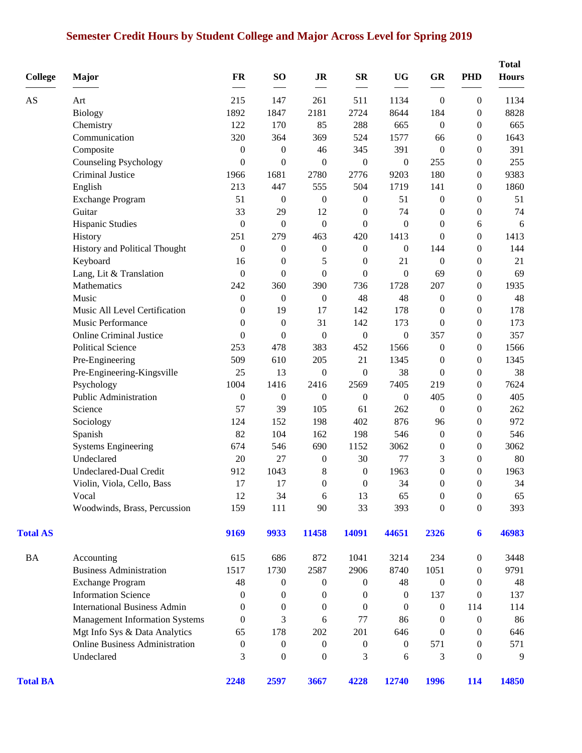# Semester Credit Hours by Student College and Major Across Level for Spring 2019

| College | Major | FR | SO | JR | SR | UG | GR | PHD | Total Hours |
|---|---|---|---|---|---|---|---|---|---|
| AS | Art | 215 | 147 | 261 | 511 | 1134 | 0 | 0 | 1134 |
| | Biology | 1892 | 1847 | 2181 | 2724 | 8644 | 184 | 0 | 8828 |
| | Chemistry | 122 | 170 | 85 | 288 | 665 | 0 | 0 | 665 |
| | Communication | 320 | 364 | 369 | 524 | 1577 | 66 | 0 | 1643 |
| | Composite | 0 | 0 | 46 | 345 | 391 | 0 | 0 | 391 |
| | Counseling Psychology | 0 | 0 | 0 | 0 | 0 | 255 | 0 | 255 |
| | Criminal Justice | 1966 | 1681 | 2780 | 2776 | 9203 | 180 | 0 | 9383 |
| | English | 213 | 447 | 555 | 504 | 1719 | 141 | 0 | 1860 |
| | Exchange Program | 51 | 0 | 0 | 0 | 51 | 0 | 0 | 51 |
| | Guitar | 33 | 29 | 12 | 0 | 74 | 0 | 0 | 74 |
| | Hispanic Studies | 0 | 0 | 0 | 0 | 0 | 0 | 6 | 6 |
| | History | 251 | 279 | 463 | 420 | 1413 | 0 | 0 | 1413 |
| | History and Political Thought | 0 | 0 | 0 | 0 | 0 | 144 | 0 | 144 |
| | Keyboard | 16 | 0 | 5 | 0 | 21 | 0 | 0 | 21 |
| | Lang, Lit & Translation | 0 | 0 | 0 | 0 | 0 | 69 | 0 | 69 |
| | Mathematics | 242 | 360 | 390 | 736 | 1728 | 207 | 0 | 1935 |
| | Music | 0 | 0 | 0 | 48 | 48 | 0 | 0 | 48 |
| | Music All Level Certification | 0 | 19 | 17 | 142 | 178 | 0 | 0 | 178 |
| | Music Performance | 0 | 0 | 31 | 142 | 173 | 0 | 0 | 173 |
| | Online Criminal Justice | 0 | 0 | 0 | 0 | 0 | 357 | 0 | 357 |
| | Political Science | 253 | 478 | 383 | 452 | 1566 | 0 | 0 | 1566 |
| | Pre-Engineering | 509 | 610 | 205 | 21 | 1345 | 0 | 0 | 1345 |
| | Pre-Engineering-Kingsville | 25 | 13 | 0 | 0 | 38 | 0 | 0 | 38 |
| | Psychology | 1004 | 1416 | 2416 | 2569 | 7405 | 219 | 0 | 7624 |
| | Public Administration | 0 | 0 | 0 | 0 | 0 | 405 | 0 | 405 |
| | Science | 57 | 39 | 105 | 61 | 262 | 0 | 0 | 262 |
| | Sociology | 124 | 152 | 198 | 402 | 876 | 96 | 0 | 972 |
| | Spanish | 82 | 104 | 162 | 198 | 546 | 0 | 0 | 546 |
| | Systems Engineering | 674 | 546 | 690 | 1152 | 3062 | 0 | 0 | 3062 |
| | Undeclared | 20 | 27 | 0 | 30 | 77 | 3 | 0 | 80 |
| | Undeclared-Dual Credit | 912 | 1043 | 8 | 0 | 1963 | 0 | 0 | 1963 |
| | Violin, Viola, Cello, Bass | 17 | 17 | 0 | 0 | 34 | 0 | 0 | 34 |
| | Vocal | 12 | 34 | 6 | 13 | 65 | 0 | 0 | 65 |
| | Woodwinds, Brass, Percussion | 159 | 111 | 90 | 33 | 393 | 0 | 0 | 393 |
| **Total AS** | | **9169** | **9933** | **11458** | **14091** | **44651** | **2326** | **6** | **46983** |
| BA | Accounting | 615 | 686 | 872 | 1041 | 3214 | 234 | 0 | 3448 |
| | Business Administration | 1517 | 1730 | 2587 | 2906 | 8740 | 1051 | 0 | 9791 |
| | Exchange Program | 48 | 0 | 0 | 0 | 48 | 0 | 0 | 48 |
| | Information Science | 0 | 0 | 0 | 0 | 0 | 137 | 0 | 137 |
| | International Business Admin | 0 | 0 | 0 | 0 | 0 | 0 | 114 | 114 |
| | Management Information Systems | 0 | 3 | 6 | 77 | 86 | 0 | 0 | 86 |
| | Mgt Info Sys & Data Analytics | 65 | 178 | 202 | 201 | 646 | 0 | 0 | 646 |
| | Online Business Administration | 0 | 0 | 0 | 0 | 0 | 571 | 0 | 571 |
| | Undeclared | 3 | 0 | 0 | 3 | 6 | 3 | 0 | 9 |
| **Total BA** | | **2248** | **2597** | **3667** | **4228** | **12740** | **1996** | **114** | **14850** |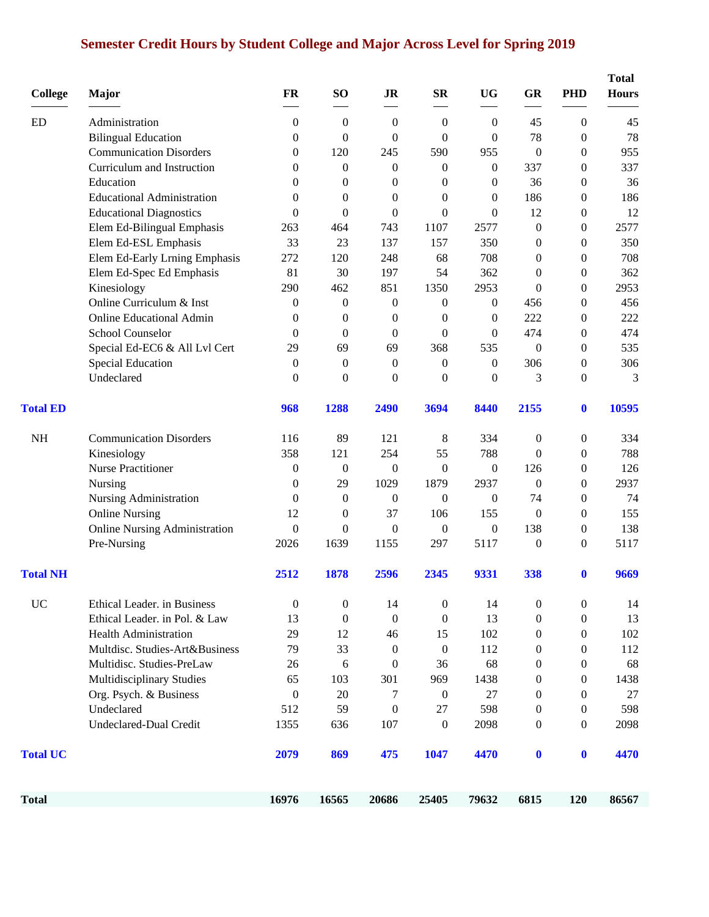## Semester Credit Hours by Student College and Major Across Level for Spring 2019

| College | Major | FR | SO | JR | SR | UG | GR | PHD | Total Hours |
|---|---|---|---|---|---|---|---|---|---|
| ED | Administration | 0 | 0 | 0 | 0 | 0 | 45 | 0 | 45 |
| | Bilingual Education | 0 | 0 | 0 | 0 | 0 | 78 | 0 | 78 |
| | Communication Disorders | 0 | 120 | 245 | 590 | 955 | 0 | 0 | 955 |
| | Curriculum and Instruction | 0 | 0 | 0 | 0 | 0 | 337 | 0 | 337 |
| | Education | 0 | 0 | 0 | 0 | 0 | 36 | 0 | 36 |
| | Educational Administration | 0 | 0 | 0 | 0 | 0 | 186 | 0 | 186 |
| | Educational Diagnostics | 0 | 0 | 0 | 0 | 0 | 12 | 0 | 12 |
| | Elem Ed-Bilingual Emphasis | 263 | 464 | 743 | 1107 | 2577 | 0 | 0 | 2577 |
| | Elem Ed-ESL Emphasis | 33 | 23 | 137 | 157 | 350 | 0 | 0 | 350 |
| | Elem Ed-Early Lrning Emphasis | 272 | 120 | 248 | 68 | 708 | 0 | 0 | 708 |
| | Elem Ed-Spec Ed Emphasis | 81 | 30 | 197 | 54 | 362 | 0 | 0 | 362 |
| | Kinesiology | 290 | 462 | 851 | 1350 | 2953 | 0 | 0 | 2953 |
| | Online Curriculum & Inst | 0 | 0 | 0 | 0 | 0 | 456 | 0 | 456 |
| | Online Educational Admin | 0 | 0 | 0 | 0 | 0 | 222 | 0 | 222 |
| | School Counselor | 0 | 0 | 0 | 0 | 0 | 474 | 0 | 474 |
| | Special Ed-EC6 & All Lvl Cert | 29 | 69 | 69 | 368 | 535 | 0 | 0 | 535 |
| | Special Education | 0 | 0 | 0 | 0 | 0 | 306 | 0 | 306 |
| | Undeclared | 0 | 0 | 0 | 0 | 0 | 3 | 0 | 3 |
| **Total ED** | | **968** | **1288** | **2490** | **3694** | **8440** | **2155** | **0** | **10595** |
| NH | Communication Disorders | 116 | 89 | 121 | 8 | 334 | 0 | 0 | 334 |
| | Kinesiology | 358 | 121 | 254 | 55 | 788 | 0 | 0 | 788 |
| | Nurse Practitioner | 0 | 0 | 0 | 0 | 0 | 126 | 0 | 126 |
| | Nursing | 0 | 29 | 1029 | 1879 | 2937 | 0 | 0 | 2937 |
| | Nursing Administration | 0 | 0 | 0 | 0 | 0 | 74 | 0 | 74 |
| | Online Nursing | 12 | 0 | 37 | 106 | 155 | 0 | 0 | 155 |
| | Online Nursing Administration | 0 | 0 | 0 | 0 | 0 | 138 | 0 | 138 |
| | Pre-Nursing | 2026 | 1639 | 1155 | 297 | 5117 | 0 | 0 | 5117 |
| **Total NH** | | **2512** | **1878** | **2596** | **2345** | **9331** | **338** | **0** | **9669** |
| UC | Ethical Leader. in Business | 0 | 0 | 14 | 0 | 14 | 0 | 0 | 14 |
| | Ethical Leader. in Pol. & Law | 13 | 0 | 0 | 0 | 13 | 0 | 0 | 13 |
| | Health Administration | 29 | 12 | 46 | 15 | 102 | 0 | 0 | 102 |
| | Multdisc. Studies-Art&Business | 79 | 33 | 0 | 0 | 112 | 0 | 0 | 112 |
| | Multidisc. Studies-PreLaw | 26 | 6 | 0 | 36 | 68 | 0 | 0 | 68 |
| | Multidisciplinary Studies | 65 | 103 | 301 | 969 | 1438 | 0 | 0 | 1438 |
| | Org. Psych. & Business | 0 | 20 | 7 | 0 | 27 | 0 | 0 | 27 |
| | Undeclared | 512 | 59 | 0 | 27 | 598 | 0 | 0 | 598 |
| | Undeclared-Dual Credit | 1355 | 636 | 107 | 0 | 2098 | 0 | 0 | 2098 |
| **Total UC** | | **2079** | **869** | **475** | **1047** | **4470** | **0** | **0** | **4470** |
| **Total** | | **16976** | **16565** | **20686** | **25405** | **79632** | **6815** | **120** | **86567** |